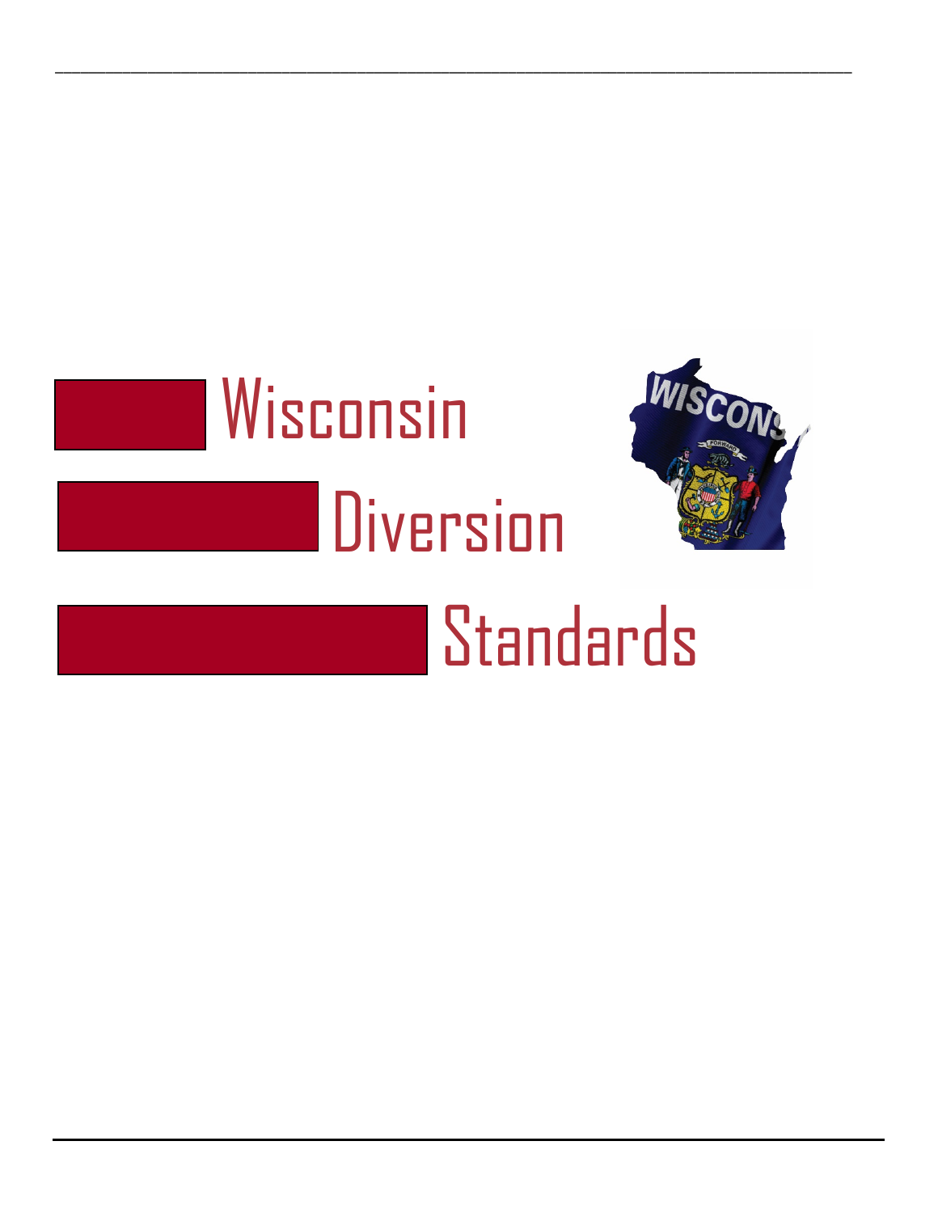# Wisconsin Diversion Standards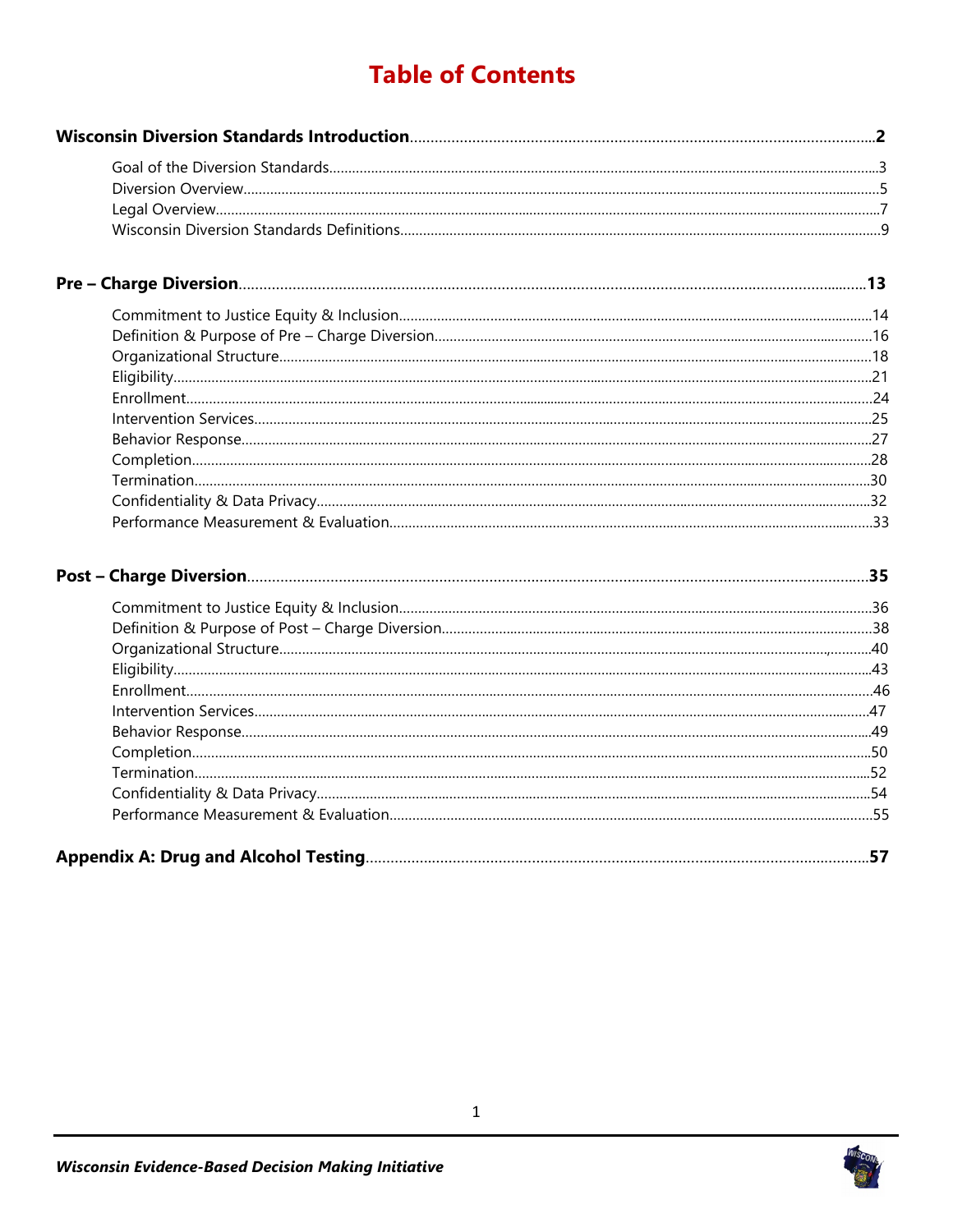# Table of Contents

**Wisconsin Diversion Standards Introduction**..............................................2

- Goal of the Diversion Standards..............................................3
- Diversion Overview..............................................5
- Legal Overview..............................................7
- Wisconsin Diversion Standards Definitions..............................................9

**Pre – Charge Diversion**..............................................13

- Commitment to Justice Equity & Inclusion..............................................14
- Definition & Purpose of Pre – Charge Diversion..............................................16
- Organizational Structure..............................................18
- Eligibility..............................................21
- Enrollment..............................................24
- Intervention Services..............................................25
- Behavior Response..............................................27
- Completion..............................................28
- Termination..............................................30
- Confidentiality & Data Privacy..............................................32
- Performance Measurement & Evaluation..............................................33

**Post – Charge Diversion**..............................................35

- Commitment to Justice Equity & Inclusion..............................................36
- Definition & Purpose of Post – Charge Diversion..............................................38
- Organizational Structure..............................................40
- Eligibility..............................................43
- Enrollment..............................................46
- Intervention Services..............................................47
- Behavior Response..............................................49
- Completion..............................................50
- Termination..............................................52
- Confidentiality & Data Privacy..............................................54
- Performance Measurement & Evaluation..............................................55

**Appendix A: Drug and Alcohol Testing**..............................................57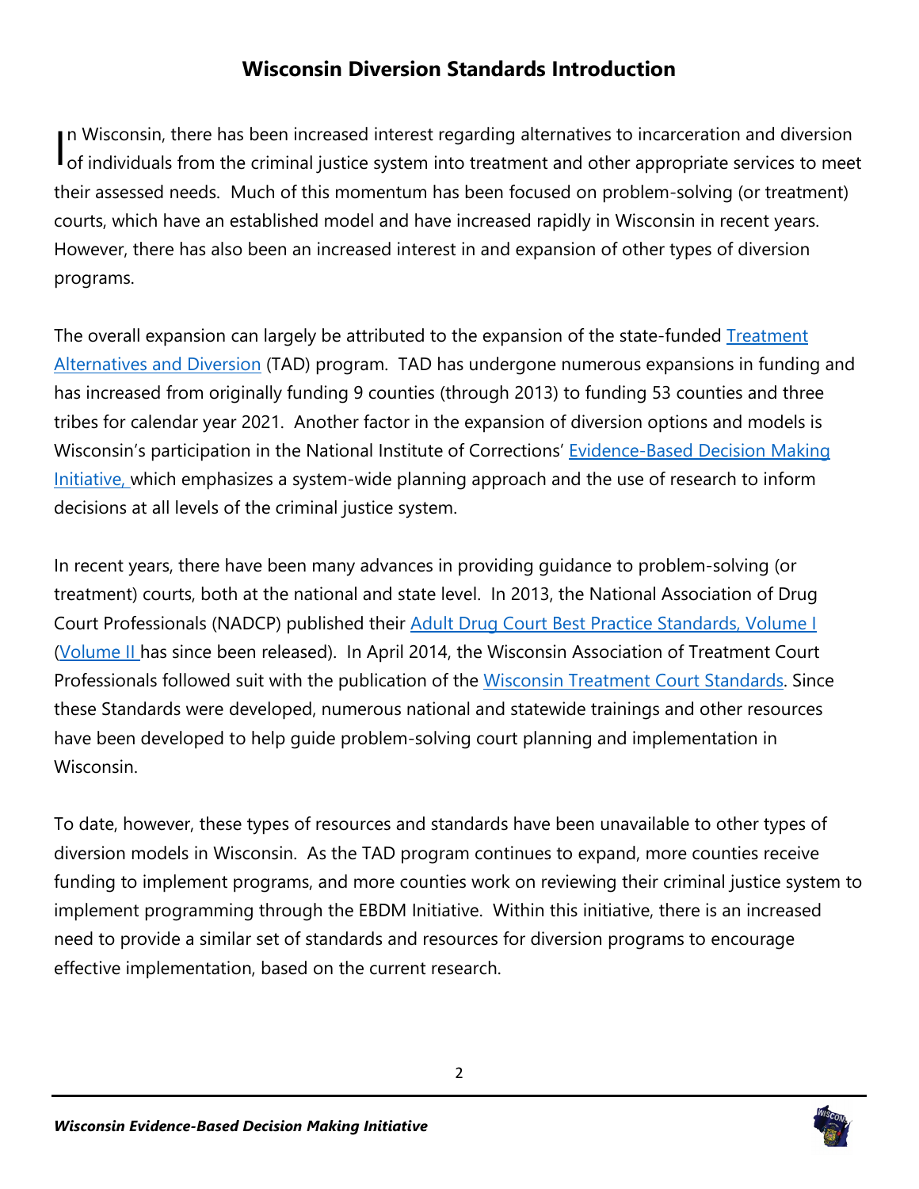# Wisconsin Diversion Standards Introduction

In Wisconsin, there has been increased interest regarding alternatives to incarceration and diversion of individuals from the criminal justice system into treatment and other appropriate services to meet their assessed needs. Much of this momentum has been focused on problem-solving (or treatment) courts, which have an established model and have increased rapidly in Wisconsin in recent years. However, there has also been an increased interest in and expansion of other types of diversion programs.

The overall expansion can largely be attributed to the expansion of the state-funded Treatment Alternatives and Diversion (TAD) program. TAD has undergone numerous expansions in funding and has increased from originally funding 9 counties (through 2013) to funding 53 counties and three tribes for calendar year 2021. Another factor in the expansion of diversion options and models is Wisconsin's participation in the National Institute of Corrections' Evidence-Based Decision Making Initiative, which emphasizes a system-wide planning approach and the use of research to inform decisions at all levels of the criminal justice system.

In recent years, there have been many advances in providing guidance to problem-solving (or treatment) courts, both at the national and state level. In 2013, the National Association of Drug Court Professionals (NADCP) published their Adult Drug Court Best Practice Standards, Volume I (Volume II has since been released). In April 2014, the Wisconsin Association of Treatment Court Professionals followed suit with the publication of the Wisconsin Treatment Court Standards. Since these Standards were developed, numerous national and statewide trainings and other resources have been developed to help guide problem-solving court planning and implementation in Wisconsin.

To date, however, these types of resources and standards have been unavailable to other types of diversion models in Wisconsin. As the TAD program continues to expand, more counties receive funding to implement programs, and more counties work on reviewing their criminal justice system to implement programming through the EBDM Initiative. Within this initiative, there is an increased need to provide a similar set of standards and resources for diversion programs to encourage effective implementation, based on the current research.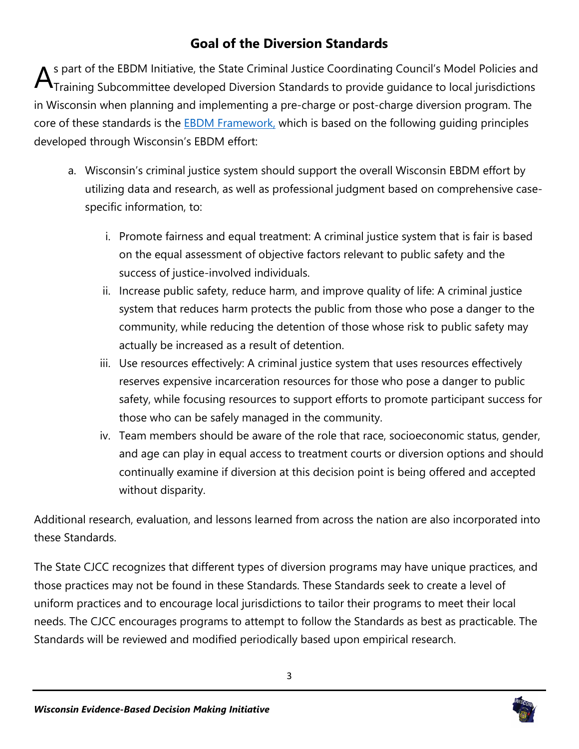## Goal of the Diversion Standards

As part of the EBDM Initiative, the State Criminal Justice Coordinating Council's Model Policies and Training Subcommittee developed Diversion Standards to provide guidance to local jurisdictions in Wisconsin when planning and implementing a pre-charge or post-charge diversion program. The core of these standards is the EBDM Framework, which is based on the following guiding principles developed through Wisconsin's EBDM effort:

a. Wisconsin's criminal justice system should support the overall Wisconsin EBDM effort by utilizing data and research, as well as professional judgment based on comprehensive case-specific information, to:

   i. Promote fairness and equal treatment: A criminal justice system that is fair is based on the equal assessment of objective factors relevant to public safety and the success of justice-involved individuals.

   ii. Increase public safety, reduce harm, and improve quality of life: A criminal justice system that reduces harm protects the public from those who pose a danger to the community, while reducing the detention of those whose risk to public safety may actually be increased as a result of detention.

   iii. Use resources effectively: A criminal justice system that uses resources effectively reserves expensive incarceration resources for those who pose a danger to public safety, while focusing resources to support efforts to promote participant success for those who can be safely managed in the community.

   iv. Team members should be aware of the role that race, socioeconomic status, gender, and age can play in equal access to treatment courts or diversion options and should continually examine if diversion at this decision point is being offered and accepted without disparity.

Additional research, evaluation, and lessons learned from across the nation are also incorporated into these Standards.

The State CJCC recognizes that different types of diversion programs may have unique practices, and those practices may not be found in these Standards. These Standards seek to create a level of uniform practices and to encourage local jurisdictions to tailor their programs to meet their local needs. The CJCC encourages programs to attempt to follow the Standards as best as practicable. The Standards will be reviewed and modified periodically based upon empirical research.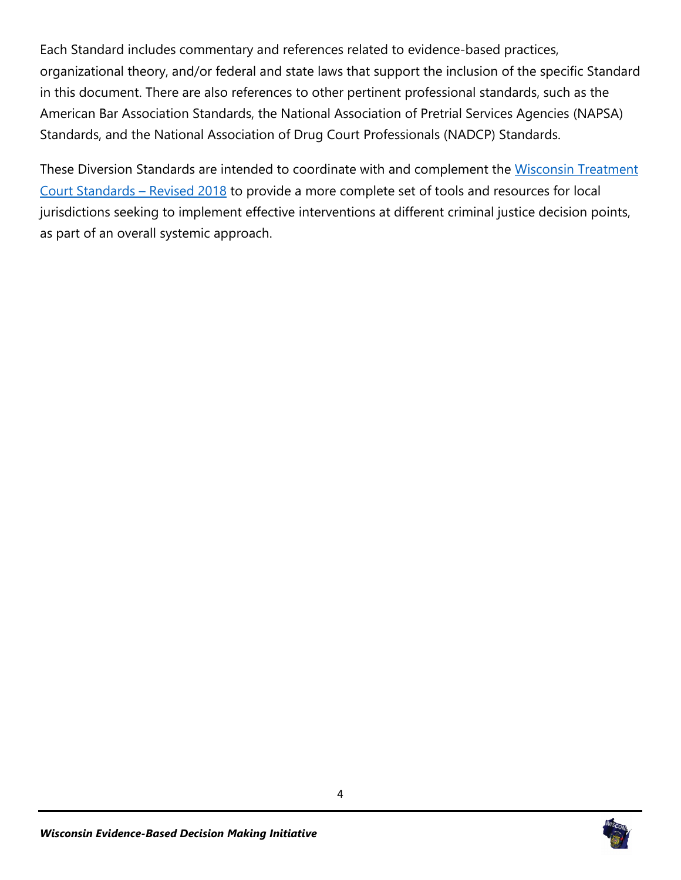Each Standard includes commentary and references related to evidence-based practices, organizational theory, and/or federal and state laws that support the inclusion of the specific Standard in this document. There are also references to other pertinent professional standards, such as the American Bar Association Standards, the National Association of Pretrial Services Agencies (NAPSA) Standards, and the National Association of Drug Court Professionals (NADCP) Standards.

These Diversion Standards are intended to coordinate with and complement the Wisconsin Treatment Court Standards – Revised 2018 to provide a more complete set of tools and resources for local jurisdictions seeking to implement effective interventions at different criminal justice decision points, as part of an overall systemic approach.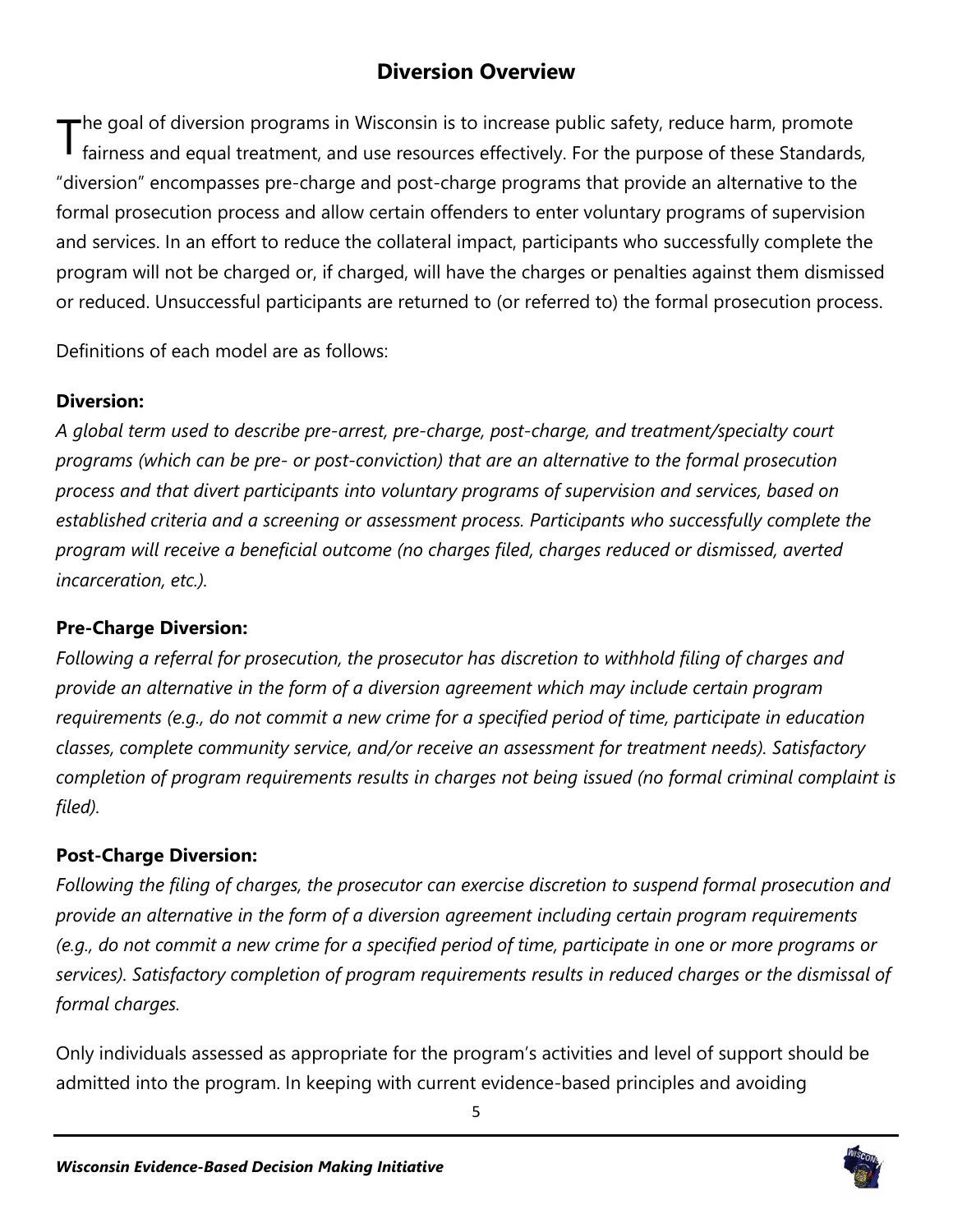## Diversion Overview

The goal of diversion programs in Wisconsin is to increase public safety, reduce harm, promote fairness and equal treatment, and use resources effectively. For the purpose of these Standards, "diversion" encompasses pre-charge and post-charge programs that provide an alternative to the formal prosecution process and allow certain offenders to enter voluntary programs of supervision and services. In an effort to reduce the collateral impact, participants who successfully complete the program will not be charged or, if charged, will have the charges or penalties against them dismissed or reduced. Unsuccessful participants are returned to (or referred to) the formal prosecution process.

Definitions of each model are as follows:

**Diversion:**

*A global term used to describe pre-arrest, pre-charge, post-charge, and treatment/specialty court programs (which can be pre- or post-conviction) that are an alternative to the formal prosecution process and that divert participants into voluntary programs of supervision and services, based on established criteria and a screening or assessment process. Participants who successfully complete the program will receive a beneficial outcome (no charges filed, charges reduced or dismissed, averted incarceration, etc.).*

**Pre-Charge Diversion:**

*Following a referral for prosecution, the prosecutor has discretion to withhold filing of charges and provide an alternative in the form of a diversion agreement which may include certain program requirements (e.g., do not commit a new crime for a specified period of time, participate in education classes, complete community service, and/or receive an assessment for treatment needs). Satisfactory completion of program requirements results in charges not being issued (no formal criminal complaint is filed).*

**Post-Charge Diversion:**

*Following the filing of charges, the prosecutor can exercise discretion to suspend formal prosecution and provide an alternative in the form of a diversion agreement including certain program requirements (e.g., do not commit a new crime for a specified period of time, participate in one or more programs or services). Satisfactory completion of program requirements results in reduced charges or the dismissal of formal charges.*

Only individuals assessed as appropriate for the program's activities and level of support should be admitted into the program. In keeping with current evidence-based principles and avoiding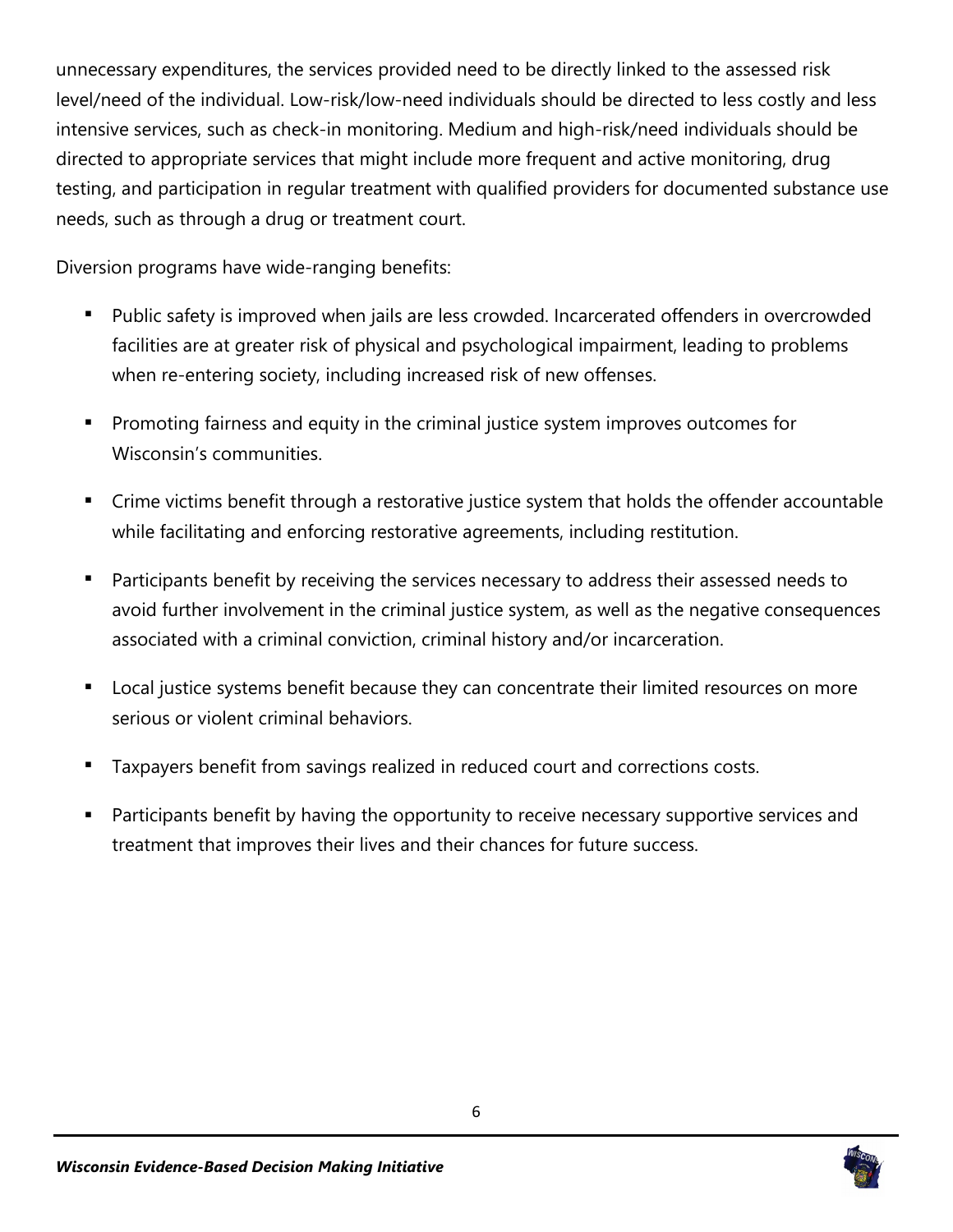unnecessary expenditures, the services provided need to be directly linked to the assessed risk level/need of the individual. Low-risk/low-need individuals should be directed to less costly and less intensive services, such as check-in monitoring. Medium and high-risk/need individuals should be directed to appropriate services that might include more frequent and active monitoring, drug testing, and participation in regular treatment with qualified providers for documented substance use needs, such as through a drug or treatment court.

Diversion programs have wide-ranging benefits:

- Public safety is improved when jails are less crowded. Incarcerated offenders in overcrowded facilities are at greater risk of physical and psychological impairment, leading to problems when re-entering society, including increased risk of new offenses.
- Promoting fairness and equity in the criminal justice system improves outcomes for Wisconsin's communities.
- Crime victims benefit through a restorative justice system that holds the offender accountable while facilitating and enforcing restorative agreements, including restitution.
- Participants benefit by receiving the services necessary to address their assessed needs to avoid further involvement in the criminal justice system, as well as the negative consequences associated with a criminal conviction, criminal history and/or incarceration.
- Local justice systems benefit because they can concentrate their limited resources on more serious or violent criminal behaviors.
- Taxpayers benefit from savings realized in reduced court and corrections costs.
- Participants benefit by having the opportunity to receive necessary supportive services and treatment that improves their lives and their chances for future success.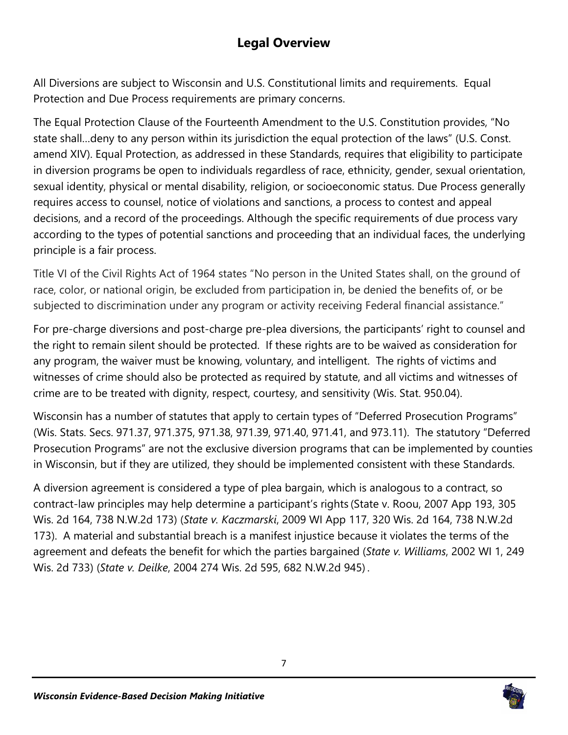## Legal Overview

All Diversions are subject to Wisconsin and U.S. Constitutional limits and requirements. Equal Protection and Due Process requirements are primary concerns.

The Equal Protection Clause of the Fourteenth Amendment to the U.S. Constitution provides, "No state shall…deny to any person within its jurisdiction the equal protection of the laws" (U.S. Const. amend XIV). Equal Protection, as addressed in these Standards, requires that eligibility to participate in diversion programs be open to individuals regardless of race, ethnicity, gender, sexual orientation, sexual identity, physical or mental disability, religion, or socioeconomic status. Due Process generally requires access to counsel, notice of violations and sanctions, a process to contest and appeal decisions, and a record of the proceedings. Although the specific requirements of due process vary according to the types of potential sanctions and proceeding that an individual faces, the underlying principle is a fair process.

Title VI of the Civil Rights Act of 1964 states "No person in the United States shall, on the ground of race, color, or national origin, be excluded from participation in, be denied the benefits of, or be subjected to discrimination under any program or activity receiving Federal financial assistance."

For pre-charge diversions and post-charge pre-plea diversions, the participants' right to counsel and the right to remain silent should be protected. If these rights are to be waived as consideration for any program, the waiver must be knowing, voluntary, and intelligent. The rights of victims and witnesses of crime should also be protected as required by statute, and all victims and witnesses of crime are to be treated with dignity, respect, courtesy, and sensitivity (Wis. Stat. 950.04).

Wisconsin has a number of statutes that apply to certain types of "Deferred Prosecution Programs" (Wis. Stats. Secs. 971.37, 971.375, 971.38, 971.39, 971.40, 971.41, and 973.11). The statutory "Deferred Prosecution Programs" are not the exclusive diversion programs that can be implemented by counties in Wisconsin, but if they are utilized, they should be implemented consistent with these Standards.

A diversion agreement is considered a type of plea bargain, which is analogous to a contract, so contract-law principles may help determine a participant's rights (State v. Roou, 2007 App 193, 305 Wis. 2d 164, 738 N.W.2d 173) (*State v. Kaczmarski*, 2009 WI App 117, 320 Wis. 2d 164, 738 N.W.2d 173). A material and substantial breach is a manifest injustice because it violates the terms of the agreement and defeats the benefit for which the parties bargained (*State v. Williams*, 2002 WI 1, 249 Wis. 2d 733) (*State v. Deilke*, 2004 274 Wis. 2d 595, 682 N.W.2d 945).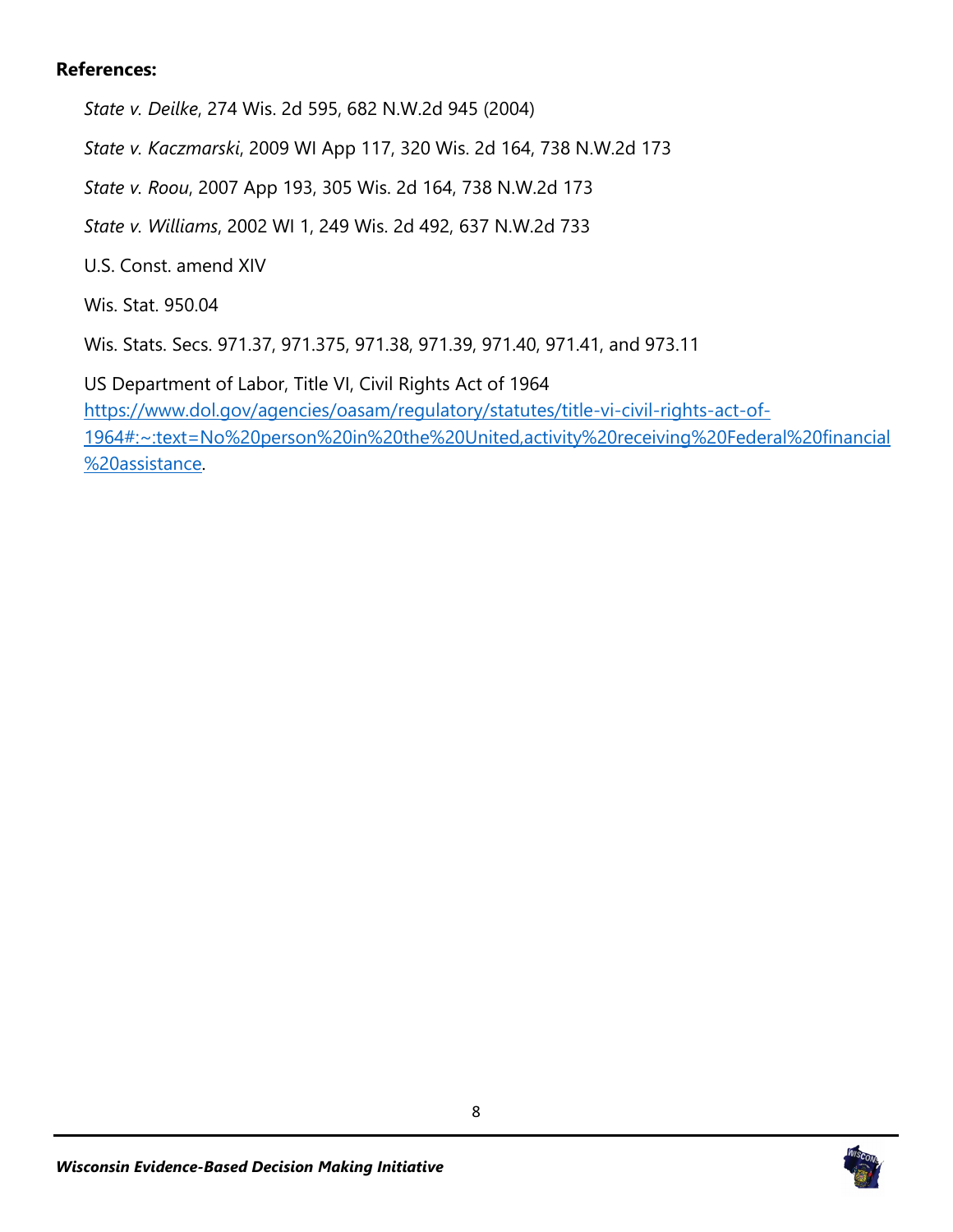**References:**

*State v. Deilke*, 274 Wis. 2d 595, 682 N.W.2d 945 (2004)

*State v. Kaczmarski*, 2009 WI App 117, 320 Wis. 2d 164, 738 N.W.2d 173

*State v. Roou*, 2007 App 193, 305 Wis. 2d 164, 738 N.W.2d 173

*State v. Williams*, 2002 WI 1, 249 Wis. 2d 492, 637 N.W.2d 733

U.S. Const. amend XIV

Wis. Stat. 950.04

Wis. Stats. Secs. 971.37, 971.375, 971.38, 971.39, 971.40, 971.41, and 973.11

US Department of Labor, Title VI, Civil Rights Act of 1964 [https://www.dol.gov/agencies/oasam/regulatory/statutes/title-vi-civil-rights-act-of-1964#:~:text=No%20person%20in%20the%20United,activity%20receiving%20Federal%20financial%20assistance](https://www.dol.gov/agencies/oasam/regulatory/statutes/title-vi-civil-rights-act-of-1964#:~:text=No%20person%20in%20the%20United,activity%20receiving%20Federal%20financial%20assistance).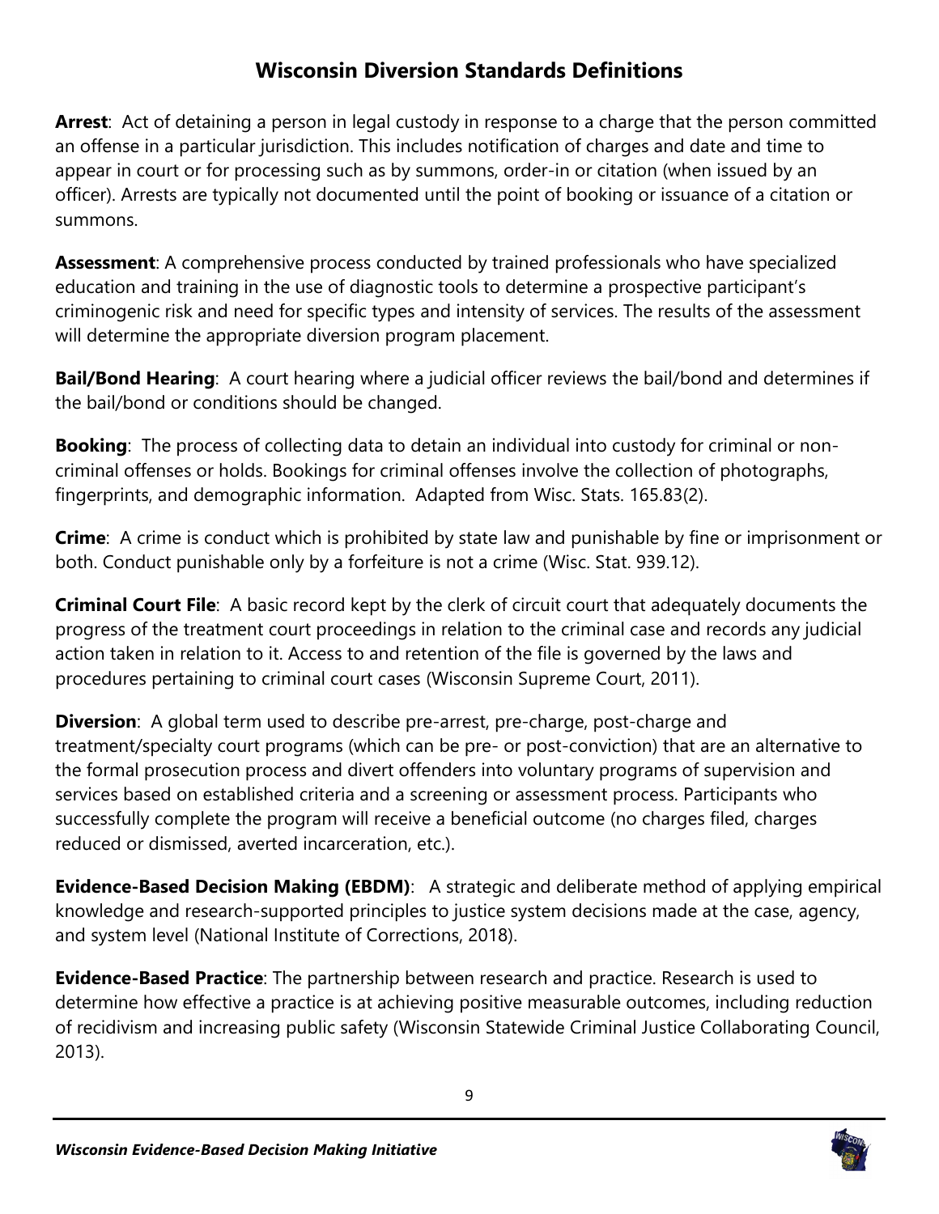## Wisconsin Diversion Standards Definitions

**Arrest**: Act of detaining a person in legal custody in response to a charge that the person committed an offense in a particular jurisdiction. This includes notification of charges and date and time to appear in court or for processing such as by summons, order-in or citation (when issued by an officer). Arrests are typically not documented until the point of booking or issuance of a citation or summons.

**Assessment**: A comprehensive process conducted by trained professionals who have specialized education and training in the use of diagnostic tools to determine a prospective participant's criminogenic risk and need for specific types and intensity of services. The results of the assessment will determine the appropriate diversion program placement.

**Bail/Bond Hearing**: A court hearing where a judicial officer reviews the bail/bond and determines if the bail/bond or conditions should be changed.

**Booking**: The process of collecting data to detain an individual into custody for criminal or non-criminal offenses or holds. Bookings for criminal offenses involve the collection of photographs, fingerprints, and demographic information. Adapted from Wisc. Stats. 165.83(2).

**Crime**: A crime is conduct which is prohibited by state law and punishable by fine or imprisonment or both. Conduct punishable only by a forfeiture is not a crime (Wisc. Stat. 939.12).

**Criminal Court File**: A basic record kept by the clerk of circuit court that adequately documents the progress of the treatment court proceedings in relation to the criminal case and records any judicial action taken in relation to it. Access to and retention of the file is governed by the laws and procedures pertaining to criminal court cases (Wisconsin Supreme Court, 2011).

**Diversion**: A global term used to describe pre-arrest, pre-charge, post-charge and treatment/specialty court programs (which can be pre- or post-conviction) that are an alternative to the formal prosecution process and divert offenders into voluntary programs of supervision and services based on established criteria and a screening or assessment process. Participants who successfully complete the program will receive a beneficial outcome (no charges filed, charges reduced or dismissed, averted incarceration, etc.).

**Evidence-Based Decision Making (EBDM)**: A strategic and deliberate method of applying empirical knowledge and research-supported principles to justice system decisions made at the case, agency, and system level (National Institute of Corrections, 2018).

**Evidence-Based Practice**: The partnership between research and practice. Research is used to determine how effective a practice is at achieving positive measurable outcomes, including reduction of recidivism and increasing public safety (Wisconsin Statewide Criminal Justice Collaborating Council, 2013).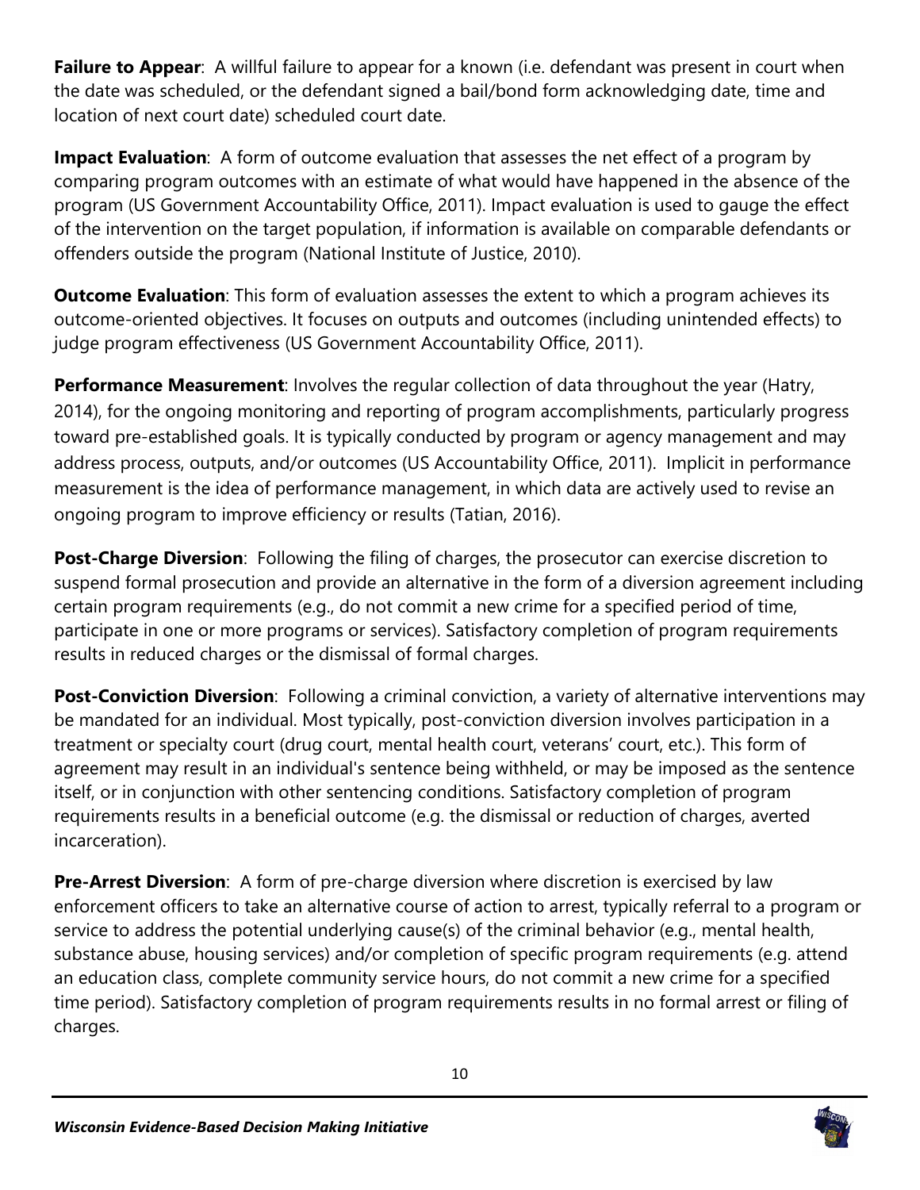**Failure to Appear**: A willful failure to appear for a known (i.e. defendant was present in court when the date was scheduled, or the defendant signed a bail/bond form acknowledging date, time and location of next court date) scheduled court date.

**Impact Evaluation**: A form of outcome evaluation that assesses the net effect of a program by comparing program outcomes with an estimate of what would have happened in the absence of the program (US Government Accountability Office, 2011). Impact evaluation is used to gauge the effect of the intervention on the target population, if information is available on comparable defendants or offenders outside the program (National Institute of Justice, 2010).

**Outcome Evaluation**: This form of evaluation assesses the extent to which a program achieves its outcome-oriented objectives. It focuses on outputs and outcomes (including unintended effects) to judge program effectiveness (US Government Accountability Office, 2011).

**Performance Measurement**: Involves the regular collection of data throughout the year (Hatry, 2014), for the ongoing monitoring and reporting of program accomplishments, particularly progress toward pre-established goals. It is typically conducted by program or agency management and may address process, outputs, and/or outcomes (US Accountability Office, 2011). Implicit in performance measurement is the idea of performance management, in which data are actively used to revise an ongoing program to improve efficiency or results (Tatian, 2016).

**Post-Charge Diversion**: Following the filing of charges, the prosecutor can exercise discretion to suspend formal prosecution and provide an alternative in the form of a diversion agreement including certain program requirements (e.g., do not commit a new crime for a specified period of time, participate in one or more programs or services). Satisfactory completion of program requirements results in reduced charges or the dismissal of formal charges.

**Post-Conviction Diversion**: Following a criminal conviction, a variety of alternative interventions may be mandated for an individual. Most typically, post-conviction diversion involves participation in a treatment or specialty court (drug court, mental health court, veterans' court, etc.). This form of agreement may result in an individual's sentence being withheld, or may be imposed as the sentence itself, or in conjunction with other sentencing conditions. Satisfactory completion of program requirements results in a beneficial outcome (e.g. the dismissal or reduction of charges, averted incarceration).

**Pre-Arrest Diversion**: A form of pre-charge diversion where discretion is exercised by law enforcement officers to take an alternative course of action to arrest, typically referral to a program or service to address the potential underlying cause(s) of the criminal behavior (e.g., mental health, substance abuse, housing services) and/or completion of specific program requirements (e.g. attend an education class, complete community service hours, do not commit a new crime for a specified time period). Satisfactory completion of program requirements results in no formal arrest or filing of charges.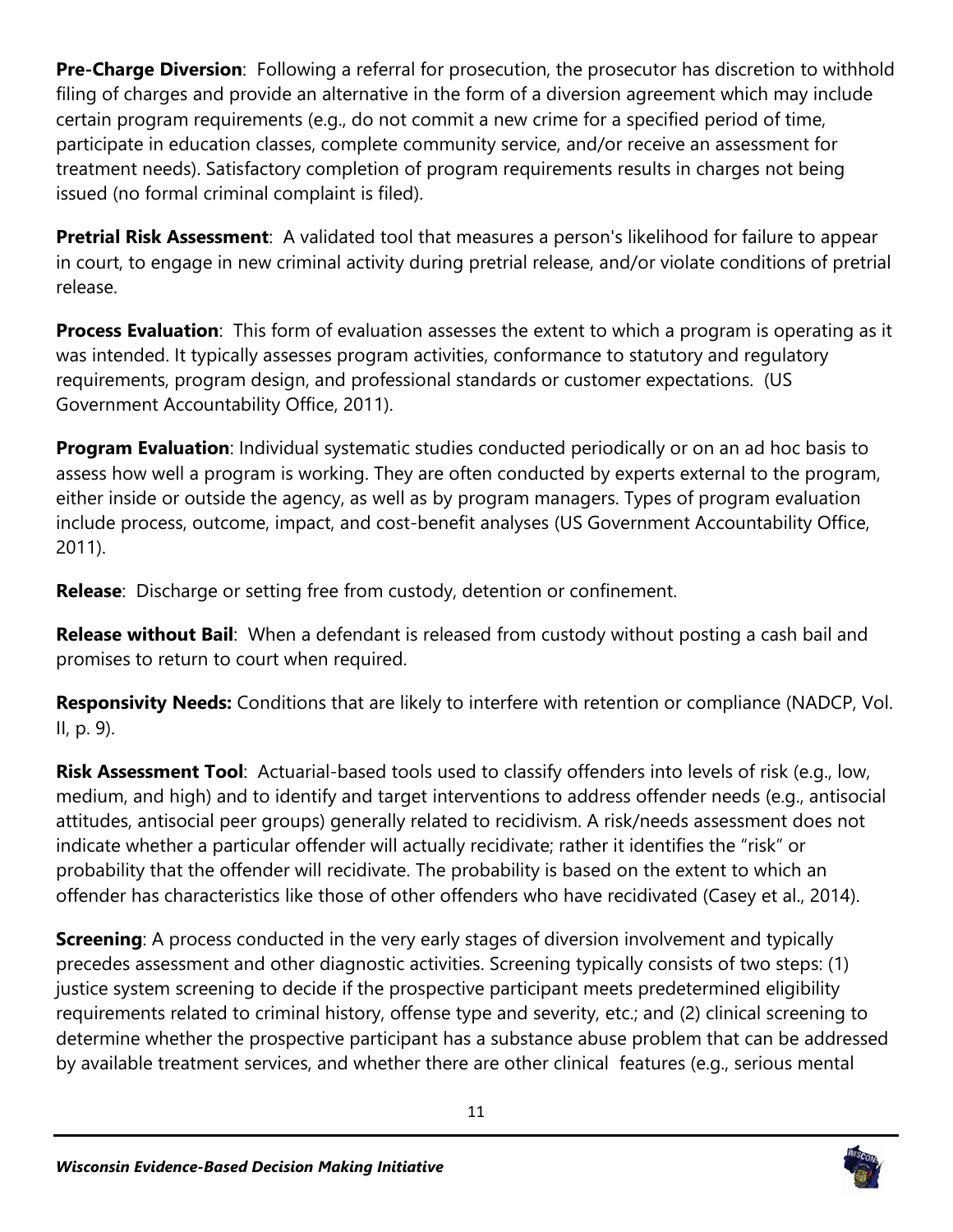**Pre-Charge Diversion**: Following a referral for prosecution, the prosecutor has discretion to withhold filing of charges and provide an alternative in the form of a diversion agreement which may include certain program requirements (e.g., do not commit a new crime for a specified period of time, participate in education classes, complete community service, and/or receive an assessment for treatment needs). Satisfactory completion of program requirements results in charges not being issued (no formal criminal complaint is filed).

**Pretrial Risk Assessment**: A validated tool that measures a person's likelihood for failure to appear in court, to engage in new criminal activity during pretrial release, and/or violate conditions of pretrial release.

**Process Evaluation**: This form of evaluation assesses the extent to which a program is operating as it was intended. It typically assesses program activities, conformance to statutory and regulatory requirements, program design, and professional standards or customer expectations. (US Government Accountability Office, 2011).

**Program Evaluation**: Individual systematic studies conducted periodically or on an ad hoc basis to assess how well a program is working. They are often conducted by experts external to the program, either inside or outside the agency, as well as by program managers. Types of program evaluation include process, outcome, impact, and cost-benefit analyses (US Government Accountability Office, 2011).

**Release**: Discharge or setting free from custody, detention or confinement.

**Release without Bail**: When a defendant is released from custody without posting a cash bail and promises to return to court when required.

**Responsivity Needs:** Conditions that are likely to interfere with retention or compliance (NADCP, Vol. II, p. 9).

**Risk Assessment Tool**: Actuarial-based tools used to classify offenders into levels of risk (e.g., low, medium, and high) and to identify and target interventions to address offender needs (e.g., antisocial attitudes, antisocial peer groups) generally related to recidivism. A risk/needs assessment does not indicate whether a particular offender will actually recidivate; rather it identifies the "risk" or probability that the offender will recidivate. The probability is based on the extent to which an offender has characteristics like those of other offenders who have recidivated (Casey et al., 2014).

**Screening**: A process conducted in the very early stages of diversion involvement and typically precedes assessment and other diagnostic activities. Screening typically consists of two steps: (1) justice system screening to decide if the prospective participant meets predetermined eligibility requirements related to criminal history, offense type and severity, etc.; and (2) clinical screening to determine whether the prospective participant has a substance abuse problem that can be addressed by available treatment services, and whether there are other clinical features (e.g., serious mental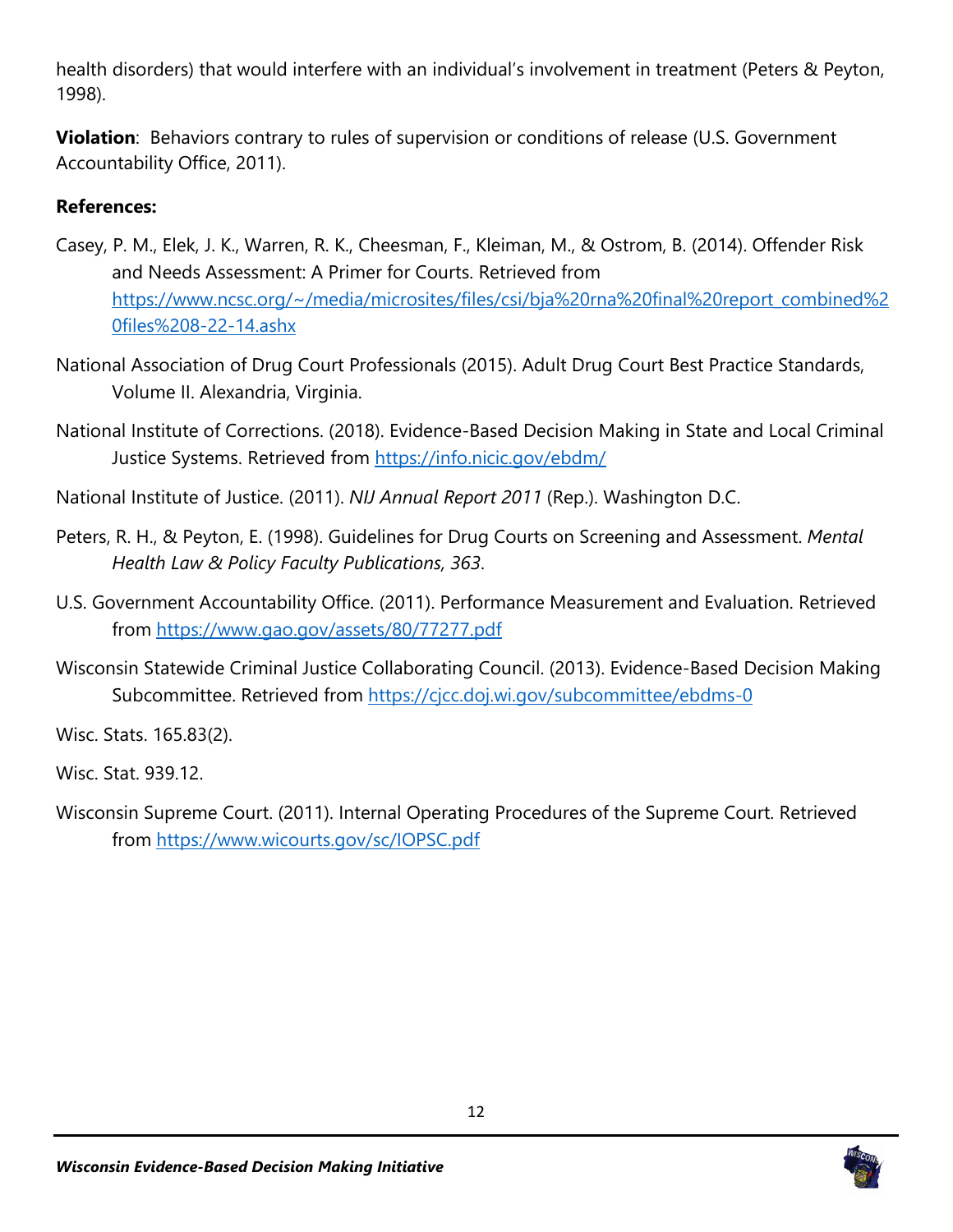health disorders) that would interfere with an individual's involvement in treatment (Peters & Peyton, 1998).

**Violation**: Behaviors contrary to rules of supervision or conditions of release (U.S. Government Accountability Office, 2011).

**References:**

Casey, P. M., Elek, J. K., Warren, R. K., Cheesman, F., Kleiman, M., & Ostrom, B. (2014). Offender Risk and Needs Assessment: A Primer for Courts. Retrieved from https://www.ncsc.org/~/media/microsites/files/csi/bja%20rna%20final%20report_combined%20files%208-22-14.ashx

National Association of Drug Court Professionals (2015). Adult Drug Court Best Practice Standards, Volume II. Alexandria, Virginia.

National Institute of Corrections. (2018). Evidence-Based Decision Making in State and Local Criminal Justice Systems. Retrieved from https://info.nicic.gov/ebdm/

National Institute of Justice. (2011). *NIJ Annual Report 2011* (Rep.). Washington D.C.

Peters, R. H., & Peyton, E. (1998). Guidelines for Drug Courts on Screening and Assessment. *Mental Health Law & Policy Faculty Publications, 363*.

U.S. Government Accountability Office. (2011). Performance Measurement and Evaluation. Retrieved from https://www.gao.gov/assets/80/77277.pdf

Wisconsin Statewide Criminal Justice Collaborating Council. (2013). Evidence-Based Decision Making Subcommittee. Retrieved from https://cjcc.doj.wi.gov/subcommittee/ebdms-0

Wisc. Stats. 165.83(2).

Wisc. Stat. 939.12.

Wisconsin Supreme Court. (2011). Internal Operating Procedures of the Supreme Court. Retrieved from https://www.wicourts.gov/sc/IOPSC.pdf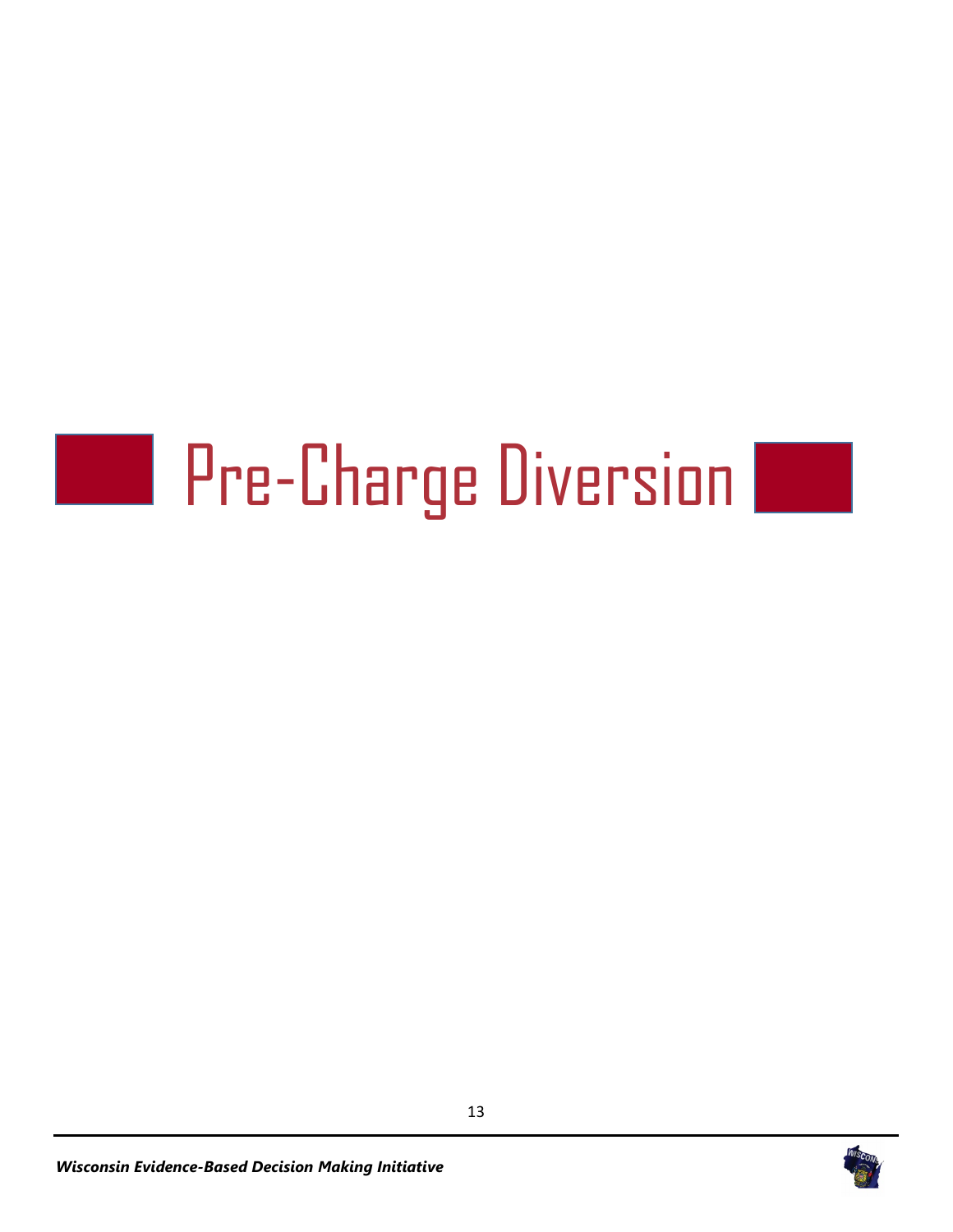# Pre-Charge Diversion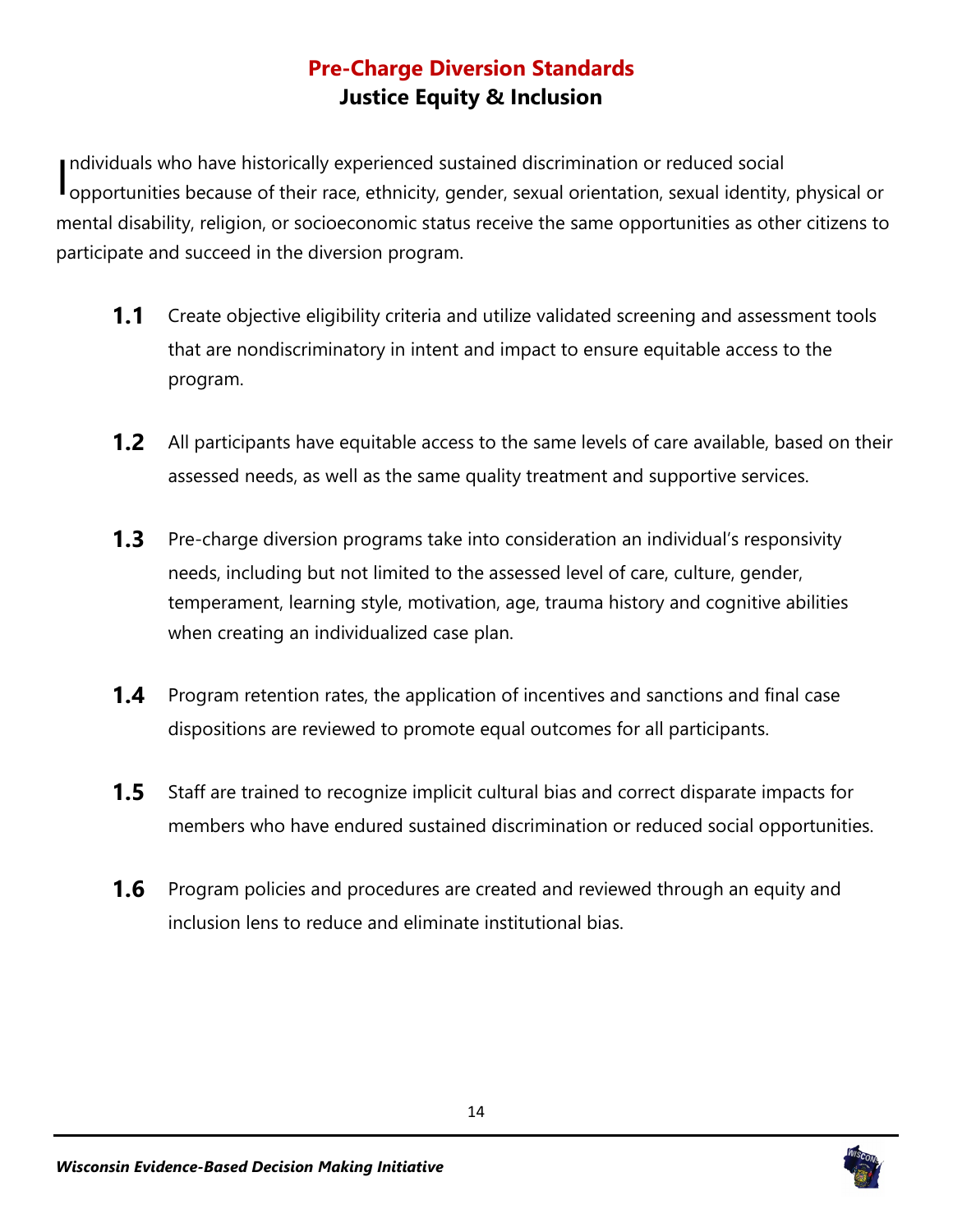# Pre-Charge Diversion Standards

## Justice Equity & Inclusion

Individuals who have historically experienced sustained discrimination or reduced social opportunities because of their race, ethnicity, gender, sexual orientation, sexual identity, physical or mental disability, religion, or socioeconomic status receive the same opportunities as other citizens to participate and succeed in the diversion program.

**1.1** Create objective eligibility criteria and utilize validated screening and assessment tools that are nondiscriminatory in intent and impact to ensure equitable access to the program.

**1.2** All participants have equitable access to the same levels of care available, based on their assessed needs, as well as the same quality treatment and supportive services.

**1.3** Pre-charge diversion programs take into consideration an individual's responsivity needs, including but not limited to the assessed level of care, culture, gender, temperament, learning style, motivation, age, trauma history and cognitive abilities when creating an individualized case plan.

**1.4** Program retention rates, the application of incentives and sanctions and final case dispositions are reviewed to promote equal outcomes for all participants.

**1.5** Staff are trained to recognize implicit cultural bias and correct disparate impacts for members who have endured sustained discrimination or reduced social opportunities.

**1.6** Program policies and procedures are created and reviewed through an equity and inclusion lens to reduce and eliminate institutional bias.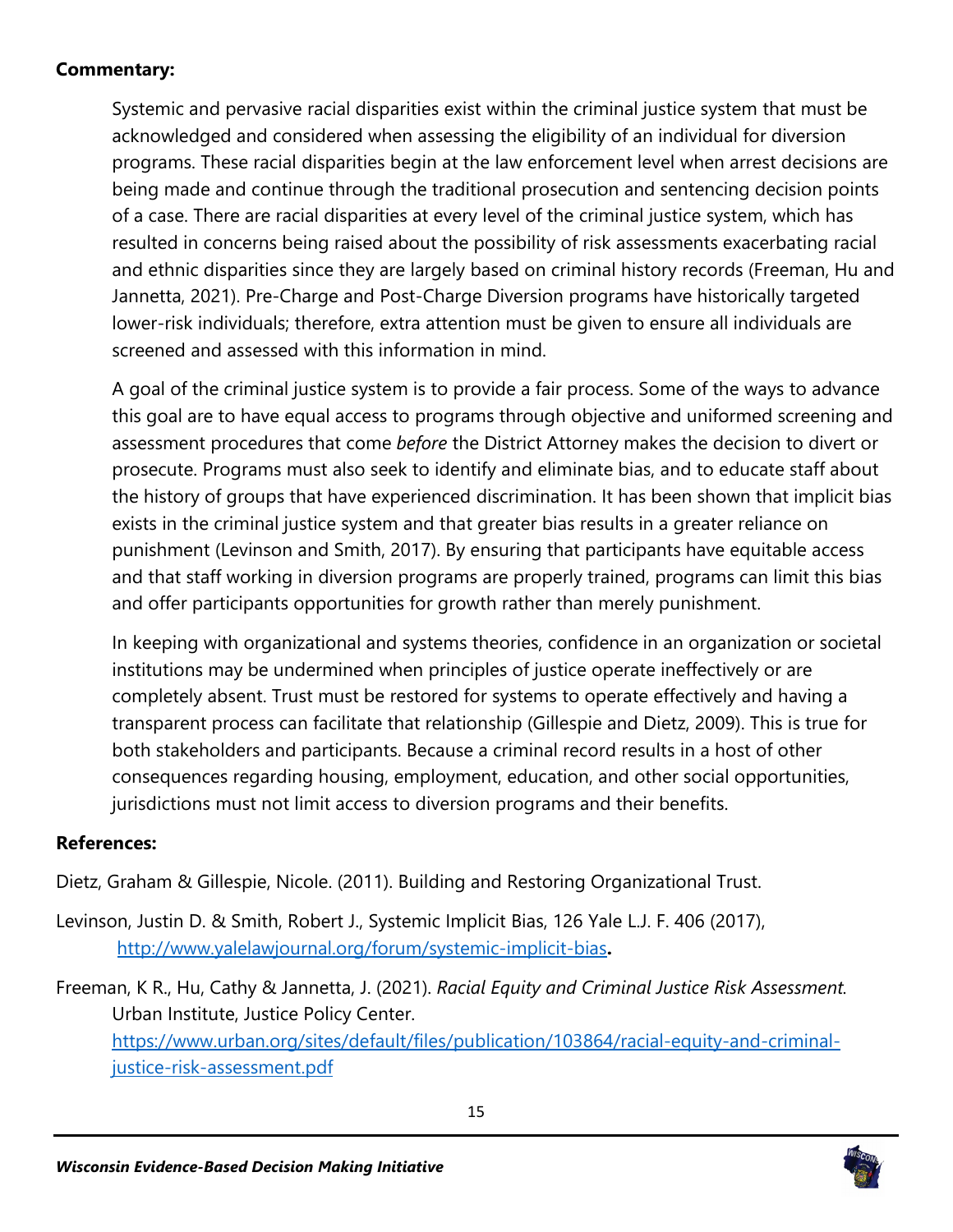**Commentary:**

Systemic and pervasive racial disparities exist within the criminal justice system that must be acknowledged and considered when assessing the eligibility of an individual for diversion programs. These racial disparities begin at the law enforcement level when arrest decisions are being made and continue through the traditional prosecution and sentencing decision points of a case. There are racial disparities at every level of the criminal justice system, which has resulted in concerns being raised about the possibility of risk assessments exacerbating racial and ethnic disparities since they are largely based on criminal history records (Freeman, Hu and Jannetta, 2021). Pre-Charge and Post-Charge Diversion programs have historically targeted lower-risk individuals; therefore, extra attention must be given to ensure all individuals are screened and assessed with this information in mind.

A goal of the criminal justice system is to provide a fair process. Some of the ways to advance this goal are to have equal access to programs through objective and uniformed screening and assessment procedures that come *before* the District Attorney makes the decision to divert or prosecute. Programs must also seek to identify and eliminate bias, and to educate staff about the history of groups that have experienced discrimination. It has been shown that implicit bias exists in the criminal justice system and that greater bias results in a greater reliance on punishment (Levinson and Smith, 2017). By ensuring that participants have equitable access and that staff working in diversion programs are properly trained, programs can limit this bias and offer participants opportunities for growth rather than merely punishment.

In keeping with organizational and systems theories, confidence in an organization or societal institutions may be undermined when principles of justice operate ineffectively or are completely absent. Trust must be restored for systems to operate effectively and having a transparent process can facilitate that relationship (Gillespie and Dietz, 2009). This is true for both stakeholders and participants. Because a criminal record results in a host of other consequences regarding housing, employment, education, and other social opportunities, jurisdictions must not limit access to diversion programs and their benefits.

**References:**

Dietz, Graham & Gillespie, Nicole. (2011). Building and Restoring Organizational Trust.

Levinson, Justin D. & Smith, Robert J., Systemic Implicit Bias, 126 Yale L.J. F. 406 (2017), http://www.yalelawjournal.org/forum/systemic-implicit-bias**.**

Freeman, K R., Hu, Cathy & Jannetta, J. (2021). *Racial Equity and Criminal Justice Risk Assessment.* Urban Institute, Justice Policy Center. https://www.urban.org/sites/default/files/publication/103864/racial-equity-and-criminal-justice-risk-assessment.pdf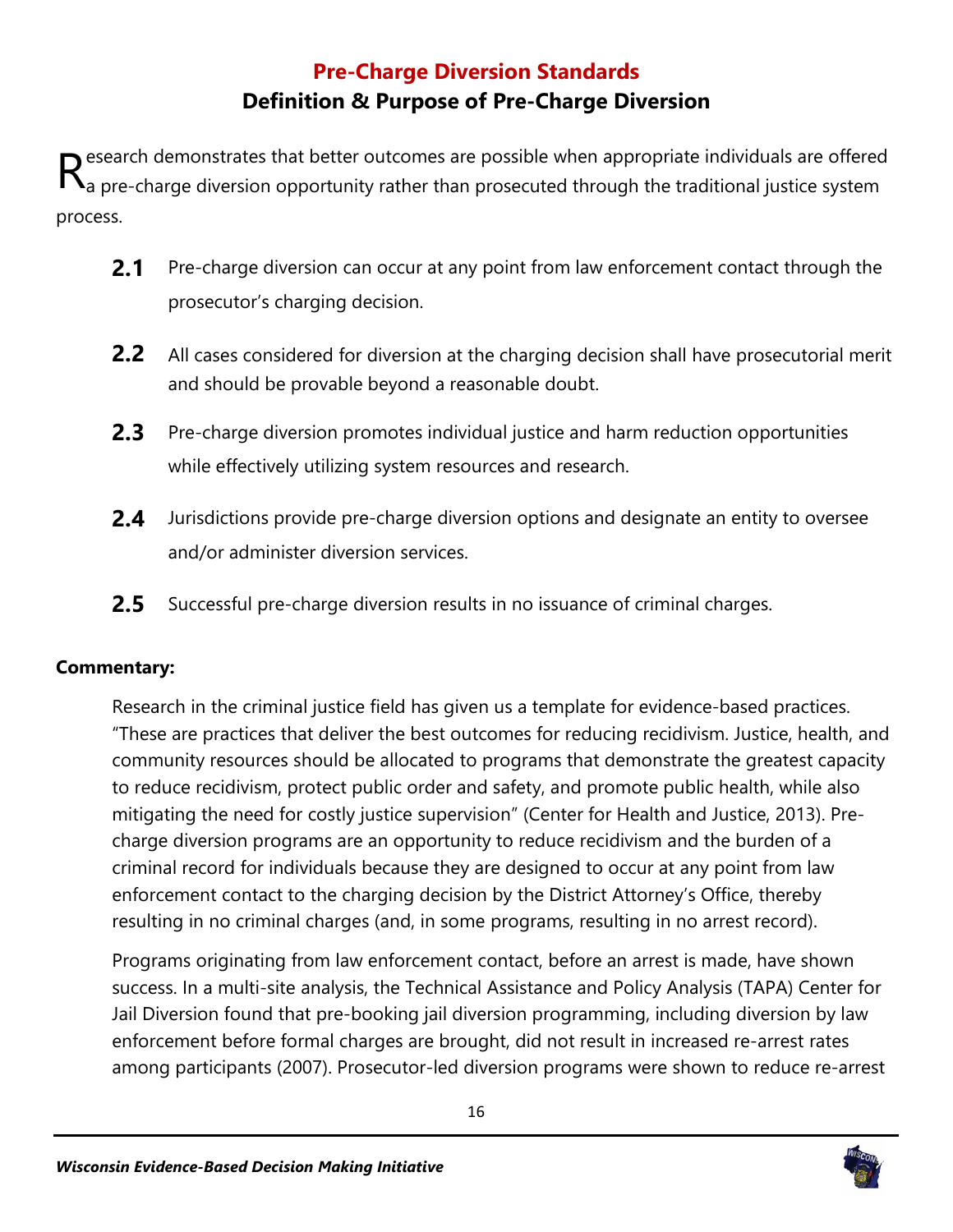# Pre-Charge Diversion Standards

## Definition & Purpose of Pre-Charge Diversion

Research demonstrates that better outcomes are possible when appropriate individuals are offered a pre-charge diversion opportunity rather than prosecuted through the traditional justice system process.

**2.1** Pre-charge diversion can occur at any point from law enforcement contact through the prosecutor's charging decision.

**2.2** All cases considered for diversion at the charging decision shall have prosecutorial merit and should be provable beyond a reasonable doubt.

**2.3** Pre-charge diversion promotes individual justice and harm reduction opportunities while effectively utilizing system resources and research.

**2.4** Jurisdictions provide pre-charge diversion options and designate an entity to oversee and/or administer diversion services.

**2.5** Successful pre-charge diversion results in no issuance of criminal charges.

**Commentary:**

Research in the criminal justice field has given us a template for evidence-based practices. "These are practices that deliver the best outcomes for reducing recidivism. Justice, health, and community resources should be allocated to programs that demonstrate the greatest capacity to reduce recidivism, protect public order and safety, and promote public health, while also mitigating the need for costly justice supervision" (Center for Health and Justice, 2013). Pre-charge diversion programs are an opportunity to reduce recidivism and the burden of a criminal record for individuals because they are designed to occur at any point from law enforcement contact to the charging decision by the District Attorney's Office, thereby resulting in no criminal charges (and, in some programs, resulting in no arrest record).

Programs originating from law enforcement contact, before an arrest is made, have shown success. In a multi-site analysis, the Technical Assistance and Policy Analysis (TAPA) Center for Jail Diversion found that pre-booking jail diversion programming, including diversion by law enforcement before formal charges are brought, did not result in increased re-arrest rates among participants (2007). Prosecutor-led diversion programs were shown to reduce re-arrest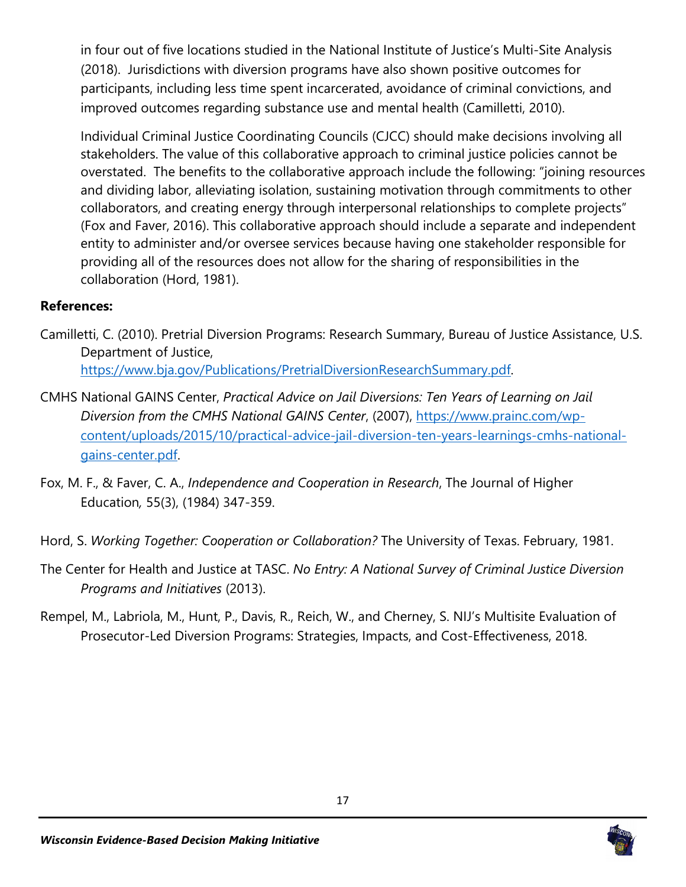in four out of five locations studied in the National Institute of Justice's Multi-Site Analysis (2018). Jurisdictions with diversion programs have also shown positive outcomes for participants, including less time spent incarcerated, avoidance of criminal convictions, and improved outcomes regarding substance use and mental health (Camilletti, 2010).

Individual Criminal Justice Coordinating Councils (CJCC) should make decisions involving all stakeholders. The value of this collaborative approach to criminal justice policies cannot be overstated. The benefits to the collaborative approach include the following: "joining resources and dividing labor, alleviating isolation, sustaining motivation through commitments to other collaborators, and creating energy through interpersonal relationships to complete projects" (Fox and Faver, 2016). This collaborative approach should include a separate and independent entity to administer and/or oversee services because having one stakeholder responsible for providing all of the resources does not allow for the sharing of responsibilities in the collaboration (Hord, 1981).

**References:**

Camilletti, C. (2010). Pretrial Diversion Programs: Research Summary, Bureau of Justice Assistance, U.S. Department of Justice, https://www.bja.gov/Publications/PretrialDiversionResearchSummary.pdf.

CMHS National GAINS Center, *Practical Advice on Jail Diversions: Ten Years of Learning on Jail Diversion from the CMHS National GAINS Center*, (2007), https://www.prainc.com/wp-content/uploads/2015/10/practical-advice-jail-diversion-ten-years-learnings-cmhs-national-gains-center.pdf.

Fox, M. F., & Faver, C. A., *Independence and Cooperation in Research*, The Journal of Higher Education, 55(3), (1984) 347-359.

Hord, S. *Working Together: Cooperation or Collaboration?* The University of Texas. February, 1981.

The Center for Health and Justice at TASC. *No Entry: A National Survey of Criminal Justice Diversion Programs and Initiatives* (2013).

Rempel, M., Labriola, M., Hunt, P., Davis, R., Reich, W., and Cherney, S. NIJ's Multisite Evaluation of Prosecutor-Led Diversion Programs: Strategies, Impacts, and Cost-Effectiveness, 2018.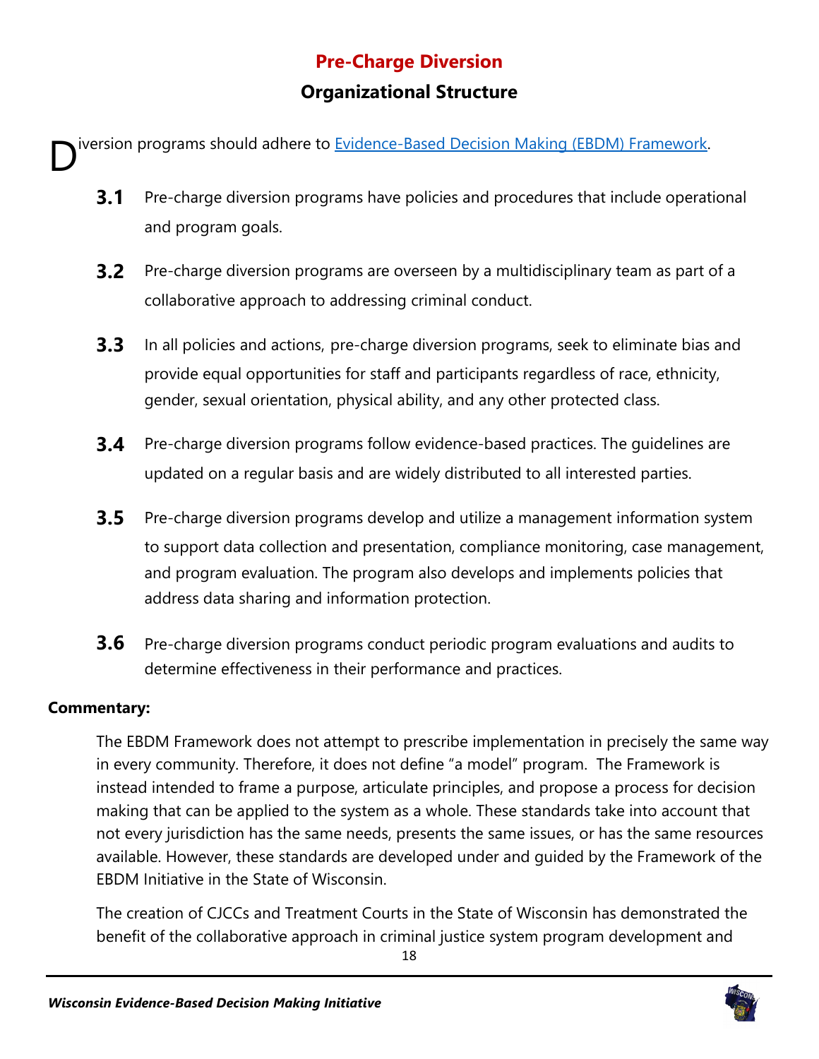## Pre-Charge Diversion

### Organizational Structure

Diversion programs should adhere to [Evidence-Based Decision Making (EBDM) Framework](#).

**3.1** Pre-charge diversion programs have policies and procedures that include operational and program goals.

**3.2** Pre-charge diversion programs are overseen by a multidisciplinary team as part of a collaborative approach to addressing criminal conduct.

**3.3** In all policies and actions, pre-charge diversion programs, seek to eliminate bias and provide equal opportunities for staff and participants regardless of race, ethnicity, gender, sexual orientation, physical ability, and any other protected class.

**3.4** Pre-charge diversion programs follow evidence-based practices. The guidelines are updated on a regular basis and are widely distributed to all interested parties.

**3.5** Pre-charge diversion programs develop and utilize a management information system to support data collection and presentation, compliance monitoring, case management, and program evaluation. The program also develops and implements policies that address data sharing and information protection.

**3.6** Pre-charge diversion programs conduct periodic program evaluations and audits to determine effectiveness in their performance and practices.

**Commentary:**

The EBDM Framework does not attempt to prescribe implementation in precisely the same way in every community. Therefore, it does not define "a model" program. The Framework is instead intended to frame a purpose, articulate principles, and propose a process for decision making that can be applied to the system as a whole. These standards take into account that not every jurisdiction has the same needs, presents the same issues, or has the same resources available. However, these standards are developed under and guided by the Framework of the EBDM Initiative in the State of Wisconsin.

The creation of CJCCs and Treatment Courts in the State of Wisconsin has demonstrated the benefit of the collaborative approach in criminal justice system program development and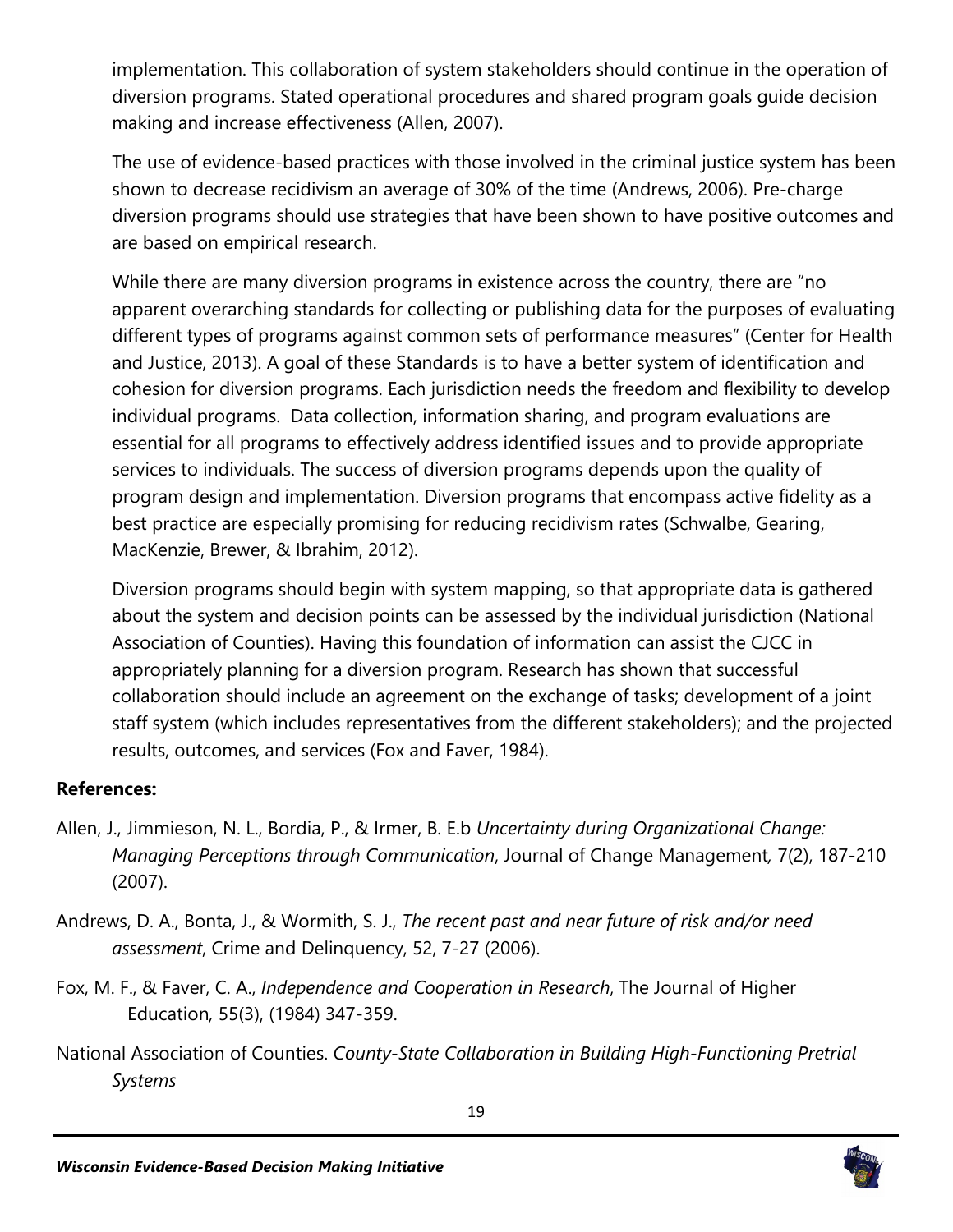implementation. This collaboration of system stakeholders should continue in the operation of diversion programs. Stated operational procedures and shared program goals guide decision making and increase effectiveness (Allen, 2007).

The use of evidence-based practices with those involved in the criminal justice system has been shown to decrease recidivism an average of 30% of the time (Andrews, 2006). Pre-charge diversion programs should use strategies that have been shown to have positive outcomes and are based on empirical research.

While there are many diversion programs in existence across the country, there are "no apparent overarching standards for collecting or publishing data for the purposes of evaluating different types of programs against common sets of performance measures" (Center for Health and Justice, 2013). A goal of these Standards is to have a better system of identification and cohesion for diversion programs. Each jurisdiction needs the freedom and flexibility to develop individual programs. Data collection, information sharing, and program evaluations are essential for all programs to effectively address identified issues and to provide appropriate services to individuals. The success of diversion programs depends upon the quality of program design and implementation. Diversion programs that encompass active fidelity as a best practice are especially promising for reducing recidivism rates (Schwalbe, Gearing, MacKenzie, Brewer, & Ibrahim, 2012).

Diversion programs should begin with system mapping, so that appropriate data is gathered about the system and decision points can be assessed by the individual jurisdiction (National Association of Counties). Having this foundation of information can assist the CJCC in appropriately planning for a diversion program. Research has shown that successful collaboration should include an agreement on the exchange of tasks; development of a joint staff system (which includes representatives from the different stakeholders); and the projected results, outcomes, and services (Fox and Faver, 1984).

**References:**

Allen, J., Jimmieson, N. L., Bordia, P., & Irmer, B. E.b *Uncertainty during Organizational Change: Managing Perceptions through Communication*, Journal of Change Management, 7(2), 187-210 (2007).

Andrews, D. A., Bonta, J., & Wormith, S. J., *The recent past and near future of risk and/or need assessment*, Crime and Delinquency, 52, 7-27 (2006).

Fox, M. F., & Faver, C. A., *Independence and Cooperation in Research*, The Journal of Higher Education, 55(3), (1984) 347-359.

National Association of Counties. *County-State Collaboration in Building High-Functioning Pretrial Systems*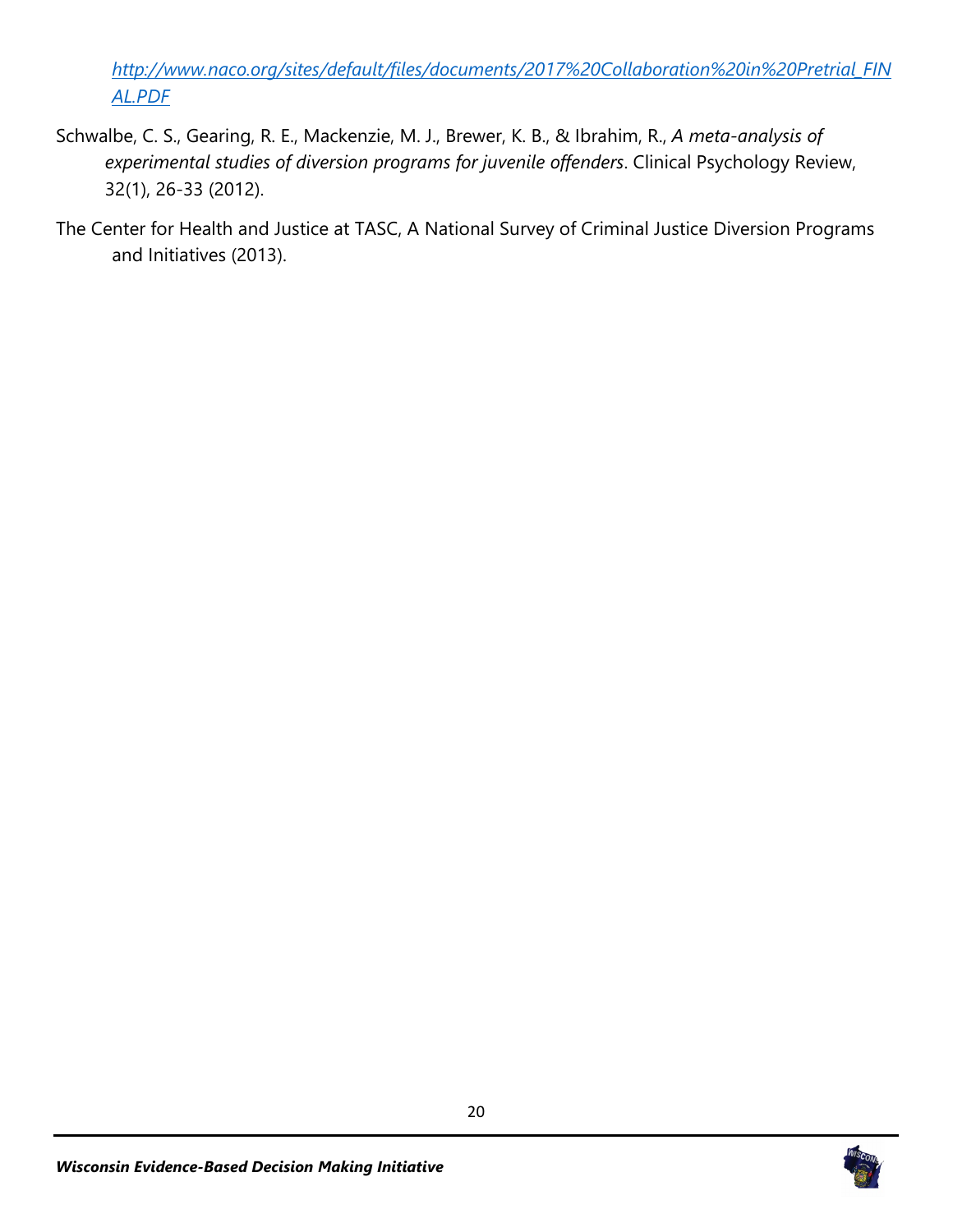[http://www.naco.org/sites/default/files/documents/2017%20Collaboration%20in%20Pretrial_FINAL.PDF](http://www.naco.org/sites/default/files/documents/2017%20Collaboration%20in%20Pretrial_FINAL.PDF)

Schwalbe, C. S., Gearing, R. E., Mackenzie, M. J., Brewer, K. B., & Ibrahim, R., *A meta-analysis of experimental studies of diversion programs for juvenile offenders*. Clinical Psychology Review, 32(1), 26-33 (2012).

The Center for Health and Justice at TASC, A National Survey of Criminal Justice Diversion Programs and Initiatives (2013).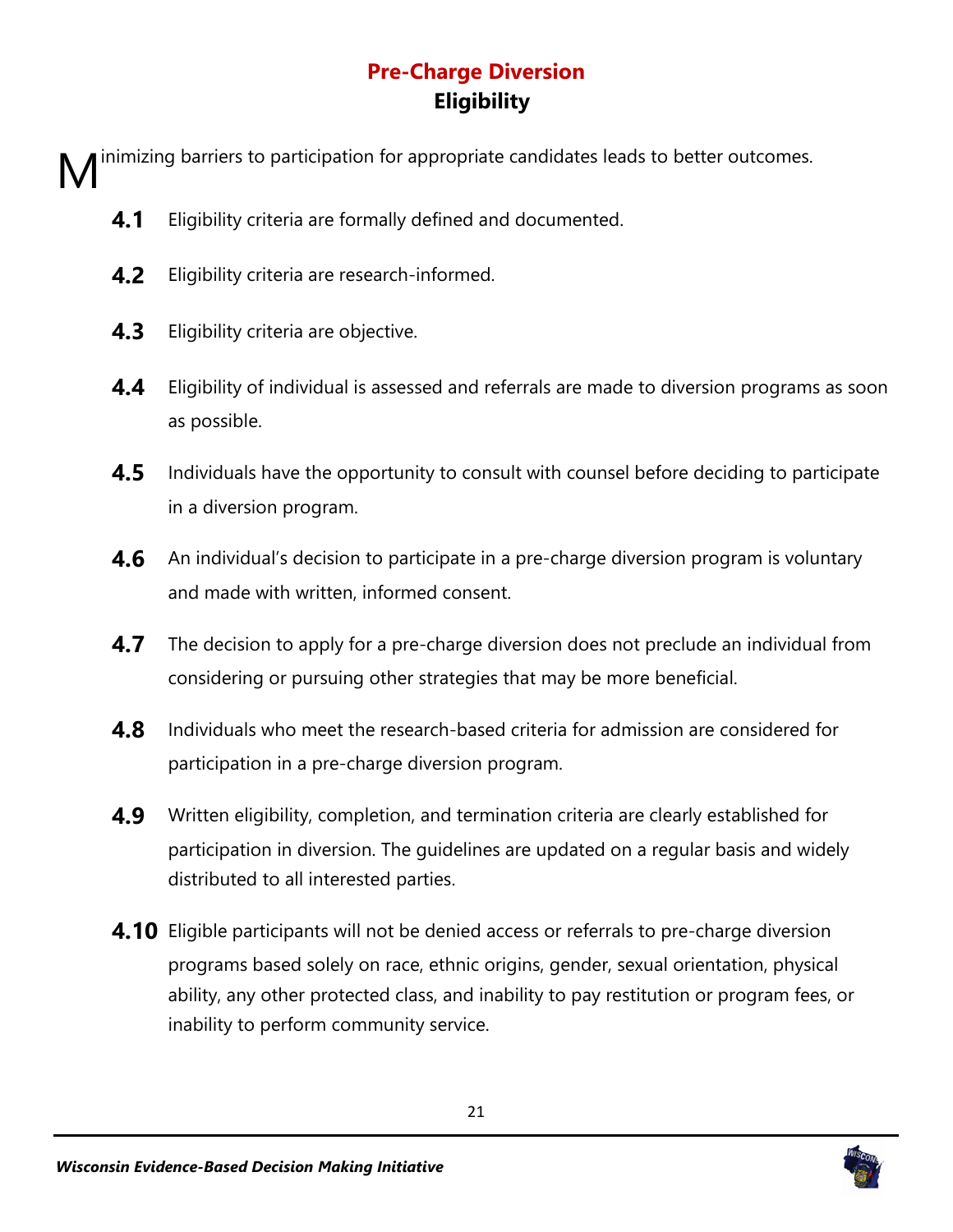## Pre-Charge Diversion

### Eligibility

Minimizing barriers to participation for appropriate candidates leads to better outcomes.

**4.1** Eligibility criteria are formally defined and documented.

**4.2** Eligibility criteria are research-informed.

**4.3** Eligibility criteria are objective.

**4.4** Eligibility of individual is assessed and referrals are made to diversion programs as soon as possible.

**4.5** Individuals have the opportunity to consult with counsel before deciding to participate in a diversion program.

**4.6** An individual's decision to participate in a pre-charge diversion program is voluntary and made with written, informed consent.

**4.7** The decision to apply for a pre-charge diversion does not preclude an individual from considering or pursuing other strategies that may be more beneficial.

**4.8** Individuals who meet the research-based criteria for admission are considered for participation in a pre-charge diversion program.

**4.9** Written eligibility, completion, and termination criteria are clearly established for participation in diversion. The guidelines are updated on a regular basis and widely distributed to all interested parties.

**4.10** Eligible participants will not be denied access or referrals to pre-charge diversion programs based solely on race, ethnic origins, gender, sexual orientation, physical ability, any other protected class, and inability to pay restitution or program fees, or inability to perform community service.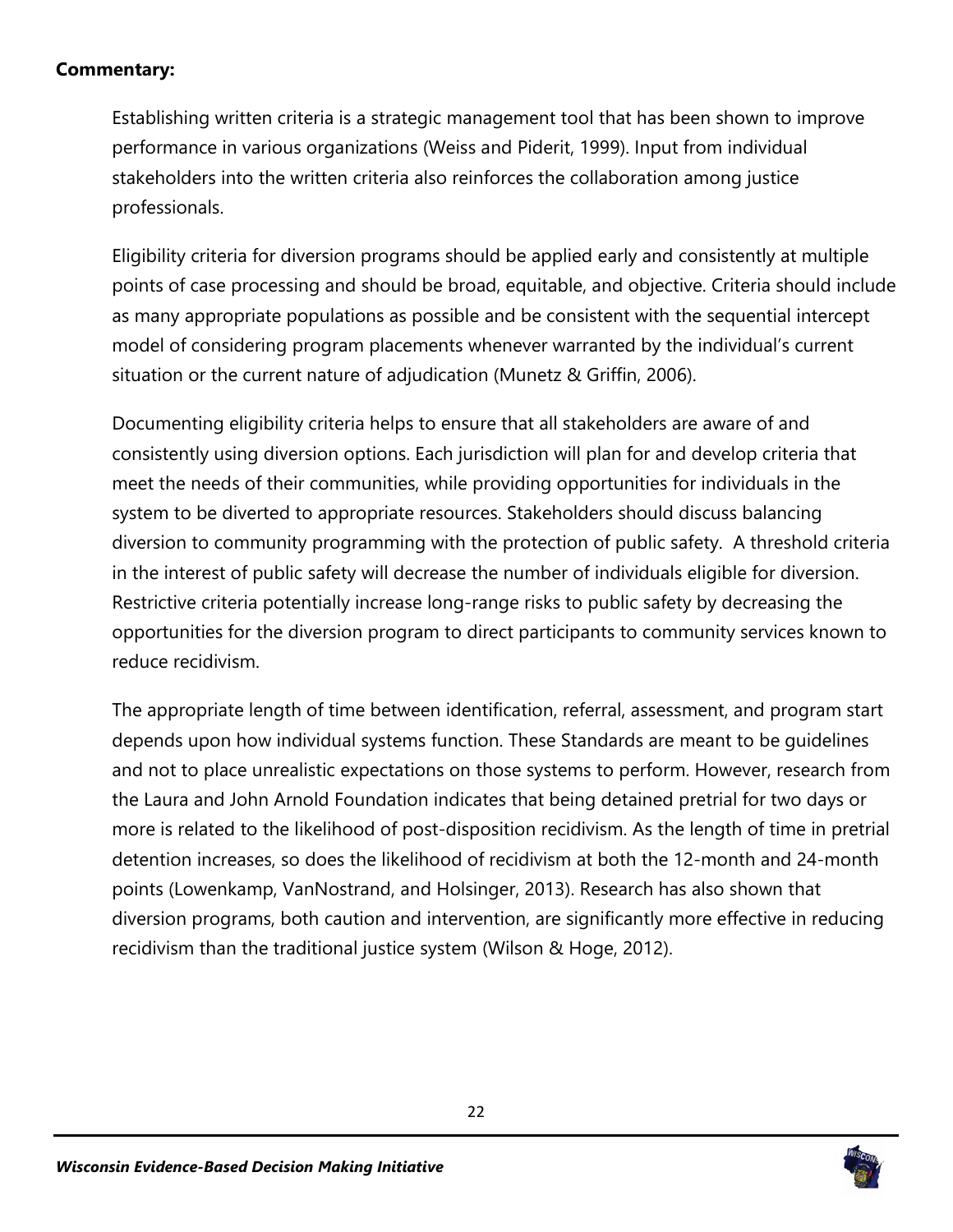**Commentary:**

Establishing written criteria is a strategic management tool that has been shown to improve performance in various organizations (Weiss and Piderit, 1999). Input from individual stakeholders into the written criteria also reinforces the collaboration among justice professionals.

Eligibility criteria for diversion programs should be applied early and consistently at multiple points of case processing and should be broad, equitable, and objective. Criteria should include as many appropriate populations as possible and be consistent with the sequential intercept model of considering program placements whenever warranted by the individual's current situation or the current nature of adjudication (Munetz & Griffin, 2006).

Documenting eligibility criteria helps to ensure that all stakeholders are aware of and consistently using diversion options. Each jurisdiction will plan for and develop criteria that meet the needs of their communities, while providing opportunities for individuals in the system to be diverted to appropriate resources. Stakeholders should discuss balancing diversion to community programming with the protection of public safety. A threshold criteria in the interest of public safety will decrease the number of individuals eligible for diversion. Restrictive criteria potentially increase long-range risks to public safety by decreasing the opportunities for the diversion program to direct participants to community services known to reduce recidivism.

The appropriate length of time between identification, referral, assessment, and program start depends upon how individual systems function. These Standards are meant to be guidelines and not to place unrealistic expectations on those systems to perform. However, research from the Laura and John Arnold Foundation indicates that being detained pretrial for two days or more is related to the likelihood of post-disposition recidivism. As the length of time in pretrial detention increases, so does the likelihood of recidivism at both the 12-month and 24-month points (Lowenkamp, VanNostrand, and Holsinger, 2013). Research has also shown that diversion programs, both caution and intervention, are significantly more effective in reducing recidivism than the traditional justice system (Wilson & Hoge, 2012).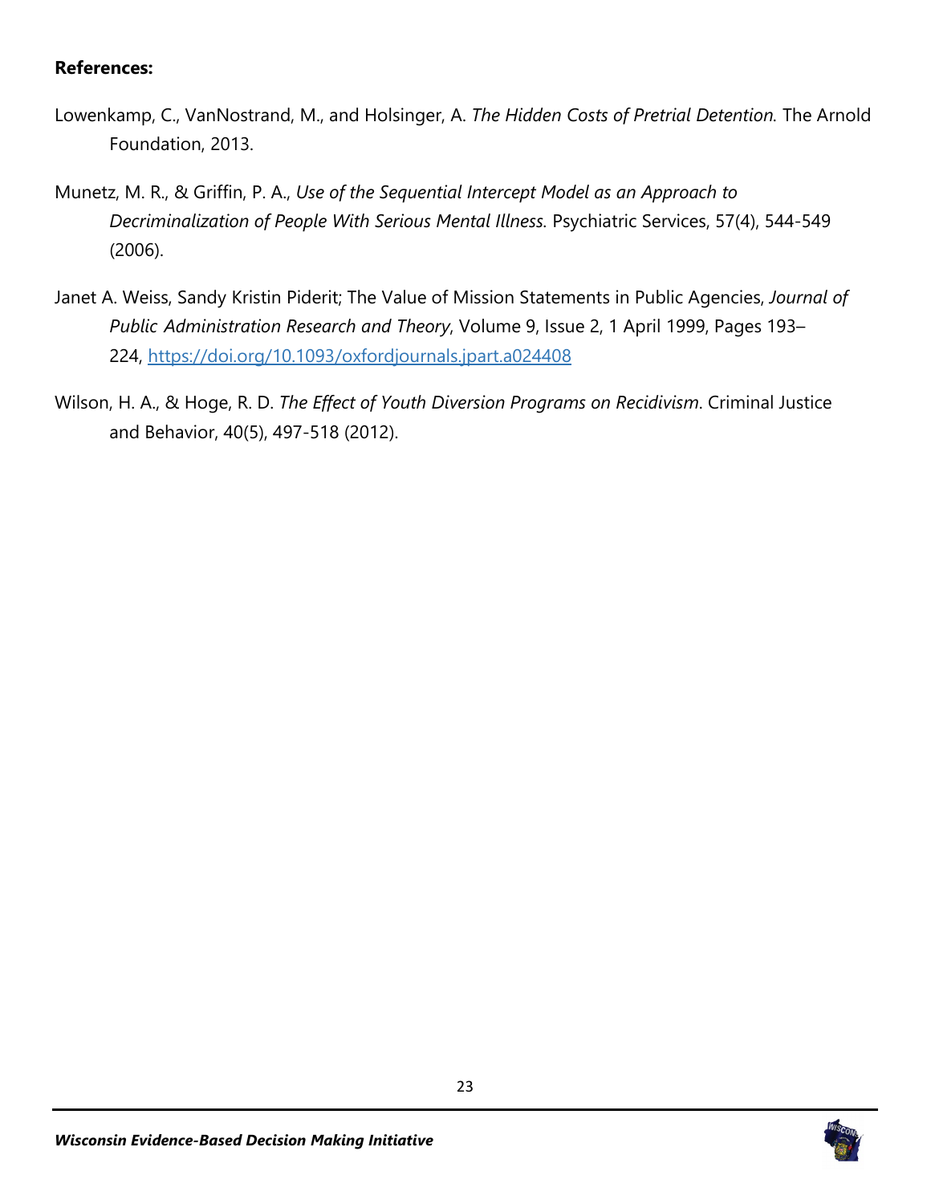**References:**

Lowenkamp, C., VanNostrand, M., and Holsinger, A. *The Hidden Costs of Pretrial Detention.* The Arnold Foundation, 2013.

Munetz, M. R., & Griffin, P. A., *Use of the Sequential Intercept Model as an Approach to Decriminalization of People With Serious Mental Illness.* Psychiatric Services, 57(4), 544-549 (2006).

Janet A. Weiss, Sandy Kristin Piderit; The Value of Mission Statements in Public Agencies, *Journal of Public Administration Research and Theory*, Volume 9, Issue 2, 1 April 1999, Pages 193–224, https://doi.org/10.1093/oxfordjournals.jpart.a024408

Wilson, H. A., & Hoge, R. D. *The Effect of Youth Diversion Programs on Recidivism*. Criminal Justice and Behavior, 40(5), 497-518 (2012).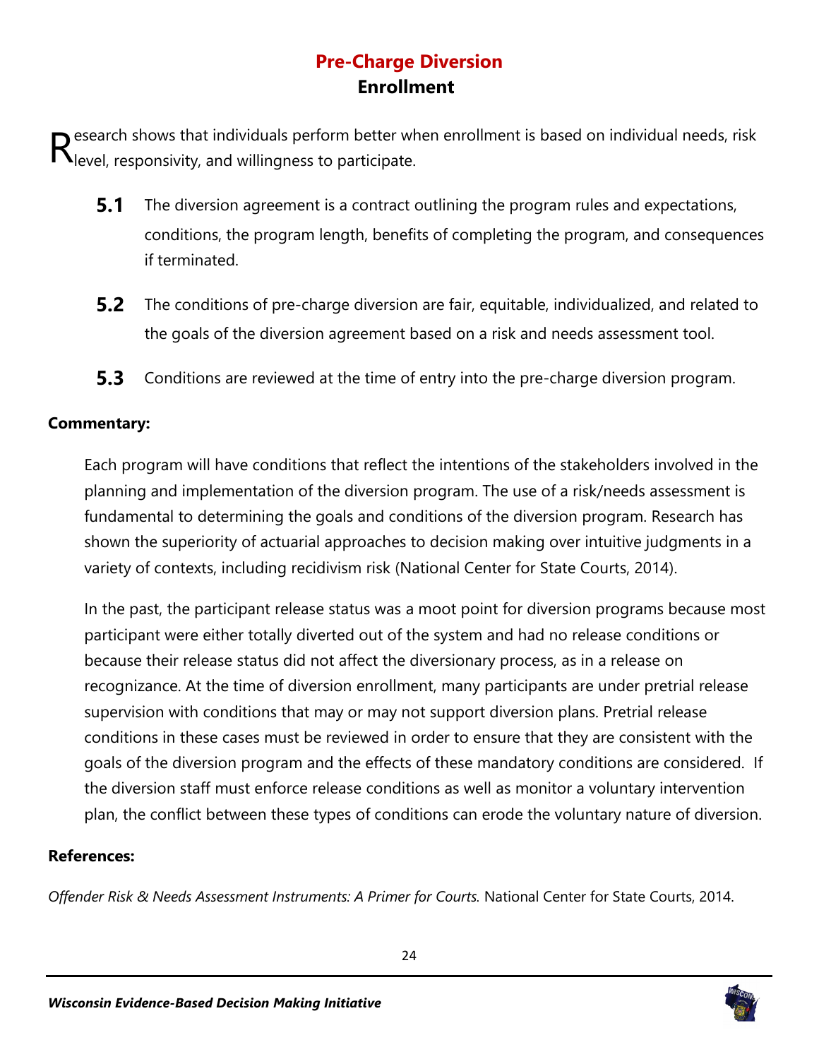# Pre-Charge Diversion

## Enrollment

Research shows that individuals perform better when enrollment is based on individual needs, risk level, responsivity, and willingness to participate.

**5.1** The diversion agreement is a contract outlining the program rules and expectations, conditions, the program length, benefits of completing the program, and consequences if terminated.

**5.2** The conditions of pre-charge diversion are fair, equitable, individualized, and related to the goals of the diversion agreement based on a risk and needs assessment tool.

**5.3** Conditions are reviewed at the time of entry into the pre-charge diversion program.

**Commentary:**

Each program will have conditions that reflect the intentions of the stakeholders involved in the planning and implementation of the diversion program. The use of a risk/needs assessment is fundamental to determining the goals and conditions of the diversion program. Research has shown the superiority of actuarial approaches to decision making over intuitive judgments in a variety of contexts, including recidivism risk (National Center for State Courts, 2014).

In the past, the participant release status was a moot point for diversion programs because most participant were either totally diverted out of the system and had no release conditions or because their release status did not affect the diversionary process, as in a release on recognizance. At the time of diversion enrollment, many participants are under pretrial release supervision with conditions that may or may not support diversion plans. Pretrial release conditions in these cases must be reviewed in order to ensure that they are consistent with the goals of the diversion program and the effects of these mandatory conditions are considered. If the diversion staff must enforce release conditions as well as monitor a voluntary intervention plan, the conflict between these types of conditions can erode the voluntary nature of diversion.

**References:**

*Offender Risk & Needs Assessment Instruments: A Primer for Courts.* National Center for State Courts, 2014.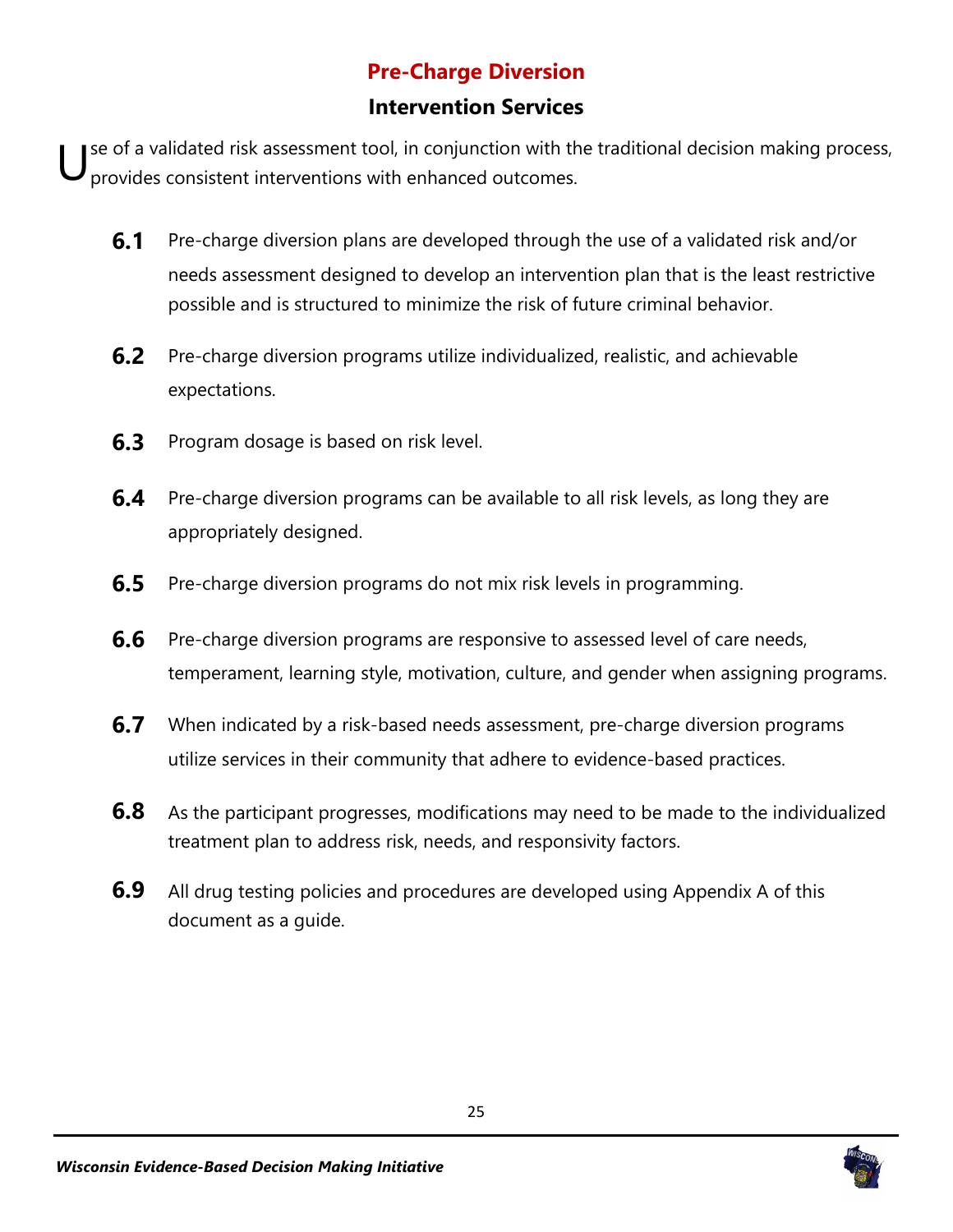## Pre-Charge Diversion

### Intervention Services

Use of a validated risk assessment tool, in conjunction with the traditional decision making process, provides consistent interventions with enhanced outcomes.

**6.1** Pre-charge diversion plans are developed through the use of a validated risk and/or needs assessment designed to develop an intervention plan that is the least restrictive possible and is structured to minimize the risk of future criminal behavior.

**6.2** Pre-charge diversion programs utilize individualized, realistic, and achievable expectations.

**6.3** Program dosage is based on risk level.

**6.4** Pre-charge diversion programs can be available to all risk levels, as long they are appropriately designed.

**6.5** Pre-charge diversion programs do not mix risk levels in programming.

**6.6** Pre-charge diversion programs are responsive to assessed level of care needs, temperament, learning style, motivation, culture, and gender when assigning programs.

**6.7** When indicated by a risk-based needs assessment, pre-charge diversion programs utilize services in their community that adhere to evidence-based practices.

**6.8** As the participant progresses, modifications may need to be made to the individualized treatment plan to address risk, needs, and responsivity factors.

**6.9** All drug testing policies and procedures are developed using Appendix A of this document as a guide.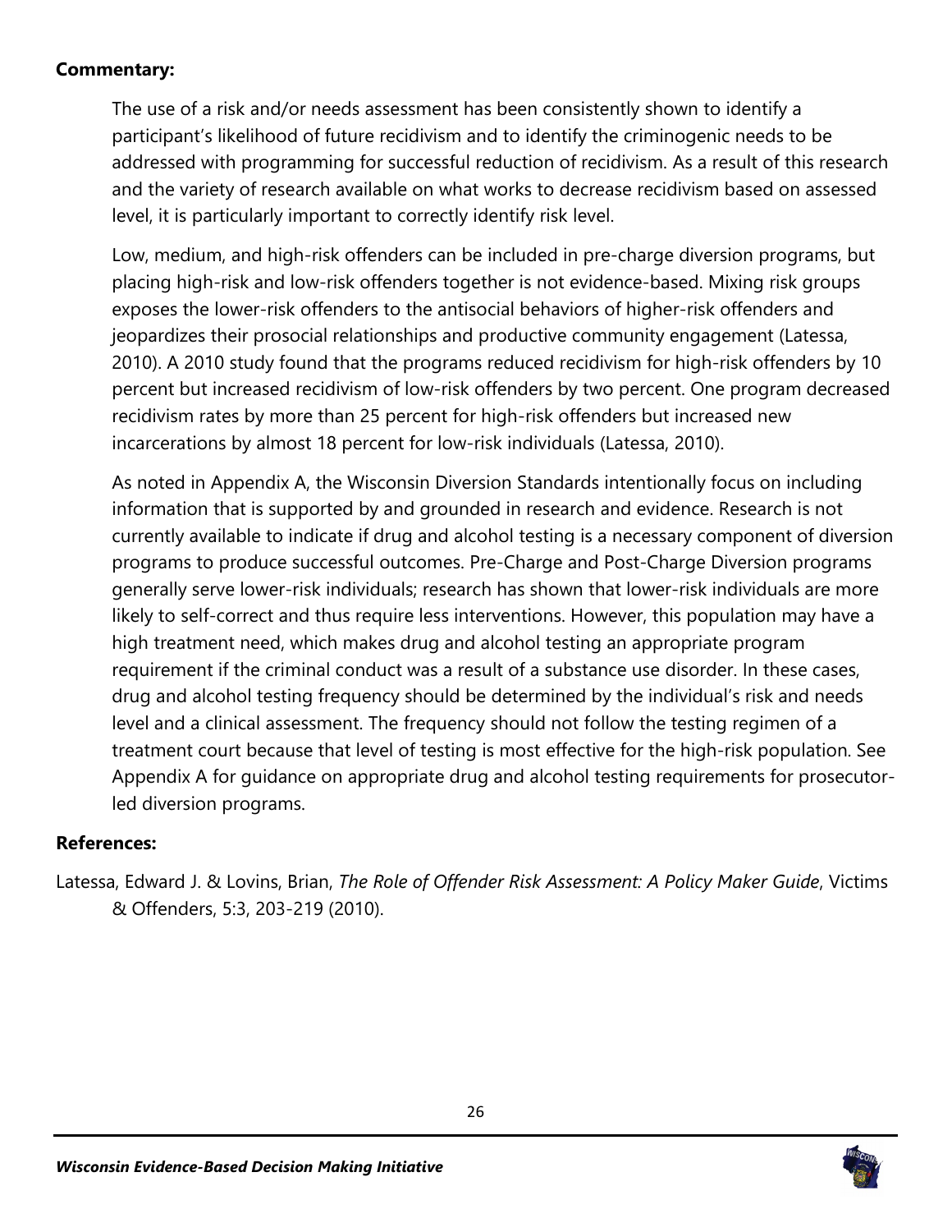**Commentary:**

The use of a risk and/or needs assessment has been consistently shown to identify a participant's likelihood of future recidivism and to identify the criminogenic needs to be addressed with programming for successful reduction of recidivism. As a result of this research and the variety of research available on what works to decrease recidivism based on assessed level, it is particularly important to correctly identify risk level.

Low, medium, and high-risk offenders can be included in pre-charge diversion programs, but placing high-risk and low-risk offenders together is not evidence-based. Mixing risk groups exposes the lower-risk offenders to the antisocial behaviors of higher-risk offenders and jeopardizes their prosocial relationships and productive community engagement (Latessa, 2010). A 2010 study found that the programs reduced recidivism for high-risk offenders by 10 percent but increased recidivism of low-risk offenders by two percent. One program decreased recidivism rates by more than 25 percent for high-risk offenders but increased new incarcerations by almost 18 percent for low-risk individuals (Latessa, 2010).

As noted in Appendix A, the Wisconsin Diversion Standards intentionally focus on including information that is supported by and grounded in research and evidence. Research is not currently available to indicate if drug and alcohol testing is a necessary component of diversion programs to produce successful outcomes. Pre-Charge and Post-Charge Diversion programs generally serve lower-risk individuals; research has shown that lower-risk individuals are more likely to self-correct and thus require less interventions. However, this population may have a high treatment need, which makes drug and alcohol testing an appropriate program requirement if the criminal conduct was a result of a substance use disorder. In these cases, drug and alcohol testing frequency should be determined by the individual's risk and needs level and a clinical assessment. The frequency should not follow the testing regimen of a treatment court because that level of testing is most effective for the high-risk population. See Appendix A for guidance on appropriate drug and alcohol testing requirements for prosecutor-led diversion programs.

**References:**

Latessa, Edward J. & Lovins, Brian, *The Role of Offender Risk Assessment: A Policy Maker Guide*, Victims & Offenders, 5:3, 203-219 (2010).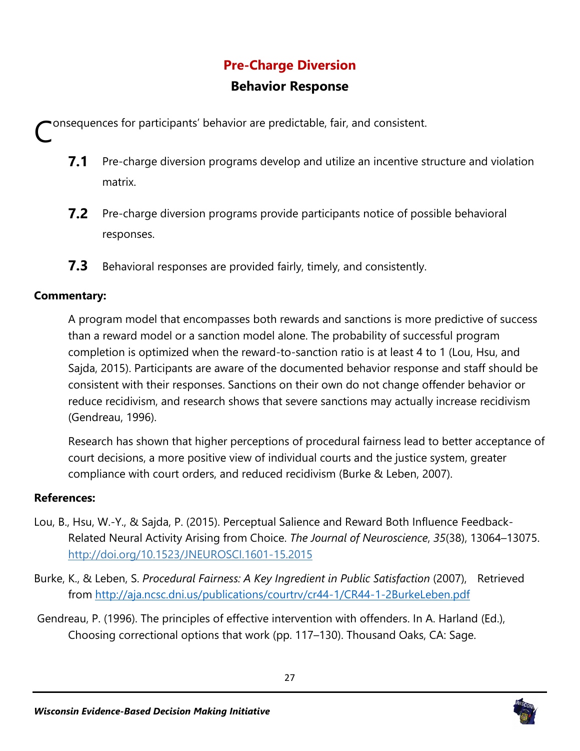## Pre-Charge Diversion

### Behavior Response

Consequences for participants' behavior are predictable, fair, and consistent.

**7.1** Pre-charge diversion programs develop and utilize an incentive structure and violation matrix.

**7.2** Pre-charge diversion programs provide participants notice of possible behavioral responses.

**7.3** Behavioral responses are provided fairly, timely, and consistently.

**Commentary:**

A program model that encompasses both rewards and sanctions is more predictive of success than a reward model or a sanction model alone. The probability of successful program completion is optimized when the reward-to-sanction ratio is at least 4 to 1 (Lou, Hsu, and Sajda, 2015). Participants are aware of the documented behavior response and staff should be consistent with their responses. Sanctions on their own do not change offender behavior or reduce recidivism, and research shows that severe sanctions may actually increase recidivism (Gendreau, 1996).

Research has shown that higher perceptions of procedural fairness lead to better acceptance of court decisions, a more positive view of individual courts and the justice system, greater compliance with court orders, and reduced recidivism (Burke & Leben, 2007).

**References:**

Lou, B., Hsu, W.-Y., & Sajda, P. (2015). Perceptual Salience and Reward Both Influence Feedback-Related Neural Activity Arising from Choice. *The Journal of Neuroscience*, *35*(38), 13064–13075. http://doi.org/10.1523/JNEUROSCI.1601-15.2015

Burke, K., & Leben, S. *Procedural Fairness: A Key Ingredient in Public Satisfaction* (2007), Retrieved from http://aja.ncsc.dni.us/publications/courtrv/cr44-1/CR44-1-2BurkeLeben.pdf

Gendreau, P. (1996). The principles of effective intervention with offenders. In A. Harland (Ed.), Choosing correctional options that work (pp. 117–130). Thousand Oaks, CA: Sage.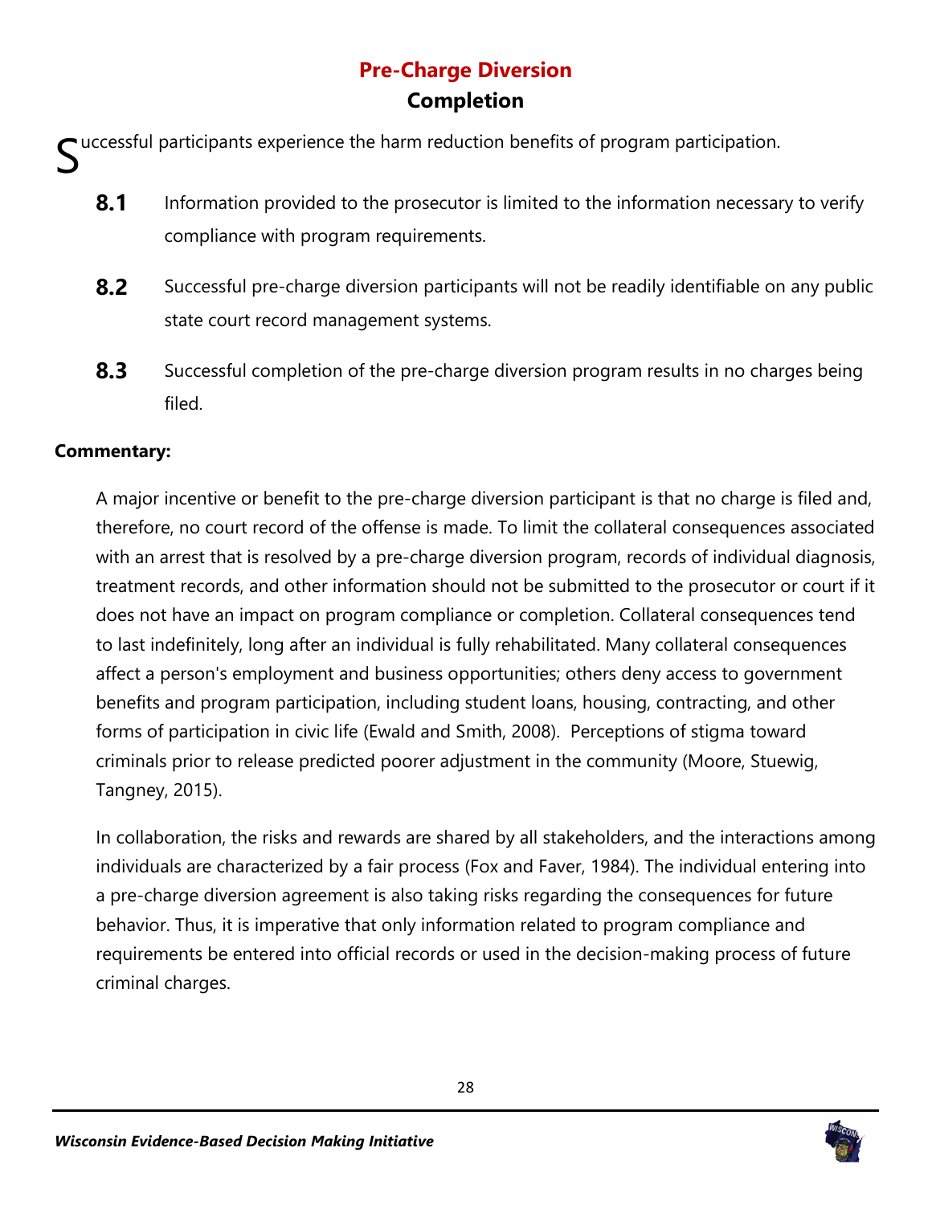## Pre-Charge Diversion

### Completion

Successful participants experience the harm reduction benefits of program participation.

**8.1** Information provided to the prosecutor is limited to the information necessary to verify compliance with program requirements.

**8.2** Successful pre-charge diversion participants will not be readily identifiable on any public state court record management systems.

**8.3** Successful completion of the pre-charge diversion program results in no charges being filed.

**Commentary:**

A major incentive or benefit to the pre-charge diversion participant is that no charge is filed and, therefore, no court record of the offense is made. To limit the collateral consequences associated with an arrest that is resolved by a pre-charge diversion program, records of individual diagnosis, treatment records, and other information should not be submitted to the prosecutor or court if it does not have an impact on program compliance or completion. Collateral consequences tend to last indefinitely, long after an individual is fully rehabilitated. Many collateral consequences affect a person's employment and business opportunities; others deny access to government benefits and program participation, including student loans, housing, contracting, and other forms of participation in civic life (Ewald and Smith, 2008). Perceptions of stigma toward criminals prior to release predicted poorer adjustment in the community (Moore, Stuewig, Tangney, 2015).

In collaboration, the risks and rewards are shared by all stakeholders, and the interactions among individuals are characterized by a fair process (Fox and Faver, 1984). The individual entering into a pre-charge diversion agreement is also taking risks regarding the consequences for future behavior. Thus, it is imperative that only information related to program compliance and requirements be entered into official records or used in the decision-making process of future criminal charges.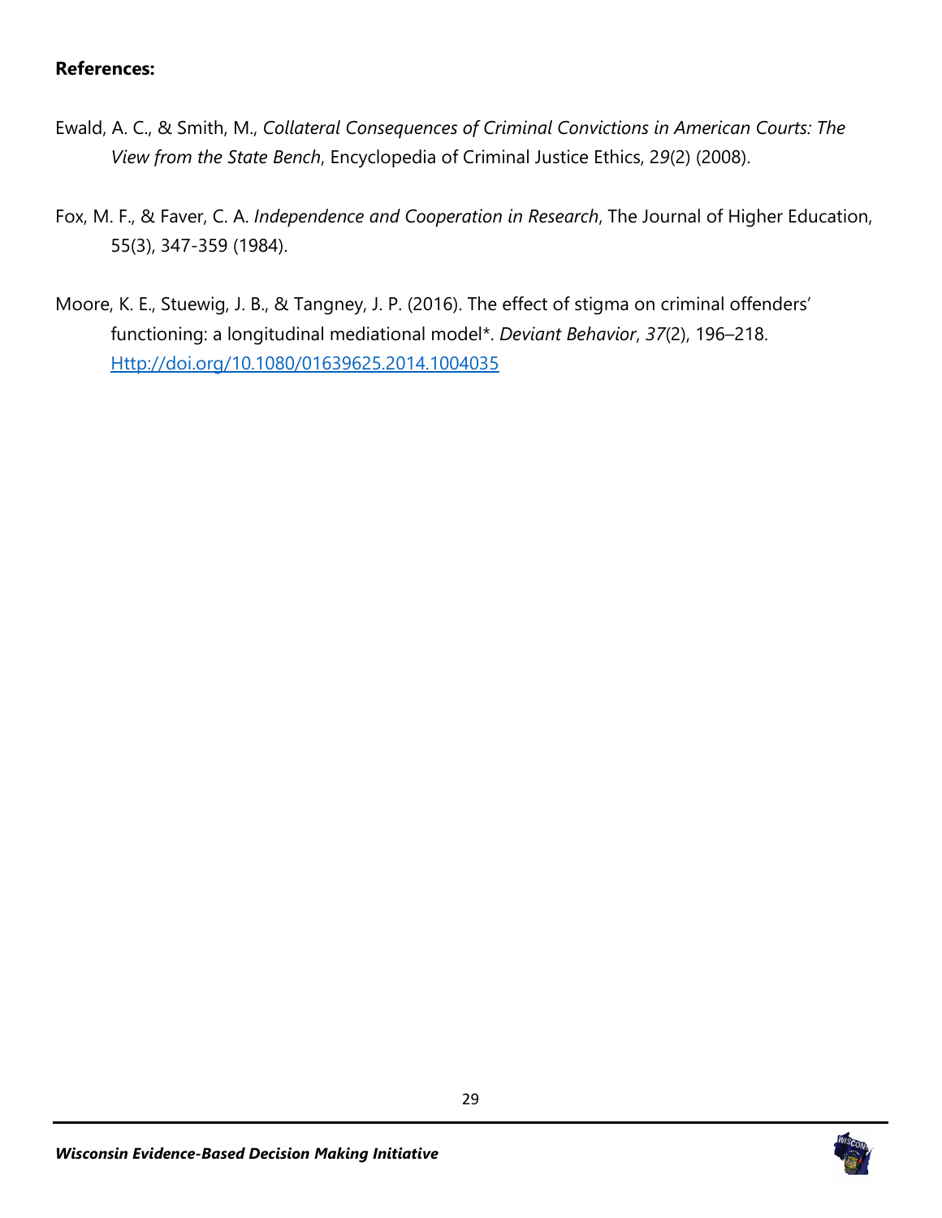**References:**

Ewald, A. C., & Smith, M., *Collateral Consequences of Criminal Convictions in American Courts: The View from the State Bench*, Encyclopedia of Criminal Justice Ethics, 2*9*(2) (2008).

Fox, M. F., & Faver, C. A. *Independence and Cooperation in Research*, The Journal of Higher Education, 55(3), 347-359 (1984).

Moore, K. E., Stuewig, J. B., & Tangney, J. P. (2016). The effect of stigma on criminal offenders' functioning: a longitudinal mediational model*. *Deviant Behavior*, *37*(2), 196–218. [Http://doi.org/10.1080/01639625.2014.1004035](Http://doi.org/10.1080/01639625.2014.1004035)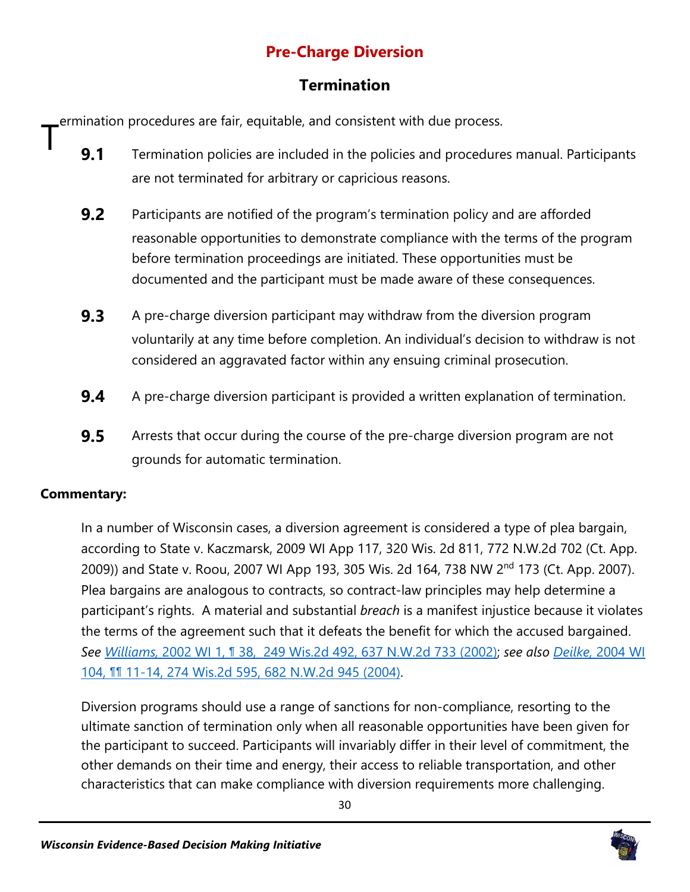## Pre-Charge Diversion

### Termination

Termination procedures are fair, equitable, and consistent with due process.

**9.1** Termination policies are included in the policies and procedures manual. Participants are not terminated for arbitrary or capricious reasons.

**9.2** Participants are notified of the program's termination policy and are afforded reasonable opportunities to demonstrate compliance with the terms of the program before termination proceedings are initiated. These opportunities must be documented and the participant must be made aware of these consequences.

**9.3** A pre-charge diversion participant may withdraw from the diversion program voluntarily at any time before completion. An individual's decision to withdraw is not considered an aggravated factor within any ensuing criminal prosecution.

**9.4** A pre-charge diversion participant is provided a written explanation of termination.

**9.5** Arrests that occur during the course of the pre-charge diversion program are not grounds for automatic termination.

**Commentary:**

In a number of Wisconsin cases, a diversion agreement is considered a type of plea bargain, according to State v. Kaczmarsk, 2009 WI App 117, 320 Wis. 2d 811, 772 N.W.2d 702 (Ct. App. 2009)) and State v. Roou, 2007 WI App 193, 305 Wis. 2d 164, 738 NW 2nd 173 (Ct. App. 2007). Plea bargains are analogous to contracts, so contract-law principles may help determine a participant's rights. A material and substantial *breach* is a manifest injustice because it violates the terms of the agreement such that it defeats the benefit for which the accused bargained. *See* Williams, 2002 WI 1, ¶ 38, 249 Wis.2d 492, 637 N.W.2d 733 (2002); *see also* Deilke, 2004 WI 104, ¶¶ 11-14, 274 Wis.2d 595, 682 N.W.2d 945 (2004).

Diversion programs should use a range of sanctions for non-compliance, resorting to the ultimate sanction of termination only when all reasonable opportunities have been given for the participant to succeed. Participants will invariably differ in their level of commitment, the other demands on their time and energy, their access to reliable transportation, and other characteristics that can make compliance with diversion requirements more challenging.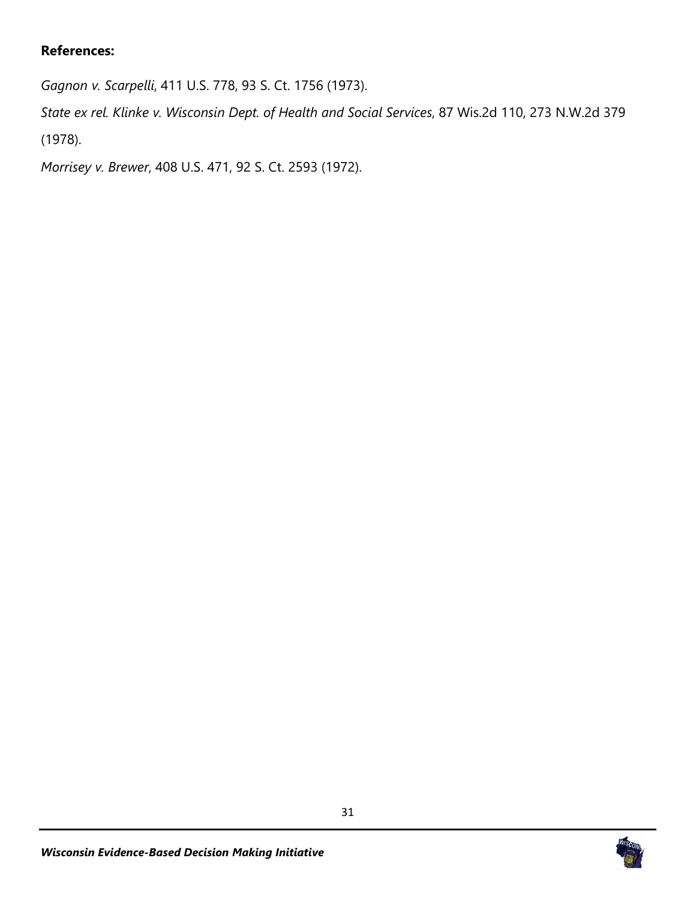**References:**

*Gagnon v. Scarpelli*, 411 U.S. 778, 93 S. Ct. 1756 (1973).

*State ex rel. Klinke v. Wisconsin Dept. of Health and Social Services*, 87 Wis.2d 110, 273 N.W.2d 379 (1978).

*Morrisey v. Brewer*, 408 U.S. 471, 92 S. Ct. 2593 (1972).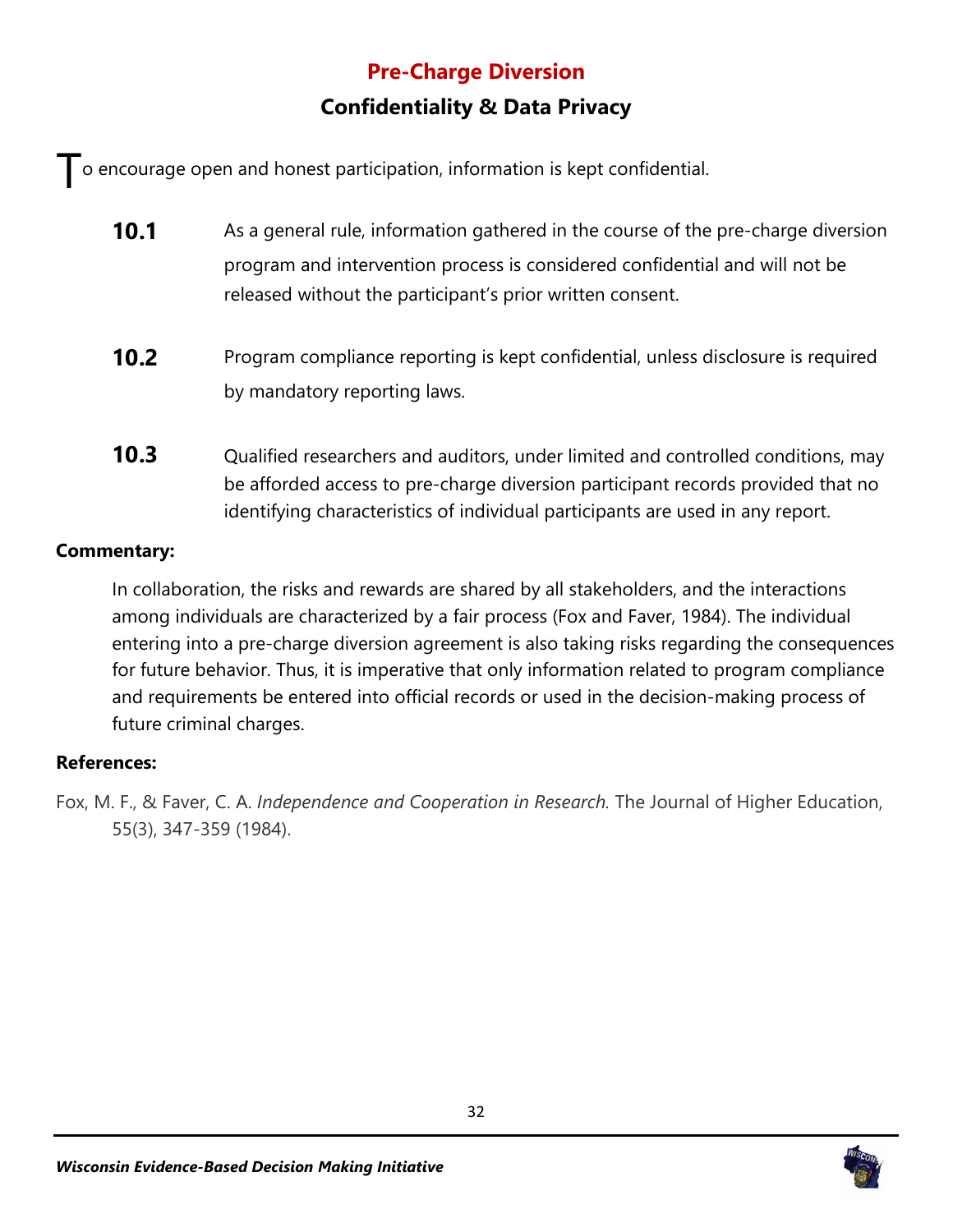## Pre-Charge Diversion

### Confidentiality & Data Privacy

To encourage open and honest participation, information is kept confidential.

**10.1** As a general rule, information gathered in the course of the pre-charge diversion program and intervention process is considered confidential and will not be released without the participant's prior written consent.

**10.2** Program compliance reporting is kept confidential, unless disclosure is required by mandatory reporting laws.

**10.3** Qualified researchers and auditors, under limited and controlled conditions, may be afforded access to pre-charge diversion participant records provided that no identifying characteristics of individual participants are used in any report.

**Commentary:**

In collaboration, the risks and rewards are shared by all stakeholders, and the interactions among individuals are characterized by a fair process (Fox and Faver, 1984). The individual entering into a pre-charge diversion agreement is also taking risks regarding the consequences for future behavior. Thus, it is imperative that only information related to program compliance and requirements be entered into official records or used in the decision-making process of future criminal charges.

**References:**

Fox, M. F., & Faver, C. A. *Independence and Cooperation in Research.* The Journal of Higher Education, 55(3), 347-359 (1984).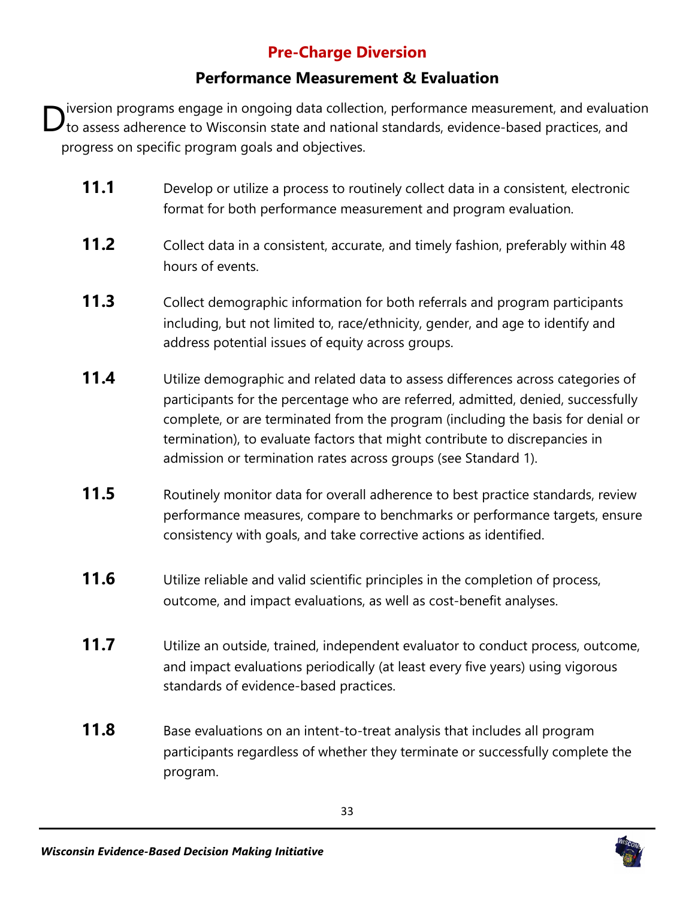## Pre-Charge Diversion

### Performance Measurement & Evaluation

Diversion programs engage in ongoing data collection, performance measurement, and evaluation to assess adherence to Wisconsin state and national standards, evidence-based practices, and progress on specific program goals and objectives.

**11.1** Develop or utilize a process to routinely collect data in a consistent, electronic format for both performance measurement and program evaluation.

**11.2** Collect data in a consistent, accurate, and timely fashion, preferably within 48 hours of events.

**11.3** Collect demographic information for both referrals and program participants including, but not limited to, race/ethnicity, gender, and age to identify and address potential issues of equity across groups.

**11.4** Utilize demographic and related data to assess differences across categories of participants for the percentage who are referred, admitted, denied, successfully complete, or are terminated from the program (including the basis for denial or termination), to evaluate factors that might contribute to discrepancies in admission or termination rates across groups (see Standard 1).

**11.5** Routinely monitor data for overall adherence to best practice standards, review performance measures, compare to benchmarks or performance targets, ensure consistency with goals, and take corrective actions as identified.

**11.6** Utilize reliable and valid scientific principles in the completion of process, outcome, and impact evaluations, as well as cost-benefit analyses.

**11.7** Utilize an outside, trained, independent evaluator to conduct process, outcome, and impact evaluations periodically (at least every five years) using vigorous standards of evidence-based practices.

**11.8** Base evaluations on an intent-to-treat analysis that includes all program participants regardless of whether they terminate or successfully complete the program.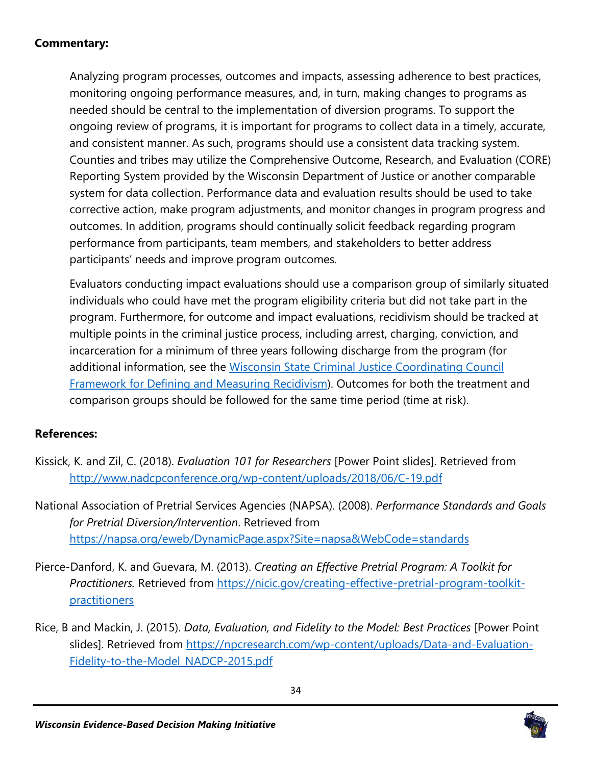**Commentary:**

Analyzing program processes, outcomes and impacts, assessing adherence to best practices, monitoring ongoing performance measures, and, in turn, making changes to programs as needed should be central to the implementation of diversion programs. To support the ongoing review of programs, it is important for programs to collect data in a timely, accurate, and consistent manner. As such, programs should use a consistent data tracking system. Counties and tribes may utilize the Comprehensive Outcome, Research, and Evaluation (CORE) Reporting System provided by the Wisconsin Department of Justice or another comparable system for data collection. Performance data and evaluation results should be used to take corrective action, make program adjustments, and monitor changes in program progress and outcomes. In addition, programs should continually solicit feedback regarding program performance from participants, team members, and stakeholders to better address participants' needs and improve program outcomes.

Evaluators conducting impact evaluations should use a comparison group of similarly situated individuals who could have met the program eligibility criteria but did not take part in the program. Furthermore, for outcome and impact evaluations, recidivism should be tracked at multiple points in the criminal justice process, including arrest, charging, conviction, and incarceration for a minimum of three years following discharge from the program (for additional information, see the [Wisconsin State Criminal Justice Coordinating Council Framework for Defining and Measuring Recidivism]). Outcomes for both the treatment and comparison groups should be followed for the same time period (time at risk).

**References:**

Kissick, K. and Zil, C. (2018). *Evaluation 101 for Researchers* [Power Point slides]. Retrieved from http://www.nadcpconference.org/wp-content/uploads/2018/06/C-19.pdf

National Association of Pretrial Services Agencies (NAPSA). (2008). *Performance Standards and Goals for Pretrial Diversion/Intervention*. Retrieved from https://napsa.org/eweb/DynamicPage.aspx?Site=napsa&WebCode=standards

Pierce-Danford, K. and Guevara, M. (2013). *Creating an Effective Pretrial Program: A Toolkit for Practitioners.* Retrieved from https://nicic.gov/creating-effective-pretrial-program-toolkit-practitioners

Rice, B and Mackin, J. (2015). *Data, Evaluation, and Fidelity to the Model: Best Practices* [Power Point slides]. Retrieved from https://npcresearch.com/wp-content/uploads/Data-and-Evaluation-Fidelity-to-the-Model_NADCP-2015.pdf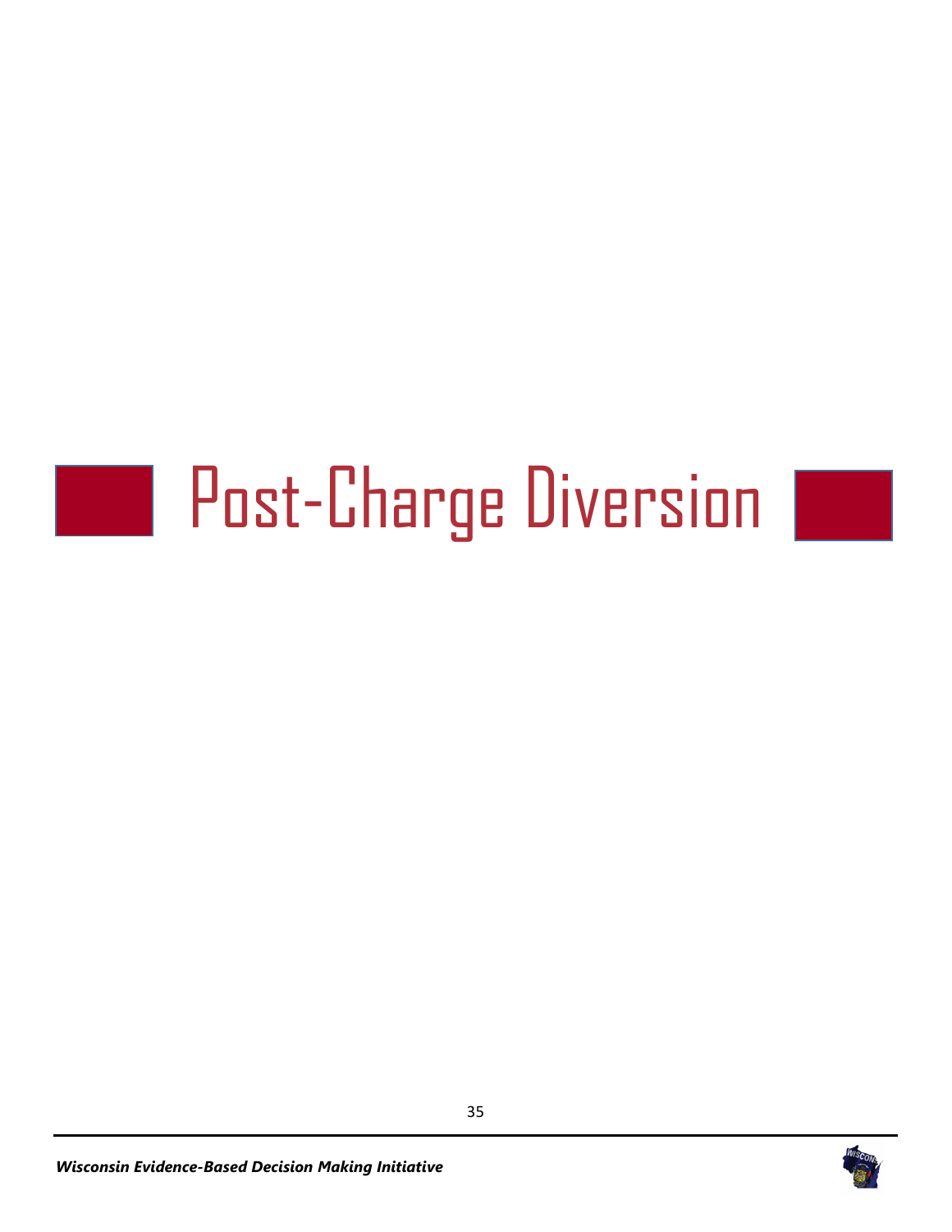# Post-Charge Diversion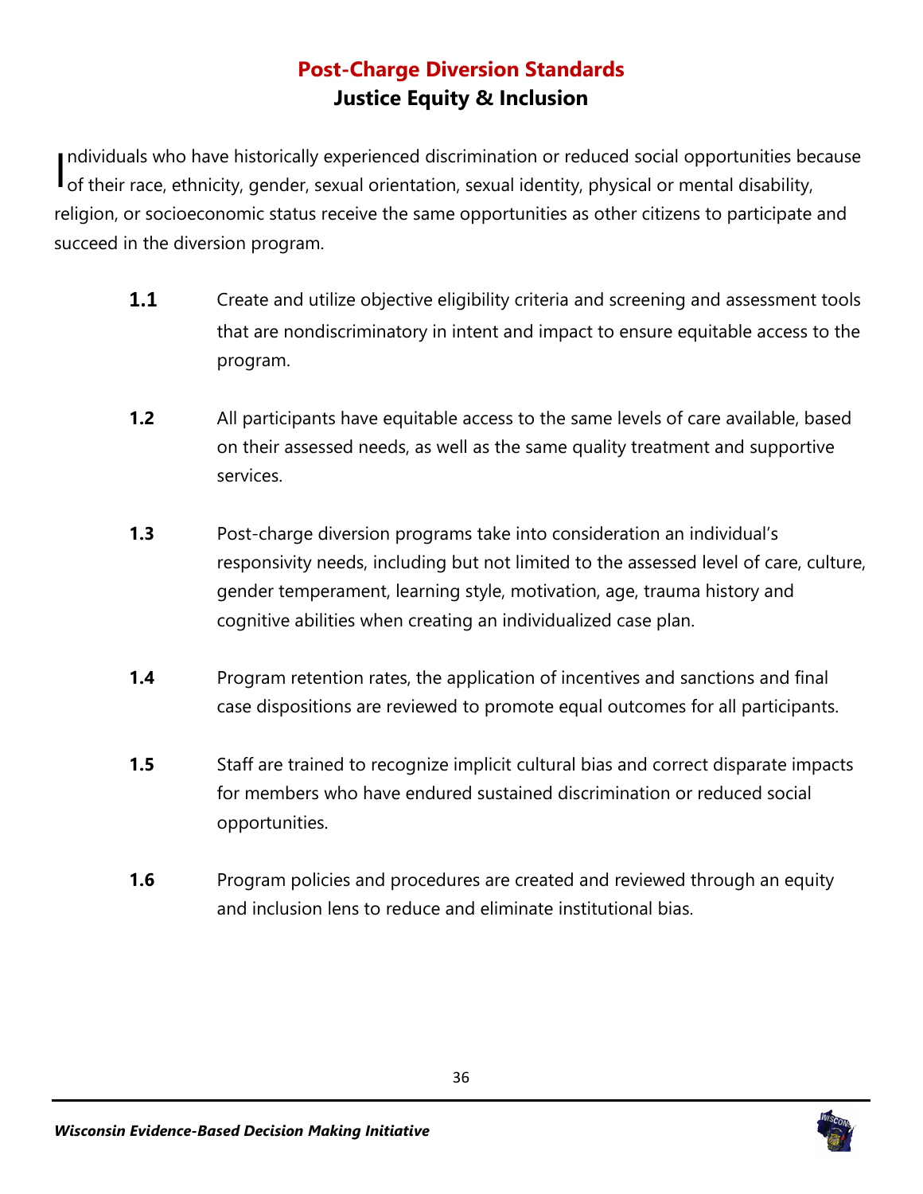# Post-Charge Diversion Standards

## Justice Equity & Inclusion

Individuals who have historically experienced discrimination or reduced social opportunities because of their race, ethnicity, gender, sexual orientation, sexual identity, physical or mental disability, religion, or socioeconomic status receive the same opportunities as other citizens to participate and succeed in the diversion program.

**1.1** Create and utilize objective eligibility criteria and screening and assessment tools that are nondiscriminatory in intent and impact to ensure equitable access to the program.

**1.2** All participants have equitable access to the same levels of care available, based on their assessed needs, as well as the same quality treatment and supportive services.

**1.3** Post-charge diversion programs take into consideration an individual's responsivity needs, including but not limited to the assessed level of care, culture, gender temperament, learning style, motivation, age, trauma history and cognitive abilities when creating an individualized case plan.

**1.4** Program retention rates, the application of incentives and sanctions and final case dispositions are reviewed to promote equal outcomes for all participants.

**1.5** Staff are trained to recognize implicit cultural bias and correct disparate impacts for members who have endured sustained discrimination or reduced social opportunities.

**1.6** Program policies and procedures are created and reviewed through an equity and inclusion lens to reduce and eliminate institutional bias.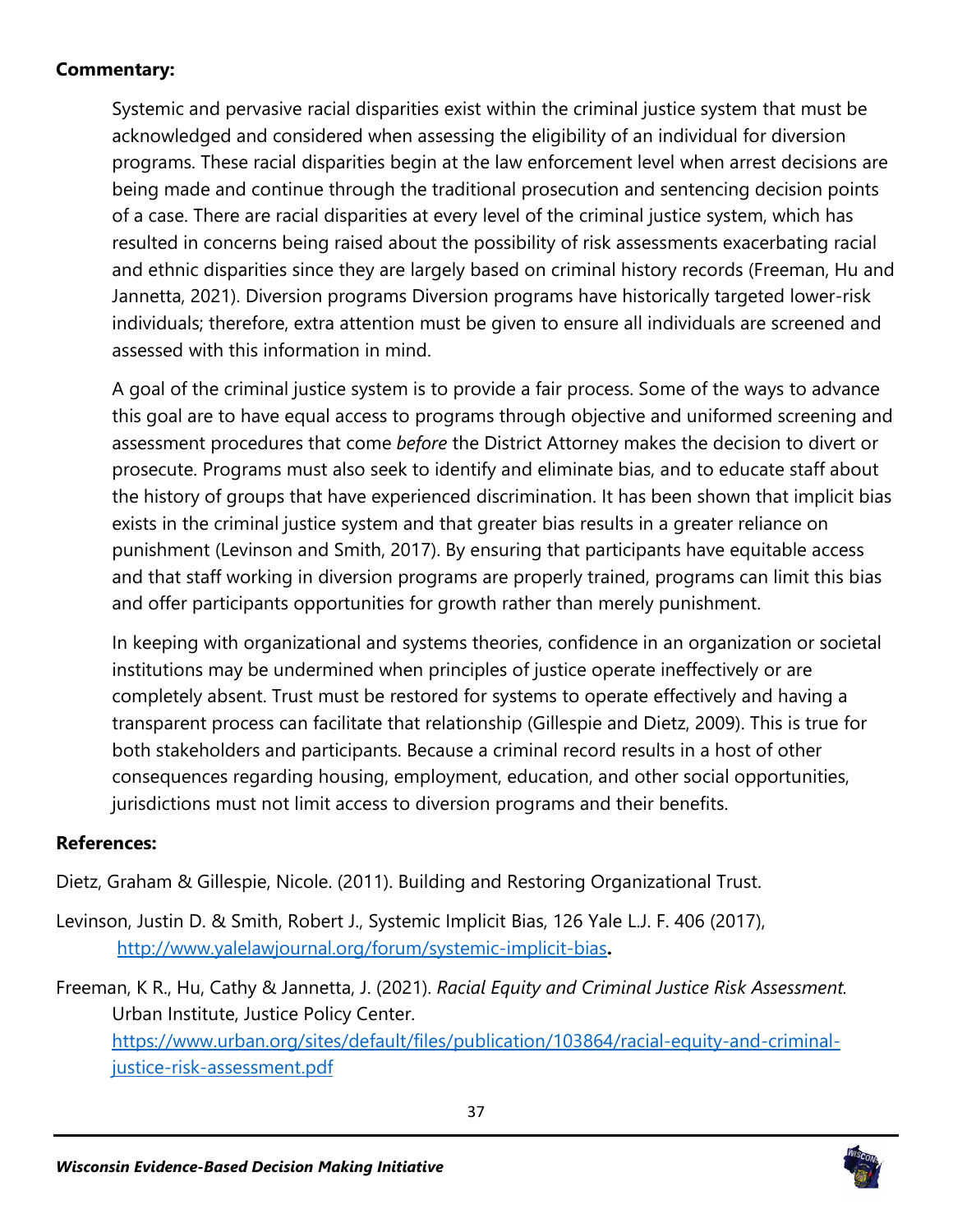**Commentary:**

Systemic and pervasive racial disparities exist within the criminal justice system that must be acknowledged and considered when assessing the eligibility of an individual for diversion programs. These racial disparities begin at the law enforcement level when arrest decisions are being made and continue through the traditional prosecution and sentencing decision points of a case. There are racial disparities at every level of the criminal justice system, which has resulted in concerns being raised about the possibility of risk assessments exacerbating racial and ethnic disparities since they are largely based on criminal history records (Freeman, Hu and Jannetta, 2021). Diversion programs Diversion programs have historically targeted lower-risk individuals; therefore, extra attention must be given to ensure all individuals are screened and assessed with this information in mind.

A goal of the criminal justice system is to provide a fair process. Some of the ways to advance this goal are to have equal access to programs through objective and uniformed screening and assessment procedures that come *before* the District Attorney makes the decision to divert or prosecute. Programs must also seek to identify and eliminate bias, and to educate staff about the history of groups that have experienced discrimination. It has been shown that implicit bias exists in the criminal justice system and that greater bias results in a greater reliance on punishment (Levinson and Smith, 2017). By ensuring that participants have equitable access and that staff working in diversion programs are properly trained, programs can limit this bias and offer participants opportunities for growth rather than merely punishment.

In keeping with organizational and systems theories, confidence in an organization or societal institutions may be undermined when principles of justice operate ineffectively or are completely absent. Trust must be restored for systems to operate effectively and having a transparent process can facilitate that relationship (Gillespie and Dietz, 2009). This is true for both stakeholders and participants. Because a criminal record results in a host of other consequences regarding housing, employment, education, and other social opportunities, jurisdictions must not limit access to diversion programs and their benefits.

**References:**

Dietz, Graham & Gillespie, Nicole. (2011). Building and Restoring Organizational Trust.

Levinson, Justin D. & Smith, Robert J., Systemic Implicit Bias, 126 Yale L.J. F. 406 (2017), http://www.yalelawjournal.org/forum/systemic-implicit-bias.

Freeman, K R., Hu, Cathy & Jannetta, J. (2021). *Racial Equity and Criminal Justice Risk Assessment.* Urban Institute, Justice Policy Center. https://www.urban.org/sites/default/files/publication/103864/racial-equity-and-criminal-justice-risk-assessment.pdf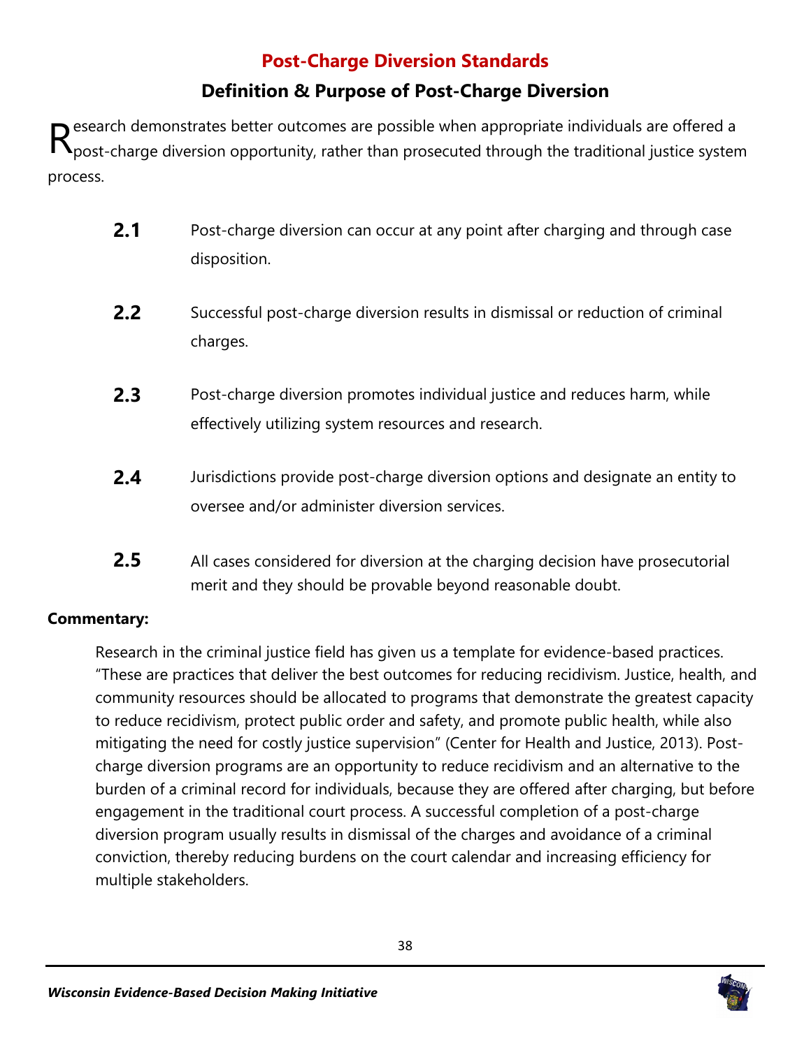## Post-Charge Diversion Standards

### Definition & Purpose of Post-Charge Diversion

Research demonstrates better outcomes are possible when appropriate individuals are offered a post-charge diversion opportunity, rather than prosecuted through the traditional justice system process.

**2.1** Post-charge diversion can occur at any point after charging and through case disposition.

**2.2** Successful post-charge diversion results in dismissal or reduction of criminal charges.

**2.3** Post-charge diversion promotes individual justice and reduces harm, while effectively utilizing system resources and research.

**2.4** Jurisdictions provide post-charge diversion options and designate an entity to oversee and/or administer diversion services.

**2.5** All cases considered for diversion at the charging decision have prosecutorial merit and they should be provable beyond reasonable doubt.

**Commentary:**

Research in the criminal justice field has given us a template for evidence-based practices. "These are practices that deliver the best outcomes for reducing recidivism. Justice, health, and community resources should be allocated to programs that demonstrate the greatest capacity to reduce recidivism, protect public order and safety, and promote public health, while also mitigating the need for costly justice supervision" (Center for Health and Justice, 2013). Post-charge diversion programs are an opportunity to reduce recidivism and an alternative to the burden of a criminal record for individuals, because they are offered after charging, but before engagement in the traditional court process. A successful completion of a post-charge diversion program usually results in dismissal of the charges and avoidance of a criminal conviction, thereby reducing burdens on the court calendar and increasing efficiency for multiple stakeholders.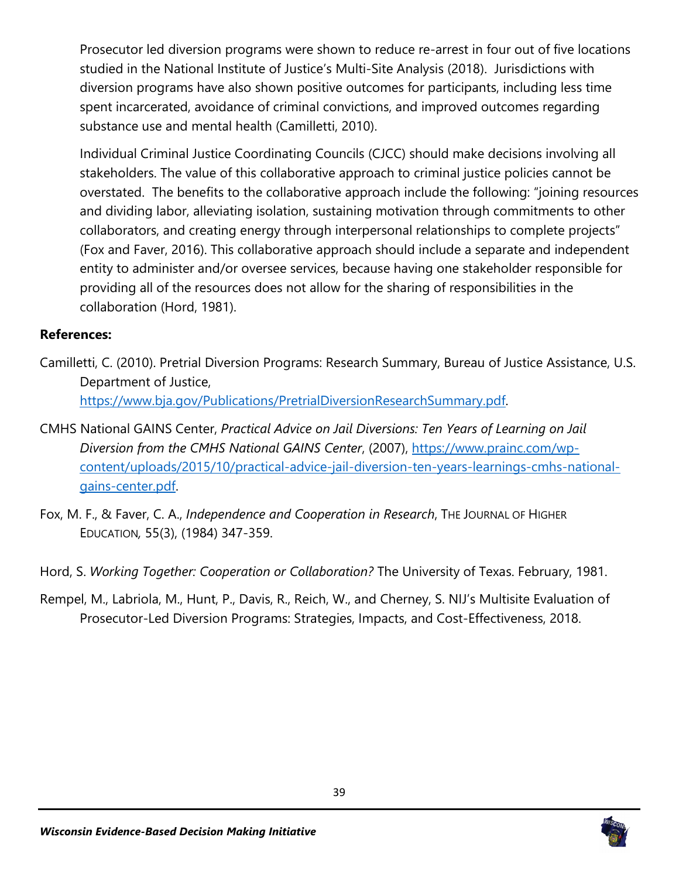Prosecutor led diversion programs were shown to reduce re-arrest in four out of five locations studied in the National Institute of Justice's Multi-Site Analysis (2018). Jurisdictions with diversion programs have also shown positive outcomes for participants, including less time spent incarcerated, avoidance of criminal convictions, and improved outcomes regarding substance use and mental health (Camilletti, 2010).

Individual Criminal Justice Coordinating Councils (CJCC) should make decisions involving all stakeholders. The value of this collaborative approach to criminal justice policies cannot be overstated. The benefits to the collaborative approach include the following: "joining resources and dividing labor, alleviating isolation, sustaining motivation through commitments to other collaborators, and creating energy through interpersonal relationships to complete projects" (Fox and Faver, 2016). This collaborative approach should include a separate and independent entity to administer and/or oversee services, because having one stakeholder responsible for providing all of the resources does not allow for the sharing of responsibilities in the collaboration (Hord, 1981).

**References:**

Camilletti, C. (2010). Pretrial Diversion Programs: Research Summary, Bureau of Justice Assistance, U.S. Department of Justice, https://www.bja.gov/Publications/PretrialDiversionResearchSummary.pdf.

CMHS National GAINS Center, *Practical Advice on Jail Diversions: Ten Years of Learning on Jail Diversion from the CMHS National GAINS Center*, (2007), https://www.prainc.com/wp-content/uploads/2015/10/practical-advice-jail-diversion-ten-years-learnings-cmhs-national-gains-center.pdf.

Fox, M. F., & Faver, C. A., *Independence and Cooperation in Research*, THE JOURNAL OF HIGHER EDUCATION, 55(3), (1984) 347-359.

Hord, S. *Working Together: Cooperation or Collaboration?* The University of Texas. February, 1981.

Rempel, M., Labriola, M., Hunt, P., Davis, R., Reich, W., and Cherney, S. NIJ's Multisite Evaluation of Prosecutor-Led Diversion Programs: Strategies, Impacts, and Cost-Effectiveness, 2018.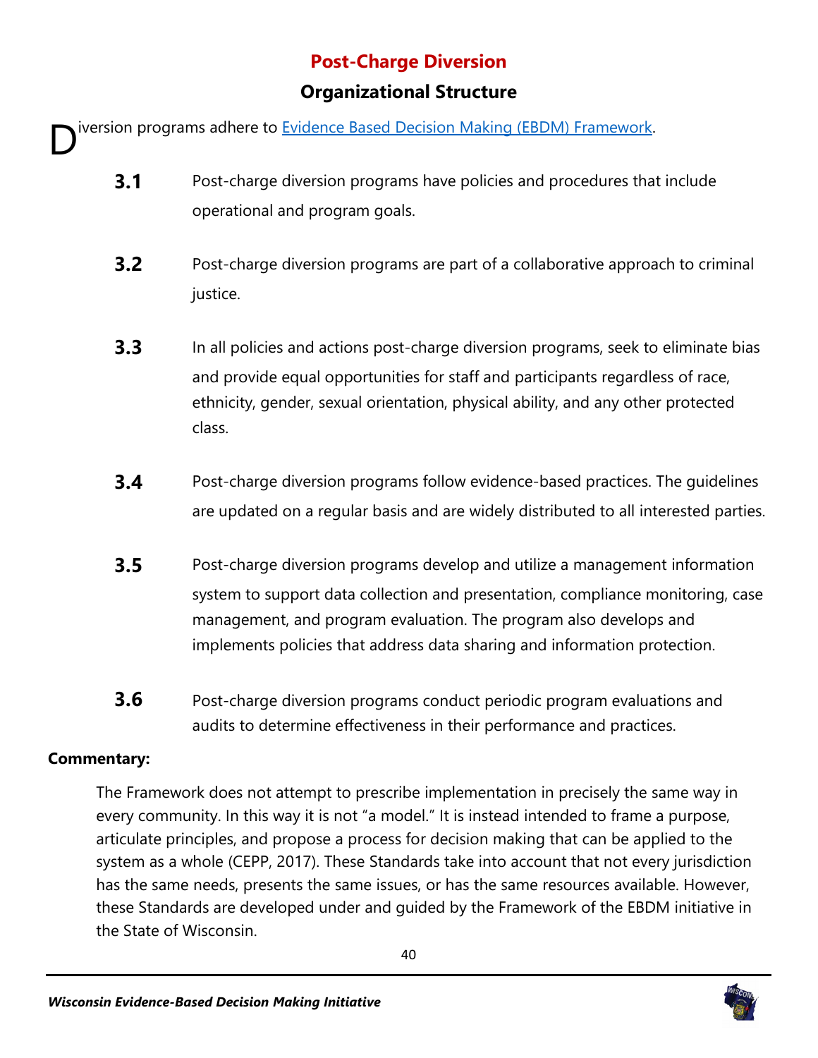## Post-Charge Diversion

### Organizational Structure

Diversion programs adhere to [Evidence Based Decision Making (EBDM) Framework](Evidence Based Decision Making (EBDM) Framework).

**3.1** Post-charge diversion programs have policies and procedures that include operational and program goals.

**3.2** Post-charge diversion programs are part of a collaborative approach to criminal justice.

**3.3** In all policies and actions post-charge diversion programs, seek to eliminate bias and provide equal opportunities for staff and participants regardless of race, ethnicity, gender, sexual orientation, physical ability, and any other protected class.

**3.4** Post-charge diversion programs follow evidence-based practices. The guidelines are updated on a regular basis and are widely distributed to all interested parties.

**3.5** Post-charge diversion programs develop and utilize a management information system to support data collection and presentation, compliance monitoring, case management, and program evaluation. The program also develops and implements policies that address data sharing and information protection.

**3.6** Post-charge diversion programs conduct periodic program evaluations and audits to determine effectiveness in their performance and practices.

**Commentary:**

The Framework does not attempt to prescribe implementation in precisely the same way in every community. In this way it is not "a model." It is instead intended to frame a purpose, articulate principles, and propose a process for decision making that can be applied to the system as a whole (CEPP, 2017). These Standards take into account that not every jurisdiction has the same needs, presents the same issues, or has the same resources available. However, these Standards are developed under and guided by the Framework of the EBDM initiative in the State of Wisconsin.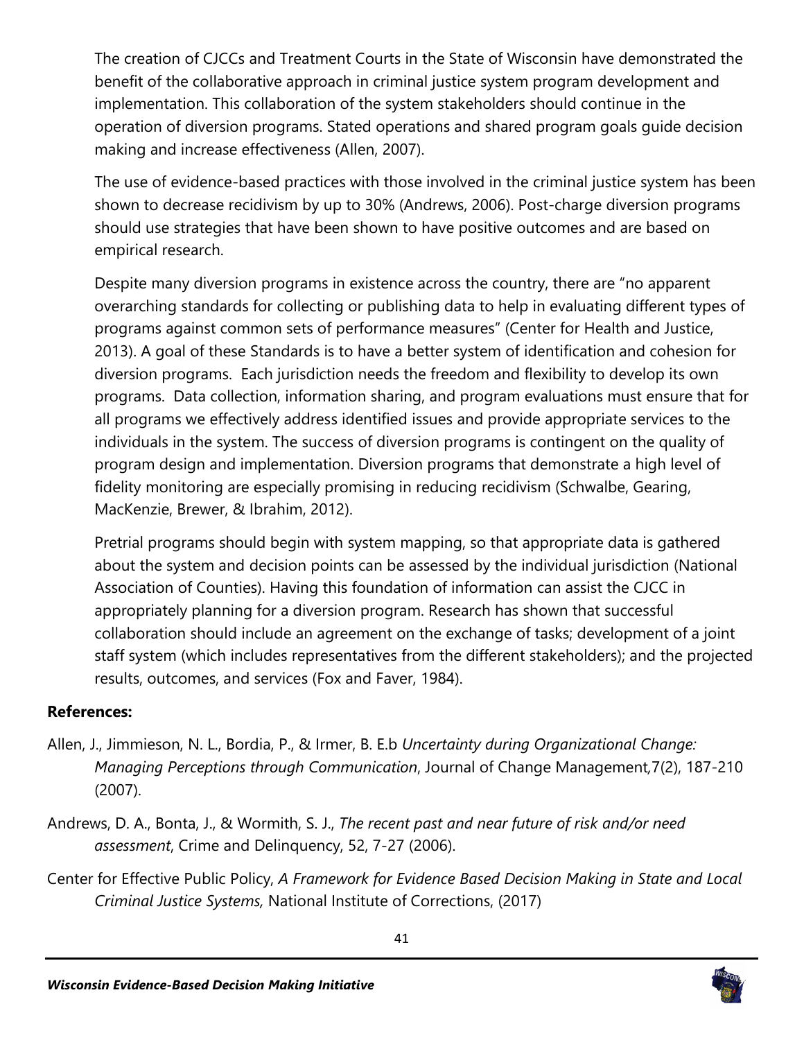The creation of CJCCs and Treatment Courts in the State of Wisconsin have demonstrated the benefit of the collaborative approach in criminal justice system program development and implementation. This collaboration of the system stakeholders should continue in the operation of diversion programs. Stated operations and shared program goals guide decision making and increase effectiveness (Allen, 2007).

The use of evidence-based practices with those involved in the criminal justice system has been shown to decrease recidivism by up to 30% (Andrews, 2006). Post-charge diversion programs should use strategies that have been shown to have positive outcomes and are based on empirical research.

Despite many diversion programs in existence across the country, there are "no apparent overarching standards for collecting or publishing data to help in evaluating different types of programs against common sets of performance measures" (Center for Health and Justice, 2013). A goal of these Standards is to have a better system of identification and cohesion for diversion programs. Each jurisdiction needs the freedom and flexibility to develop its own programs. Data collection, information sharing, and program evaluations must ensure that for all programs we effectively address identified issues and provide appropriate services to the individuals in the system. The success of diversion programs is contingent on the quality of program design and implementation. Diversion programs that demonstrate a high level of fidelity monitoring are especially promising in reducing recidivism (Schwalbe, Gearing, MacKenzie, Brewer, & Ibrahim, 2012).

Pretrial programs should begin with system mapping, so that appropriate data is gathered about the system and decision points can be assessed by the individual jurisdiction (National Association of Counties). Having this foundation of information can assist the CJCC in appropriately planning for a diversion program. Research has shown that successful collaboration should include an agreement on the exchange of tasks; development of a joint staff system (which includes representatives from the different stakeholders); and the projected results, outcomes, and services (Fox and Faver, 1984).

**References:**

Allen, J., Jimmieson, N. L., Bordia, P., & Irmer, B. E.b *Uncertainty during Organizational Change: Managing Perceptions through Communication*, Journal of Change Management,7(2), 187-210 (2007).

Andrews, D. A., Bonta, J., & Wormith, S. J., *The recent past and near future of risk and/or need assessment*, Crime and Delinquency, 52, 7-27 (2006).

Center for Effective Public Policy, *A Framework for Evidence Based Decision Making in State and Local Criminal Justice Systems,* National Institute of Corrections, (2017)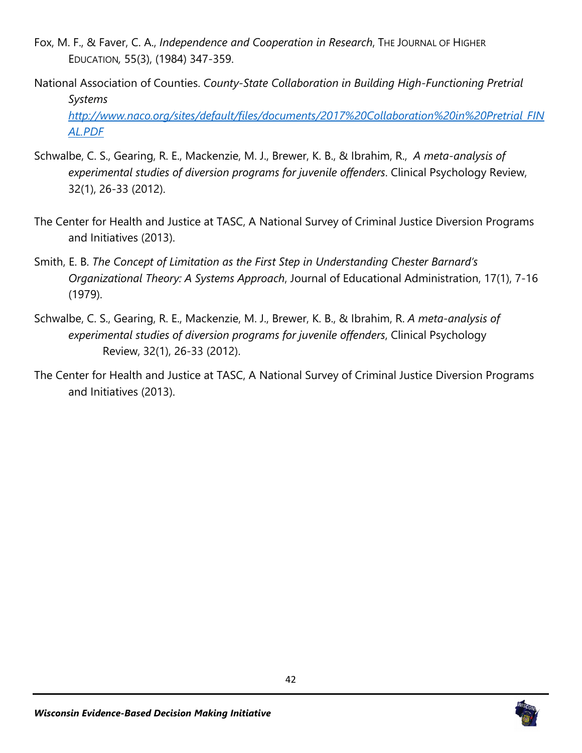Fox, M. F., & Faver, C. A., *Independence and Cooperation in Research*, THE JOURNAL OF HIGHER EDUCATION, 55(3), (1984) 347-359.

National Association of Counties. *County-State Collaboration in Building High-Functioning Pretrial Systems* [http://www.naco.org/sites/default/files/documents/2017%20Collaboration%20in%20Pretrial_FINAL.PDF](http://www.naco.org/sites/default/files/documents/2017%20Collaboration%20in%20Pretrial_FINAL.PDF)

Schwalbe, C. S., Gearing, R. E., Mackenzie, M. J., Brewer, K. B., & Ibrahim, R., *A meta-analysis of experimental studies of diversion programs for juvenile offenders*. Clinical Psychology Review, 32(1), 26-33 (2012).

The Center for Health and Justice at TASC, A National Survey of Criminal Justice Diversion Programs and Initiatives (2013).

Smith, E. B. *The Concept of Limitation as the First Step in Understanding Chester Barnard's Organizational Theory: A Systems Approach*, Journal of Educational Administration, 17(1), 7-16 (1979).

Schwalbe, C. S., Gearing, R. E., Mackenzie, M. J., Brewer, K. B., & Ibrahim, R. *A meta-analysis of experimental studies of diversion programs for juvenile offenders*, Clinical Psychology Review, 32(1), 26-33 (2012).

The Center for Health and Justice at TASC, A National Survey of Criminal Justice Diversion Programs and Initiatives (2013).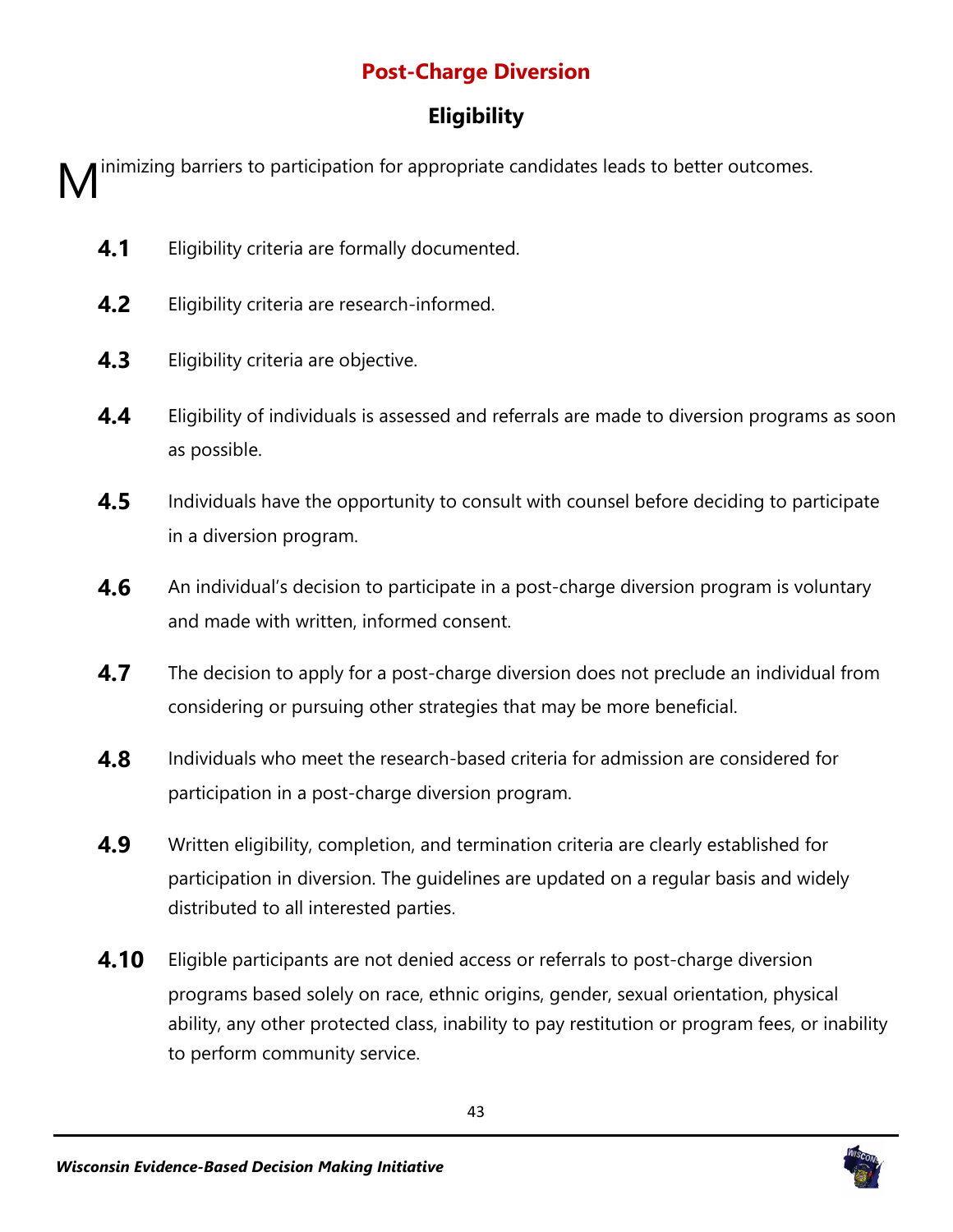## Post-Charge Diversion

### Eligibility

Minimizing barriers to participation for appropriate candidates leads to better outcomes.

**4.1** Eligibility criteria are formally documented.

**4.2** Eligibility criteria are research-informed.

**4.3** Eligibility criteria are objective.

**4.4** Eligibility of individuals is assessed and referrals are made to diversion programs as soon as possible.

**4.5** Individuals have the opportunity to consult with counsel before deciding to participate in a diversion program.

**4.6** An individual's decision to participate in a post-charge diversion program is voluntary and made with written, informed consent.

**4.7** The decision to apply for a post-charge diversion does not preclude an individual from considering or pursuing other strategies that may be more beneficial.

**4.8** Individuals who meet the research-based criteria for admission are considered for participation in a post-charge diversion program.

**4.9** Written eligibility, completion, and termination criteria are clearly established for participation in diversion. The guidelines are updated on a regular basis and widely distributed to all interested parties.

**4.10** Eligible participants are not denied access or referrals to post-charge diversion programs based solely on race, ethnic origins, gender, sexual orientation, physical ability, any other protected class, inability to pay restitution or program fees, or inability to perform community service.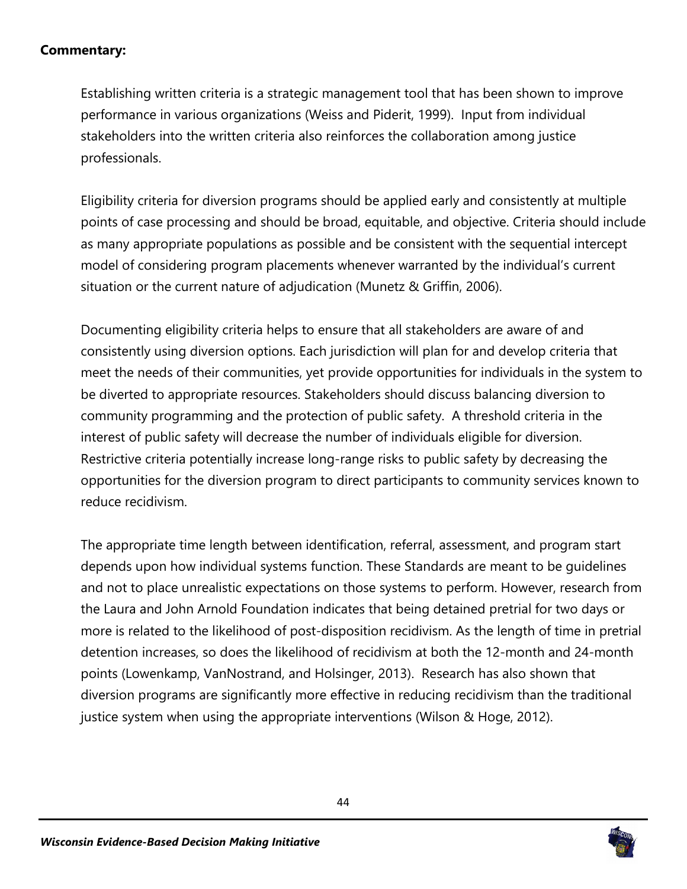**Commentary:**

Establishing written criteria is a strategic management tool that has been shown to improve performance in various organizations (Weiss and Piderit, 1999). Input from individual stakeholders into the written criteria also reinforces the collaboration among justice professionals.

Eligibility criteria for diversion programs should be applied early and consistently at multiple points of case processing and should be broad, equitable, and objective. Criteria should include as many appropriate populations as possible and be consistent with the sequential intercept model of considering program placements whenever warranted by the individual's current situation or the current nature of adjudication (Munetz & Griffin, 2006).

Documenting eligibility criteria helps to ensure that all stakeholders are aware of and consistently using diversion options. Each jurisdiction will plan for and develop criteria that meet the needs of their communities, yet provide opportunities for individuals in the system to be diverted to appropriate resources. Stakeholders should discuss balancing diversion to community programming and the protection of public safety. A threshold criteria in the interest of public safety will decrease the number of individuals eligible for diversion. Restrictive criteria potentially increase long-range risks to public safety by decreasing the opportunities for the diversion program to direct participants to community services known to reduce recidivism.

The appropriate time length between identification, referral, assessment, and program start depends upon how individual systems function. These Standards are meant to be guidelines and not to place unrealistic expectations on those systems to perform. However, research from the Laura and John Arnold Foundation indicates that being detained pretrial for two days or more is related to the likelihood of post-disposition recidivism. As the length of time in pretrial detention increases, so does the likelihood of recidivism at both the 12-month and 24-month points (Lowenkamp, VanNostrand, and Holsinger, 2013). Research has also shown that diversion programs are significantly more effective in reducing recidivism than the traditional justice system when using the appropriate interventions (Wilson & Hoge, 2012).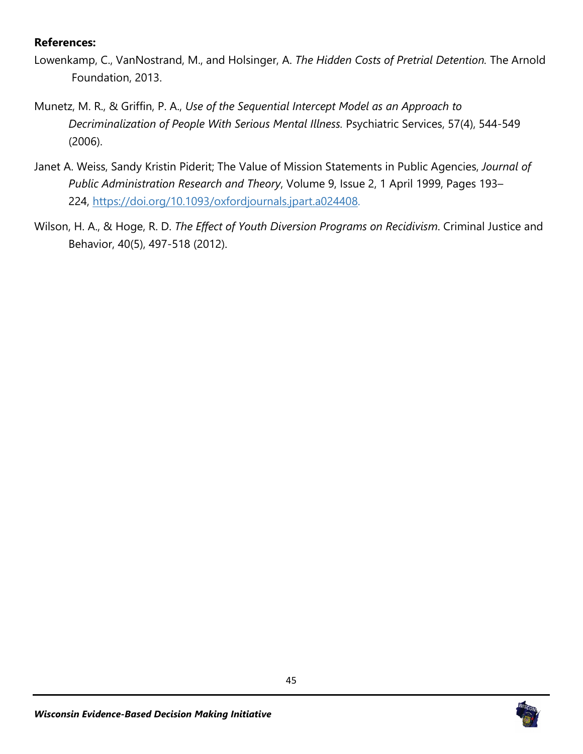**References:**

Lowenkamp, C., VanNostrand, M., and Holsinger, A. *The Hidden Costs of Pretrial Detention.* The Arnold Foundation, 2013.

Munetz, M. R., & Griffin, P. A., *Use of the Sequential Intercept Model as an Approach to Decriminalization of People With Serious Mental Illness.* Psychiatric Services, 57(4), 544-549 (2006).

Janet A. Weiss, Sandy Kristin Piderit; The Value of Mission Statements in Public Agencies, *Journal of Public Administration Research and Theory*, Volume 9, Issue 2, 1 April 1999, Pages 193–224, [https://doi.org/10.1093/oxfordjournals.jpart.a024408](https://doi.org/10.1093/oxfordjournals.jpart.a024408).

Wilson, H. A., & Hoge, R. D. *The Effect of Youth Diversion Programs on Recidivism*. Criminal Justice and Behavior, 40(5), 497-518 (2012).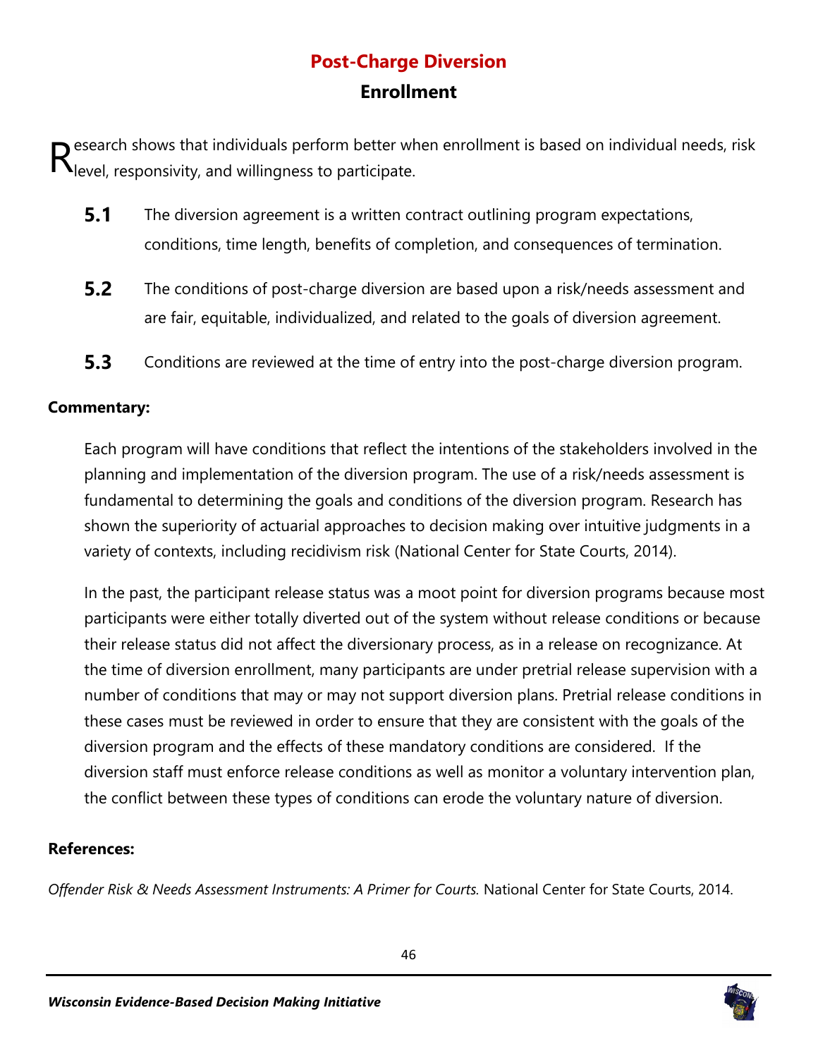## Post-Charge Diversion

### Enrollment

Research shows that individuals perform better when enrollment is based on individual needs, risk level, responsivity, and willingness to participate.

**5.1** The diversion agreement is a written contract outlining program expectations, conditions, time length, benefits of completion, and consequences of termination.

**5.2** The conditions of post-charge diversion are based upon a risk/needs assessment and are fair, equitable, individualized, and related to the goals of diversion agreement.

**5.3** Conditions are reviewed at the time of entry into the post-charge diversion program.

**Commentary:**

Each program will have conditions that reflect the intentions of the stakeholders involved in the planning and implementation of the diversion program. The use of a risk/needs assessment is fundamental to determining the goals and conditions of the diversion program. Research has shown the superiority of actuarial approaches to decision making over intuitive judgments in a variety of contexts, including recidivism risk (National Center for State Courts, 2014).

In the past, the participant release status was a moot point for diversion programs because most participants were either totally diverted out of the system without release conditions or because their release status did not affect the diversionary process, as in a release on recognizance. At the time of diversion enrollment, many participants are under pretrial release supervision with a number of conditions that may or may not support diversion plans. Pretrial release conditions in these cases must be reviewed in order to ensure that they are consistent with the goals of the diversion program and the effects of these mandatory conditions are considered. If the diversion staff must enforce release conditions as well as monitor a voluntary intervention plan, the conflict between these types of conditions can erode the voluntary nature of diversion.

**References:**

*Offender Risk & Needs Assessment Instruments: A Primer for Courts.* National Center for State Courts, 2014.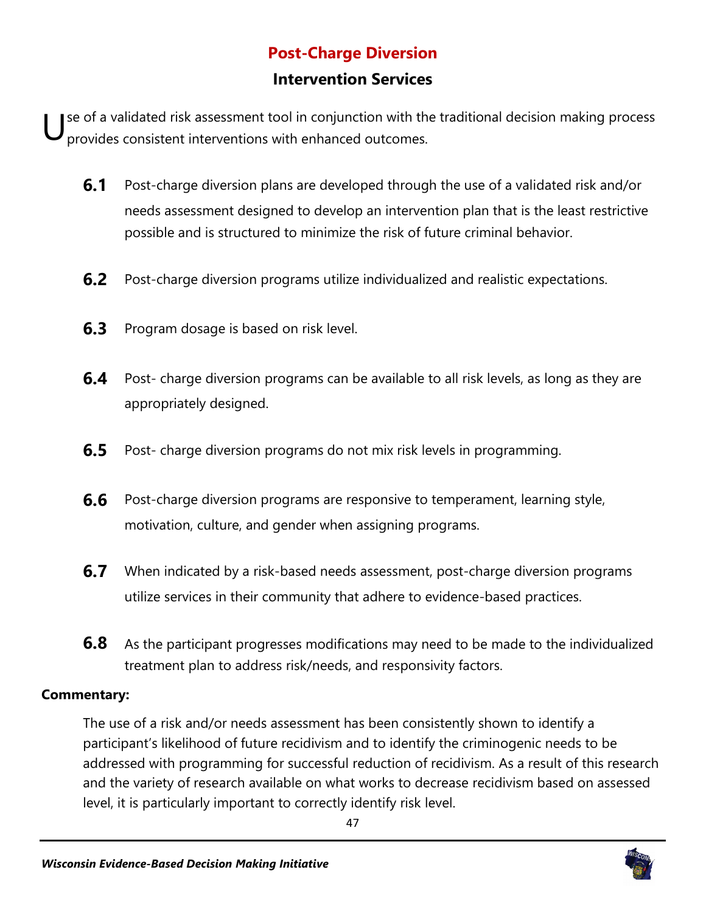## Post-Charge Diversion

### Intervention Services

Use of a validated risk assessment tool in conjunction with the traditional decision making process provides consistent interventions with enhanced outcomes.

**6.1** Post-charge diversion plans are developed through the use of a validated risk and/or needs assessment designed to develop an intervention plan that is the least restrictive possible and is structured to minimize the risk of future criminal behavior.

**6.2** Post-charge diversion programs utilize individualized and realistic expectations.

**6.3** Program dosage is based on risk level.

**6.4** Post- charge diversion programs can be available to all risk levels, as long as they are appropriately designed.

**6.5** Post- charge diversion programs do not mix risk levels in programming.

**6.6** Post-charge diversion programs are responsive to temperament, learning style, motivation, culture, and gender when assigning programs.

**6.7** When indicated by a risk-based needs assessment, post-charge diversion programs utilize services in their community that adhere to evidence-based practices.

**6.8** As the participant progresses modifications may need to be made to the individualized treatment plan to address risk/needs, and responsivity factors.

**Commentary:**

The use of a risk and/or needs assessment has been consistently shown to identify a participant's likelihood of future recidivism and to identify the criminogenic needs to be addressed with programming for successful reduction of recidivism. As a result of this research and the variety of research available on what works to decrease recidivism based on assessed level, it is particularly important to correctly identify risk level.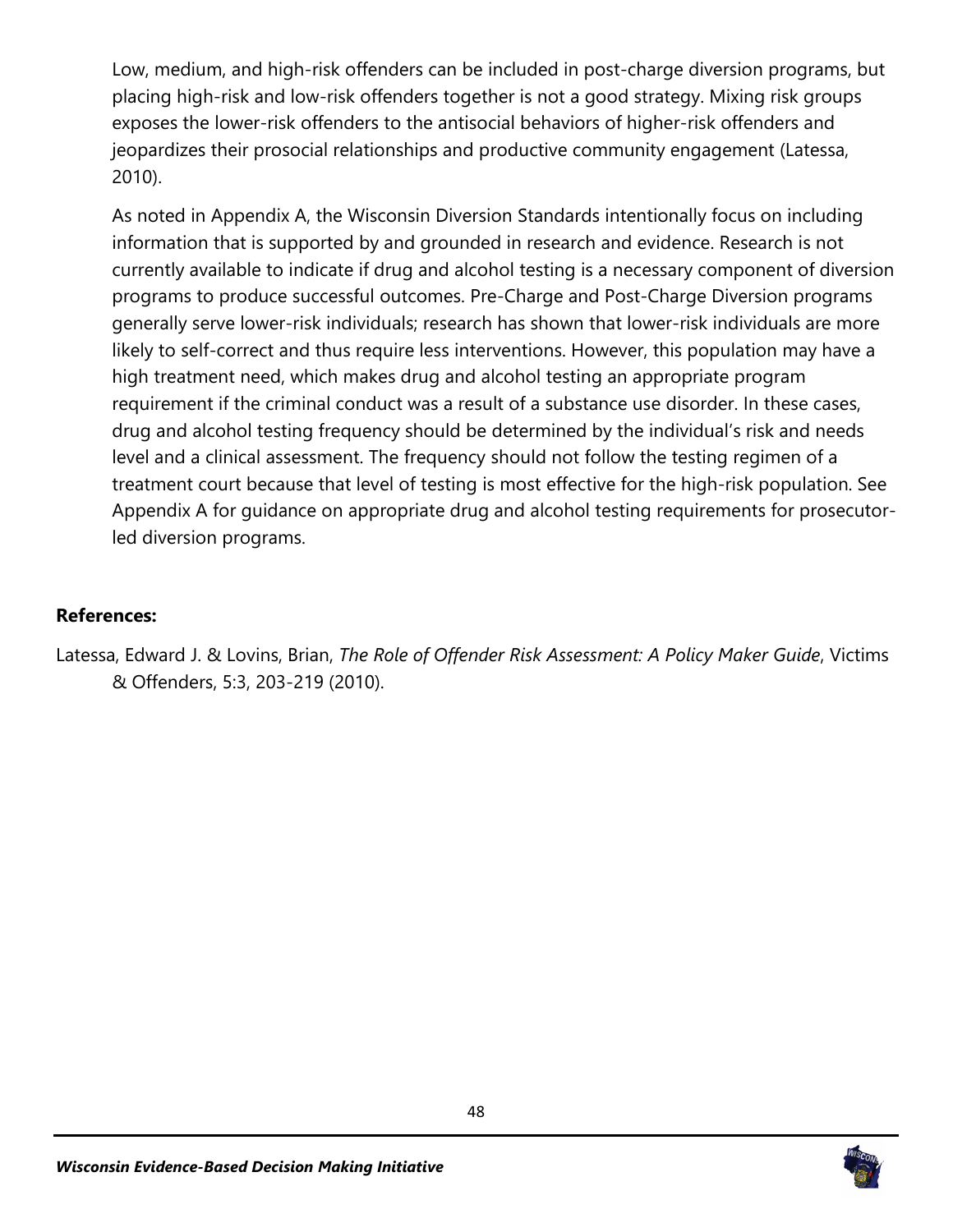Low, medium, and high-risk offenders can be included in post-charge diversion programs, but placing high-risk and low-risk offenders together is not a good strategy. Mixing risk groups exposes the lower-risk offenders to the antisocial behaviors of higher-risk offenders and jeopardizes their prosocial relationships and productive community engagement (Latessa, 2010).

As noted in Appendix A, the Wisconsin Diversion Standards intentionally focus on including information that is supported by and grounded in research and evidence. Research is not currently available to indicate if drug and alcohol testing is a necessary component of diversion programs to produce successful outcomes. Pre-Charge and Post-Charge Diversion programs generally serve lower-risk individuals; research has shown that lower-risk individuals are more likely to self-correct and thus require less interventions. However, this population may have a high treatment need, which makes drug and alcohol testing an appropriate program requirement if the criminal conduct was a result of a substance use disorder. In these cases, drug and alcohol testing frequency should be determined by the individual's risk and needs level and a clinical assessment. The frequency should not follow the testing regimen of a treatment court because that level of testing is most effective for the high-risk population. See Appendix A for guidance on appropriate drug and alcohol testing requirements for prosecutor-led diversion programs.

**References:**

Latessa, Edward J. & Lovins, Brian, *The Role of Offender Risk Assessment: A Policy Maker Guide*, Victims & Offenders, 5:3, 203-219 (2010).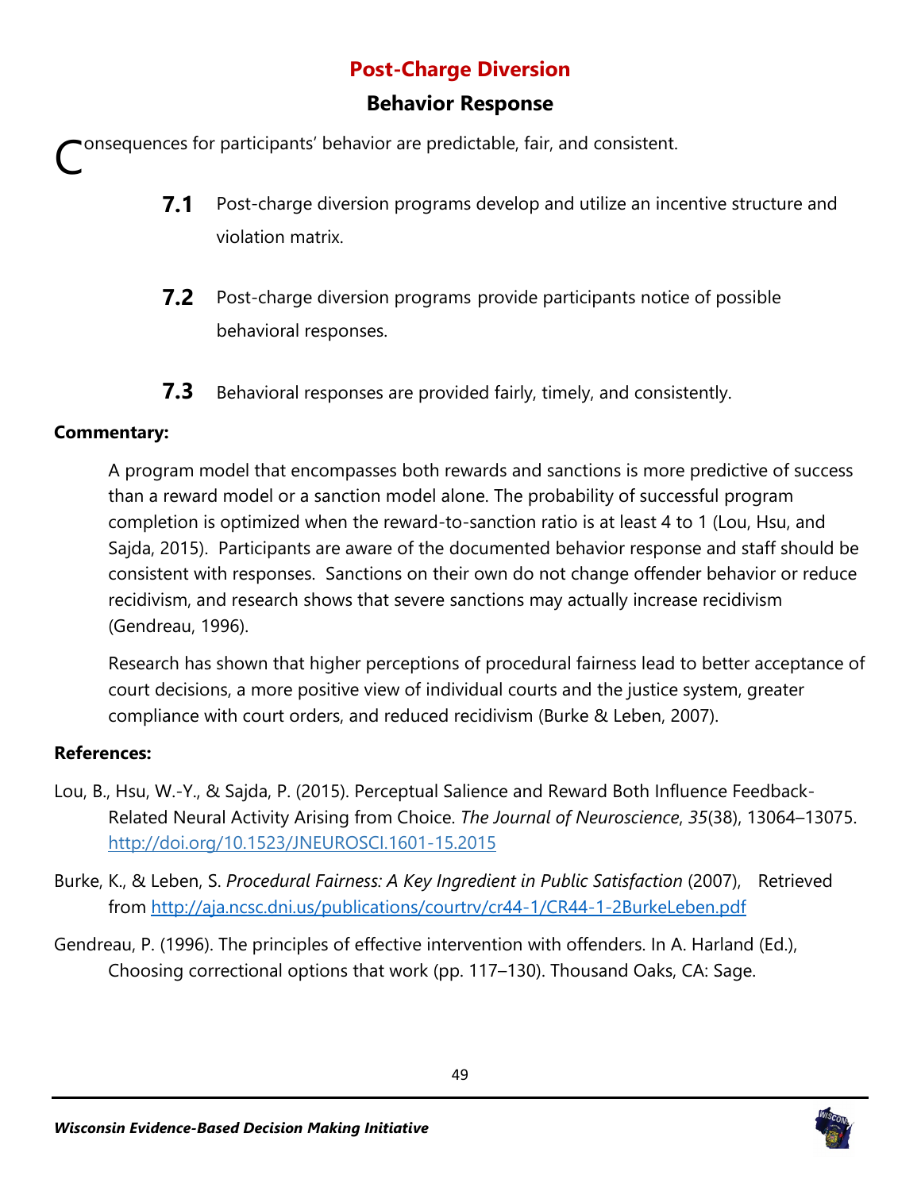## Post-Charge Diversion

### Behavior Response

Consequences for participants' behavior are predictable, fair, and consistent.

**7.1** Post-charge diversion programs develop and utilize an incentive structure and violation matrix.

**7.2** Post-charge diversion programs provide participants notice of possible behavioral responses.

**7.3** Behavioral responses are provided fairly, timely, and consistently.

**Commentary:**

A program model that encompasses both rewards and sanctions is more predictive of success than a reward model or a sanction model alone. The probability of successful program completion is optimized when the reward-to-sanction ratio is at least 4 to 1 (Lou, Hsu, and Sajda, 2015). Participants are aware of the documented behavior response and staff should be consistent with responses. Sanctions on their own do not change offender behavior or reduce recidivism, and research shows that severe sanctions may actually increase recidivism (Gendreau, 1996).

Research has shown that higher perceptions of procedural fairness lead to better acceptance of court decisions, a more positive view of individual courts and the justice system, greater compliance with court orders, and reduced recidivism (Burke & Leben, 2007).

**References:**

Lou, B., Hsu, W.-Y., & Sajda, P. (2015). Perceptual Salience and Reward Both Influence Feedback-Related Neural Activity Arising from Choice. *The Journal of Neuroscience*, *35*(38), 13064–13075. http://doi.org/10.1523/JNEUROSCI.1601-15.2015

Burke, K., & Leben, S. *Procedural Fairness: A Key Ingredient in Public Satisfaction* (2007), Retrieved from http://aja.ncsc.dni.us/publications/courtrv/cr44-1/CR44-1-2BurkeLeben.pdf

Gendreau, P. (1996). The principles of effective intervention with offenders. In A. Harland (Ed.), Choosing correctional options that work (pp. 117–130). Thousand Oaks, CA: Sage.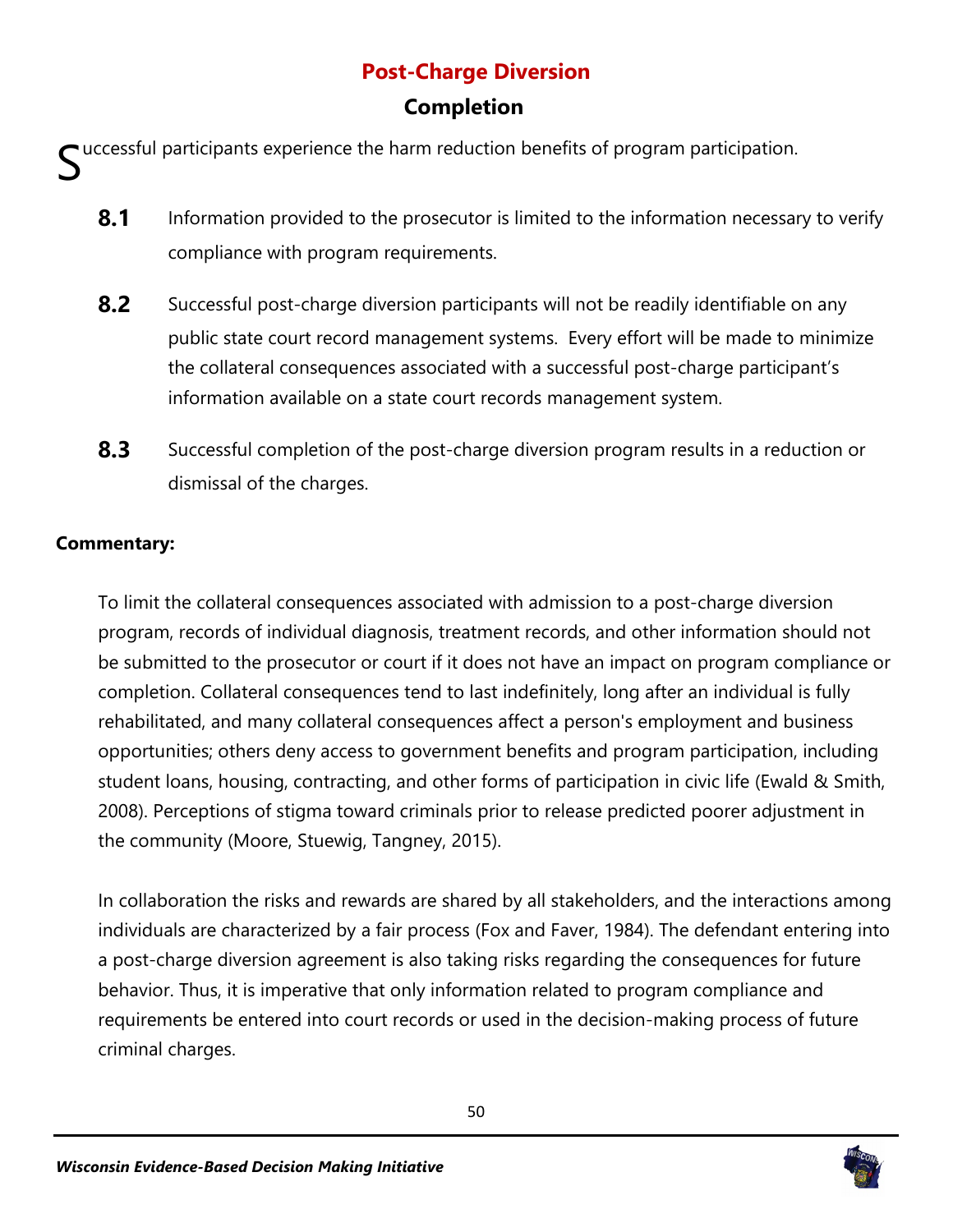## Post-Charge Diversion

### Completion

Successful participants experience the harm reduction benefits of program participation.

**8.1** Information provided to the prosecutor is limited to the information necessary to verify compliance with program requirements.

**8.2** Successful post-charge diversion participants will not be readily identifiable on any public state court record management systems. Every effort will be made to minimize the collateral consequences associated with a successful post-charge participant's information available on a state court records management system.

**8.3** Successful completion of the post-charge diversion program results in a reduction or dismissal of the charges.

**Commentary:**

To limit the collateral consequences associated with admission to a post-charge diversion program, records of individual diagnosis, treatment records, and other information should not be submitted to the prosecutor or court if it does not have an impact on program compliance or completion. Collateral consequences tend to last indefinitely, long after an individual is fully rehabilitated, and many collateral consequences affect a person's employment and business opportunities; others deny access to government benefits and program participation, including student loans, housing, contracting, and other forms of participation in civic life (Ewald & Smith, 2008). Perceptions of stigma toward criminals prior to release predicted poorer adjustment in the community (Moore, Stuewig, Tangney, 2015).

In collaboration the risks and rewards are shared by all stakeholders, and the interactions among individuals are characterized by a fair process (Fox and Faver, 1984). The defendant entering into a post-charge diversion agreement is also taking risks regarding the consequences for future behavior. Thus, it is imperative that only information related to program compliance and requirements be entered into court records or used in the decision-making process of future criminal charges.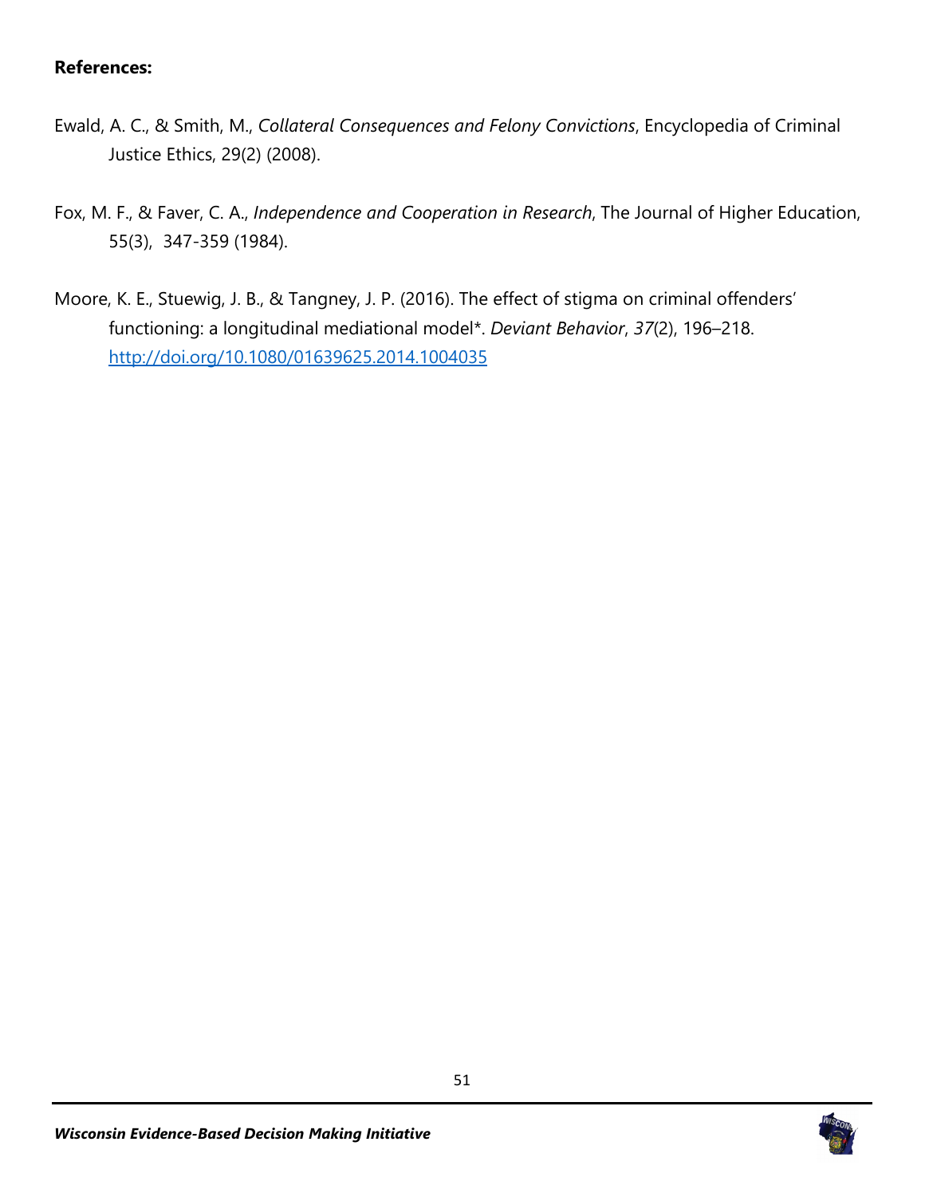**References:**

Ewald, A. C., & Smith, M., *Collateral Consequences and Felony Convictions*, Encyclopedia of Criminal Justice Ethics, 29(2) (2008).

Fox, M. F., & Faver, C. A., *Independence and Cooperation in Research*, The Journal of Higher Education, 55(3), 347-359 (1984).

Moore, K. E., Stuewig, J. B., & Tangney, J. P. (2016). The effect of stigma on criminal offenders' functioning: a longitudinal mediational model*. *Deviant Behavior*, *37*(2), 196–218. http://doi.org/10.1080/01639625.2014.1004035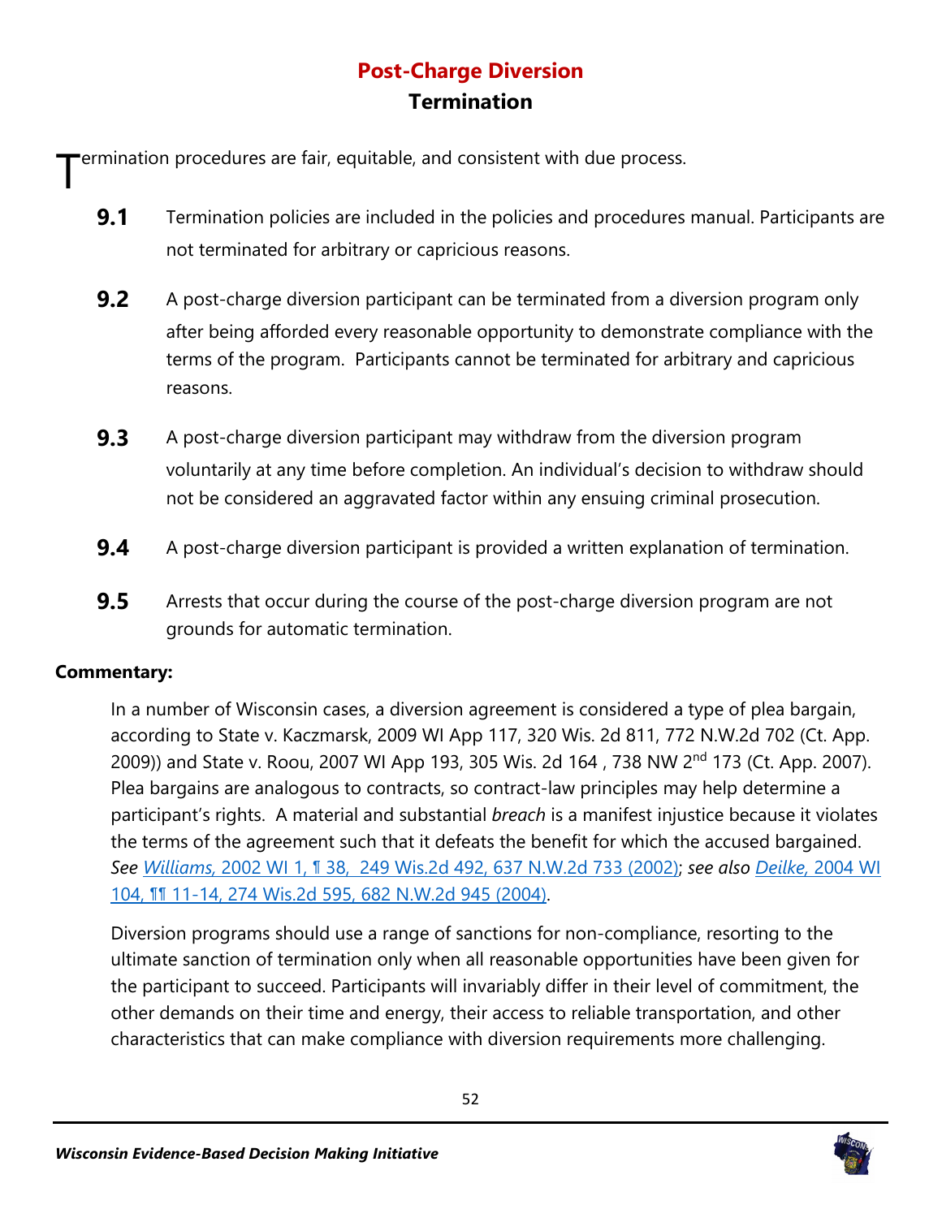## Post-Charge Diversion

### Termination

Termination procedures are fair, equitable, and consistent with due process.

**9.1** Termination policies are included in the policies and procedures manual. Participants are not terminated for arbitrary or capricious reasons.

**9.2** A post-charge diversion participant can be terminated from a diversion program only after being afforded every reasonable opportunity to demonstrate compliance with the terms of the program. Participants cannot be terminated for arbitrary and capricious reasons.

**9.3** A post-charge diversion participant may withdraw from the diversion program voluntarily at any time before completion. An individual's decision to withdraw should not be considered an aggravated factor within any ensuing criminal prosecution.

**9.4** A post-charge diversion participant is provided a written explanation of termination.

**9.5** Arrests that occur during the course of the post-charge diversion program are not grounds for automatic termination.

**Commentary:**

In a number of Wisconsin cases, a diversion agreement is considered a type of plea bargain, according to State v. Kaczmarsk, 2009 WI App 117, 320 Wis. 2d 811, 772 N.W.2d 702 (Ct. App. 2009)) and State v. Roou, 2007 WI App 193, 305 Wis. 2d 164 , 738 NW 2nd 173 (Ct. App. 2007). Plea bargains are analogous to contracts, so contract-law principles may help determine a participant's rights. A material and substantial *breach* is a manifest injustice because it violates the terms of the agreement such that it defeats the benefit for which the accused bargained. *See Williams,* 2002 WI 1, ¶ 38, 249 Wis.2d 492, 637 N.W.2d 733 (2002); *see also Deilke,* 2004 WI 104, ¶¶ 11-14, 274 Wis.2d 595, 682 N.W.2d 945 (2004).

Diversion programs should use a range of sanctions for non-compliance, resorting to the ultimate sanction of termination only when all reasonable opportunities have been given for the participant to succeed. Participants will invariably differ in their level of commitment, the other demands on their time and energy, their access to reliable transportation, and other characteristics that can make compliance with diversion requirements more challenging.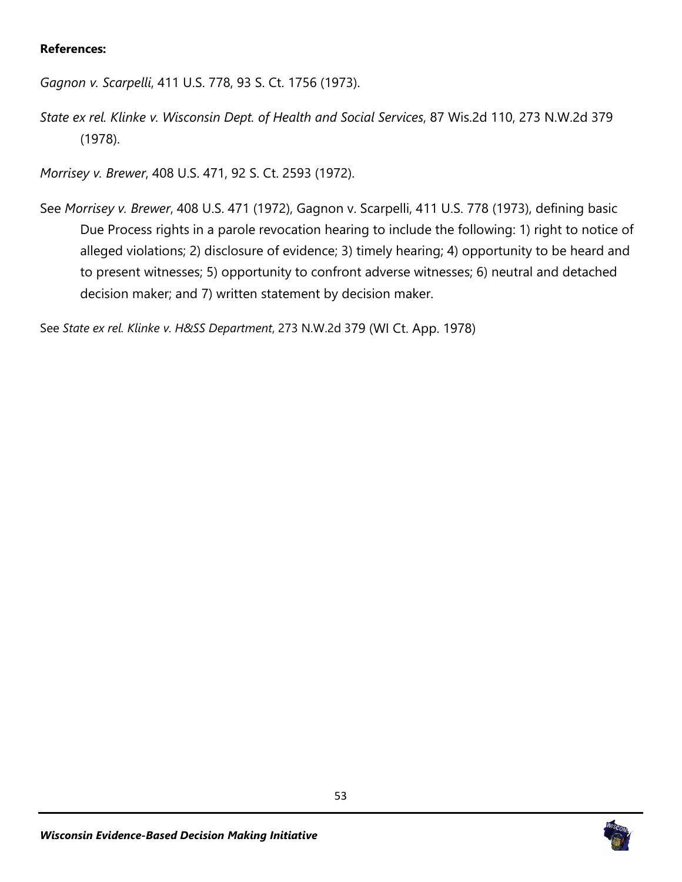**References:**

*Gagnon v. Scarpelli*, 411 U.S. 778, 93 S. Ct. 1756 (1973).

*State ex rel. Klinke v. Wisconsin Dept. of Health and Social Services*, 87 Wis.2d 110, 273 N.W.2d 379 (1978).

*Morrisey v. Brewer*, 408 U.S. 471, 92 S. Ct. 2593 (1972).

See *Morrisey v. Brewer*, 408 U.S. 471 (1972), Gagnon v. Scarpelli, 411 U.S. 778 (1973), defining basic Due Process rights in a parole revocation hearing to include the following: 1) right to notice of alleged violations; 2) disclosure of evidence; 3) timely hearing; 4) opportunity to be heard and to present witnesses; 5) opportunity to confront adverse witnesses; 6) neutral and detached decision maker; and 7) written statement by decision maker.

See *State ex rel. Klinke v. H&SS Department*, 273 N.W.2d 379 (WI Ct. App. 1978)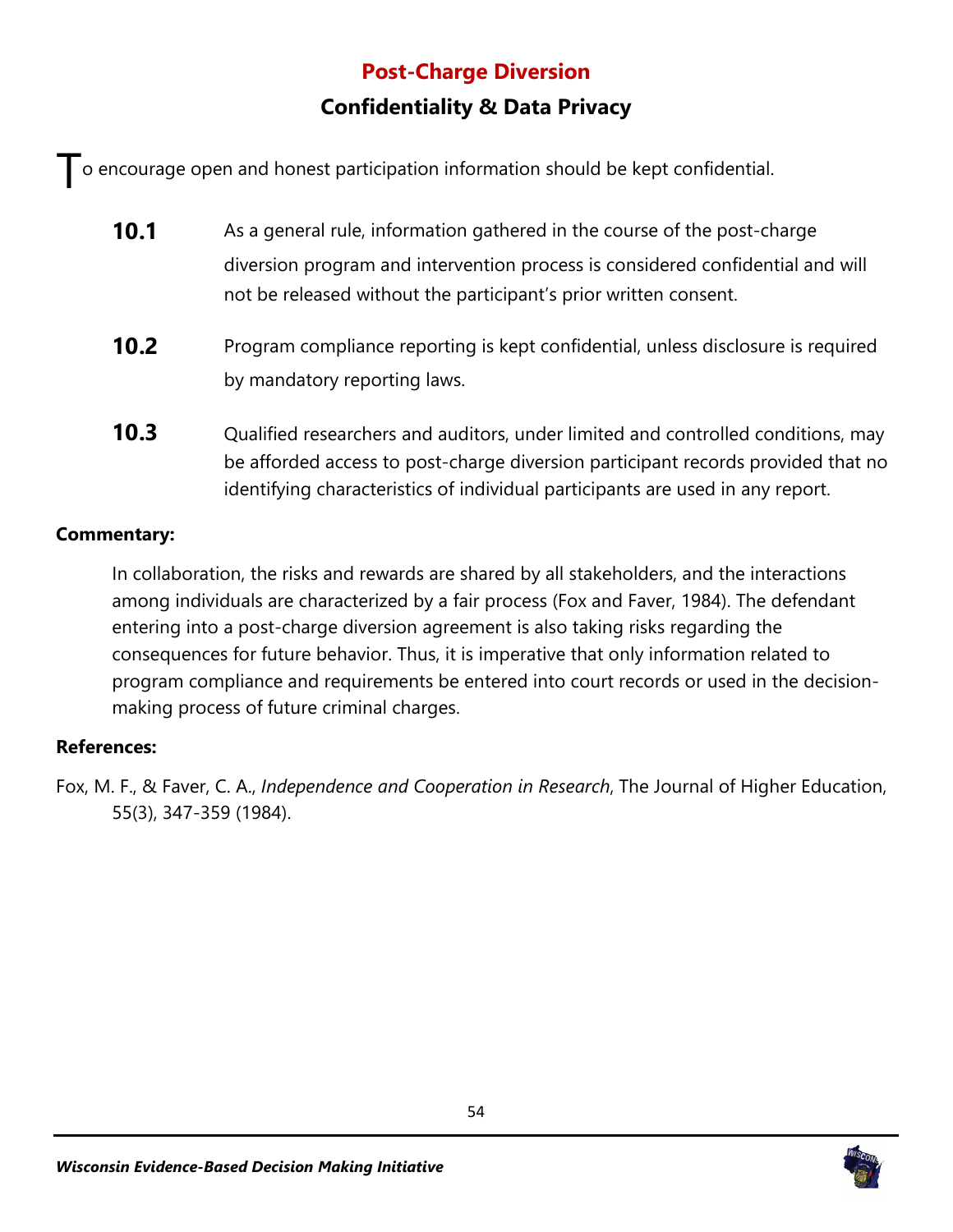# Post-Charge Diversion

## Confidentiality & Data Privacy

To encourage open and honest participation information should be kept confidential.

**10.1** As a general rule, information gathered in the course of the post-charge diversion program and intervention process is considered confidential and will not be released without the participant's prior written consent.

**10.2** Program compliance reporting is kept confidential, unless disclosure is required by mandatory reporting laws.

**10.3** Qualified researchers and auditors, under limited and controlled conditions, may be afforded access to post-charge diversion participant records provided that no identifying characteristics of individual participants are used in any report.

**Commentary:**

In collaboration, the risks and rewards are shared by all stakeholders, and the interactions among individuals are characterized by a fair process (Fox and Faver, 1984). The defendant entering into a post-charge diversion agreement is also taking risks regarding the consequences for future behavior. Thus, it is imperative that only information related to program compliance and requirements be entered into court records or used in the decision-making process of future criminal charges.

**References:**

Fox, M. F., & Faver, C. A., *Independence and Cooperation in Research*, The Journal of Higher Education, 55(3), 347-359 (1984).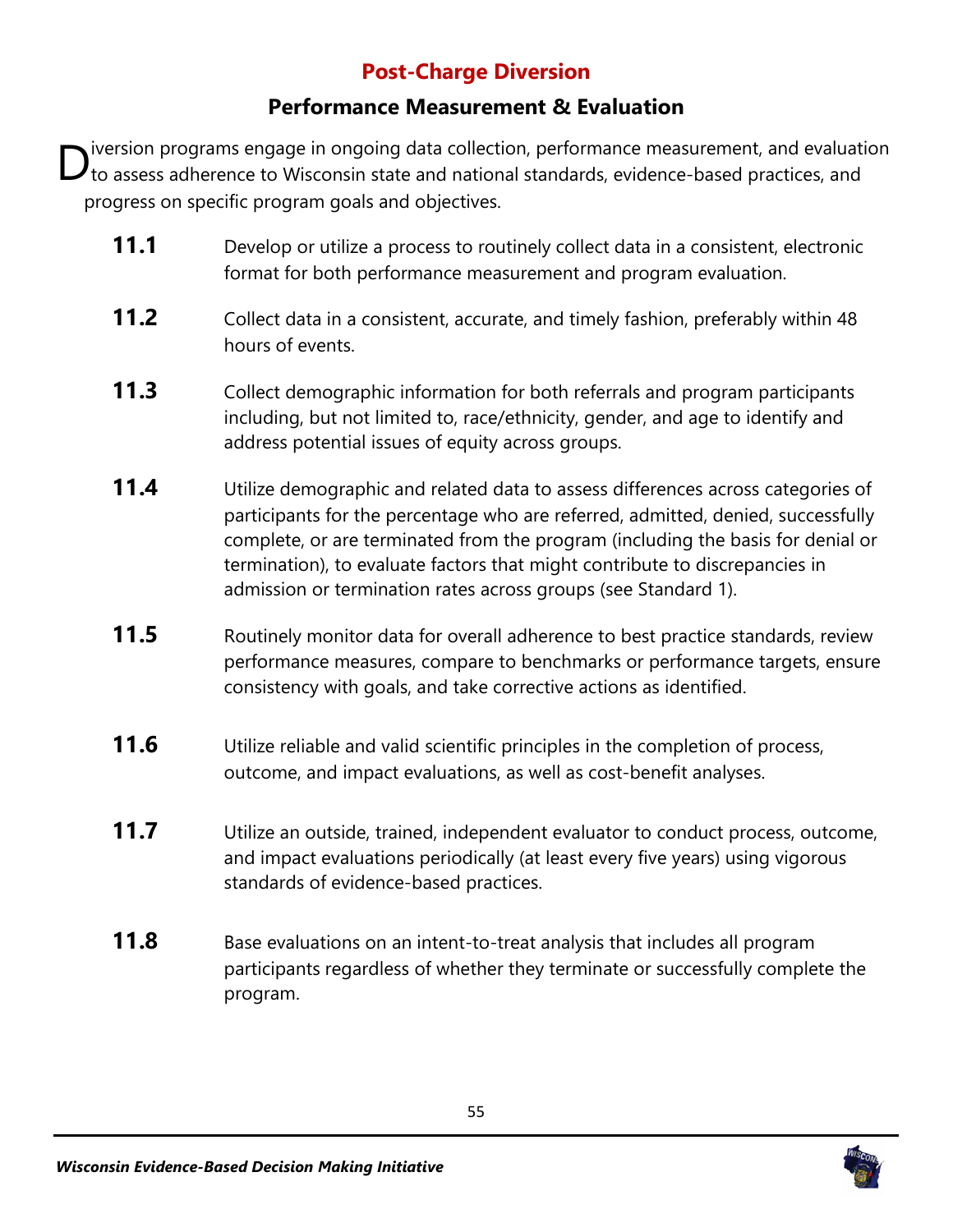## Post-Charge Diversion

### Performance Measurement & Evaluation

Diversion programs engage in ongoing data collection, performance measurement, and evaluation to assess adherence to Wisconsin state and national standards, evidence-based practices, and progress on specific program goals and objectives.

**11.1** Develop or utilize a process to routinely collect data in a consistent, electronic format for both performance measurement and program evaluation.

**11.2** Collect data in a consistent, accurate, and timely fashion, preferably within 48 hours of events.

**11.3** Collect demographic information for both referrals and program participants including, but not limited to, race/ethnicity, gender, and age to identify and address potential issues of equity across groups.

**11.4** Utilize demographic and related data to assess differences across categories of participants for the percentage who are referred, admitted, denied, successfully complete, or are terminated from the program (including the basis for denial or termination), to evaluate factors that might contribute to discrepancies in admission or termination rates across groups (see Standard 1).

**11.5** Routinely monitor data for overall adherence to best practice standards, review performance measures, compare to benchmarks or performance targets, ensure consistency with goals, and take corrective actions as identified.

**11.6** Utilize reliable and valid scientific principles in the completion of process, outcome, and impact evaluations, as well as cost-benefit analyses.

**11.7** Utilize an outside, trained, independent evaluator to conduct process, outcome, and impact evaluations periodically (at least every five years) using vigorous standards of evidence-based practices.

**11.8** Base evaluations on an intent-to-treat analysis that includes all program participants regardless of whether they terminate or successfully complete the program.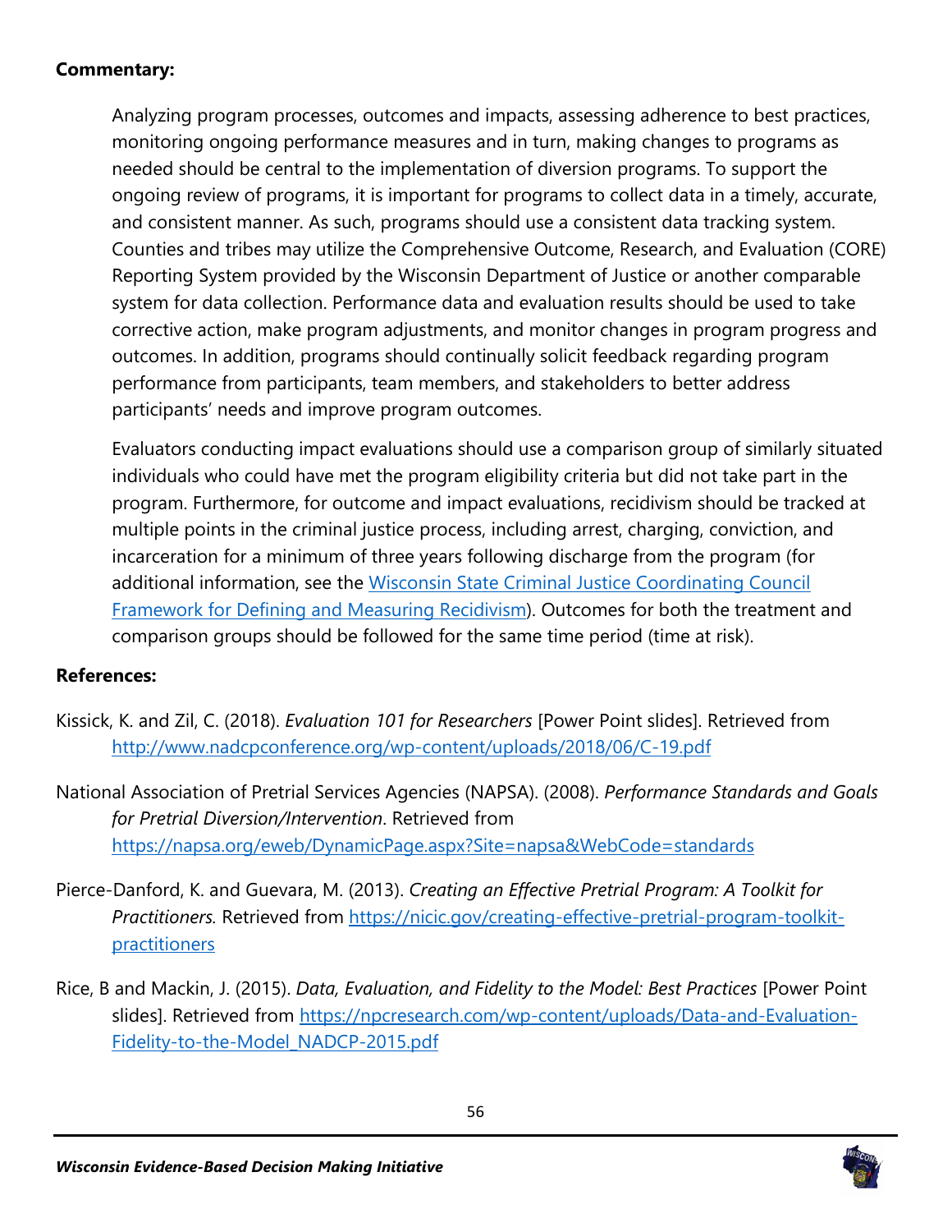**Commentary:**

Analyzing program processes, outcomes and impacts, assessing adherence to best practices, monitoring ongoing performance measures and in turn, making changes to programs as needed should be central to the implementation of diversion programs. To support the ongoing review of programs, it is important for programs to collect data in a timely, accurate, and consistent manner. As such, programs should use a consistent data tracking system. Counties and tribes may utilize the Comprehensive Outcome, Research, and Evaluation (CORE) Reporting System provided by the Wisconsin Department of Justice or another comparable system for data collection. Performance data and evaluation results should be used to take corrective action, make program adjustments, and monitor changes in program progress and outcomes. In addition, programs should continually solicit feedback regarding program performance from participants, team members, and stakeholders to better address participants' needs and improve program outcomes.

Evaluators conducting impact evaluations should use a comparison group of similarly situated individuals who could have met the program eligibility criteria but did not take part in the program. Furthermore, for outcome and impact evaluations, recidivism should be tracked at multiple points in the criminal justice process, including arrest, charging, conviction, and incarceration for a minimum of three years following discharge from the program (for additional information, see the [Wisconsin State Criminal Justice Coordinating Council Framework for Defining and Measuring Recidivism](#)). Outcomes for both the treatment and comparison groups should be followed for the same time period (time at risk).

**References:**

Kissick, K. and Zil, C. (2018). *Evaluation 101 for Researchers* [Power Point slides]. Retrieved from http://www.nadcpconference.org/wp-content/uploads/2018/06/C-19.pdf

National Association of Pretrial Services Agencies (NAPSA). (2008). *Performance Standards and Goals for Pretrial Diversion/Intervention*. Retrieved from https://napsa.org/eweb/DynamicPage.aspx?Site=napsa&WebCode=standards

Pierce-Danford, K. and Guevara, M. (2013). *Creating an Effective Pretrial Program: A Toolkit for Practitioners.* Retrieved from https://nicic.gov/creating-effective-pretrial-program-toolkit-practitioners

Rice, B and Mackin, J. (2015). *Data, Evaluation, and Fidelity to the Model: Best Practices* [Power Point slides]. Retrieved from https://npcresearch.com/wp-content/uploads/Data-and-Evaluation-Fidelity-to-the-Model_NADCP-2015.pdf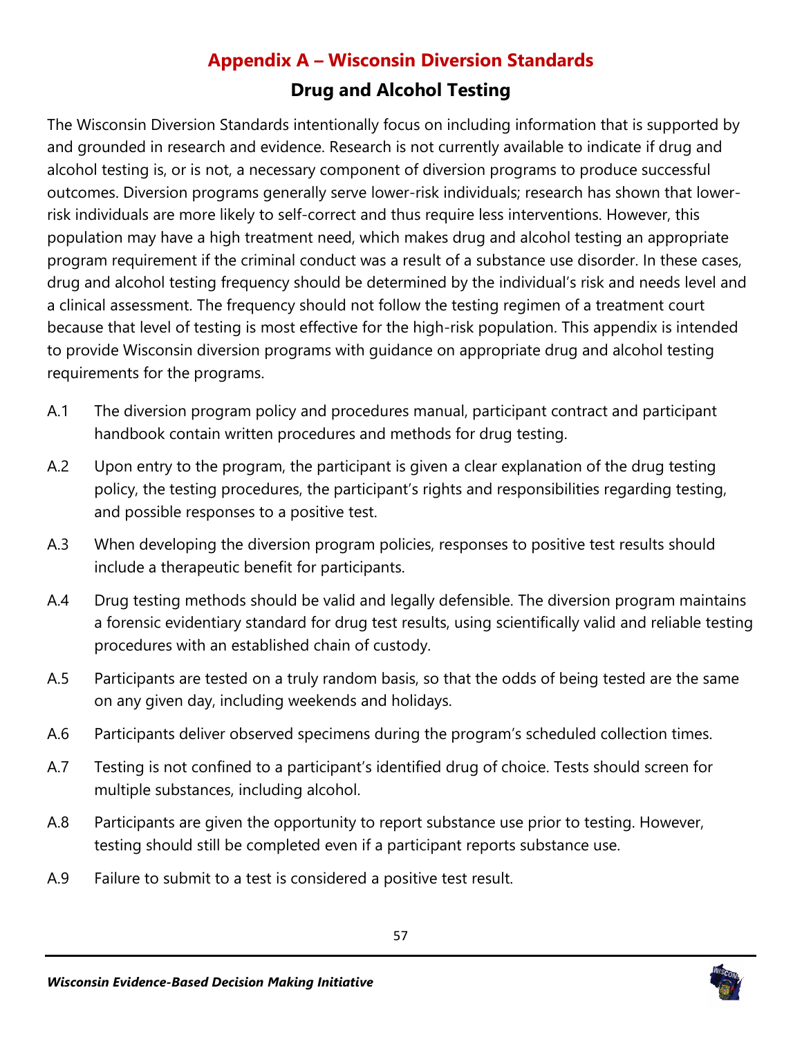## Appendix A – Wisconsin Diversion Standards

### Drug and Alcohol Testing

The Wisconsin Diversion Standards intentionally focus on including information that is supported by and grounded in research and evidence. Research is not currently available to indicate if drug and alcohol testing is, or is not, a necessary component of diversion programs to produce successful outcomes. Diversion programs generally serve lower-risk individuals; research has shown that lower-risk individuals are more likely to self-correct and thus require less interventions. However, this population may have a high treatment need, which makes drug and alcohol testing an appropriate program requirement if the criminal conduct was a result of a substance use disorder. In these cases, drug and alcohol testing frequency should be determined by the individual's risk and needs level and a clinical assessment. The frequency should not follow the testing regimen of a treatment court because that level of testing is most effective for the high-risk population. This appendix is intended to provide Wisconsin diversion programs with guidance on appropriate drug and alcohol testing requirements for the programs.

A.1 The diversion program policy and procedures manual, participant contract and participant handbook contain written procedures and methods for drug testing.

A.2 Upon entry to the program, the participant is given a clear explanation of the drug testing policy, the testing procedures, the participant's rights and responsibilities regarding testing, and possible responses to a positive test.

A.3 When developing the diversion program policies, responses to positive test results should include a therapeutic benefit for participants.

A.4 Drug testing methods should be valid and legally defensible. The diversion program maintains a forensic evidentiary standard for drug test results, using scientifically valid and reliable testing procedures with an established chain of custody.

A.5 Participants are tested on a truly random basis, so that the odds of being tested are the same on any given day, including weekends and holidays.

A.6 Participants deliver observed specimens during the program's scheduled collection times.

A.7 Testing is not confined to a participant's identified drug of choice. Tests should screen for multiple substances, including alcohol.

A.8 Participants are given the opportunity to report substance use prior to testing. However, testing should still be completed even if a participant reports substance use.

A.9 Failure to submit to a test is considered a positive test result.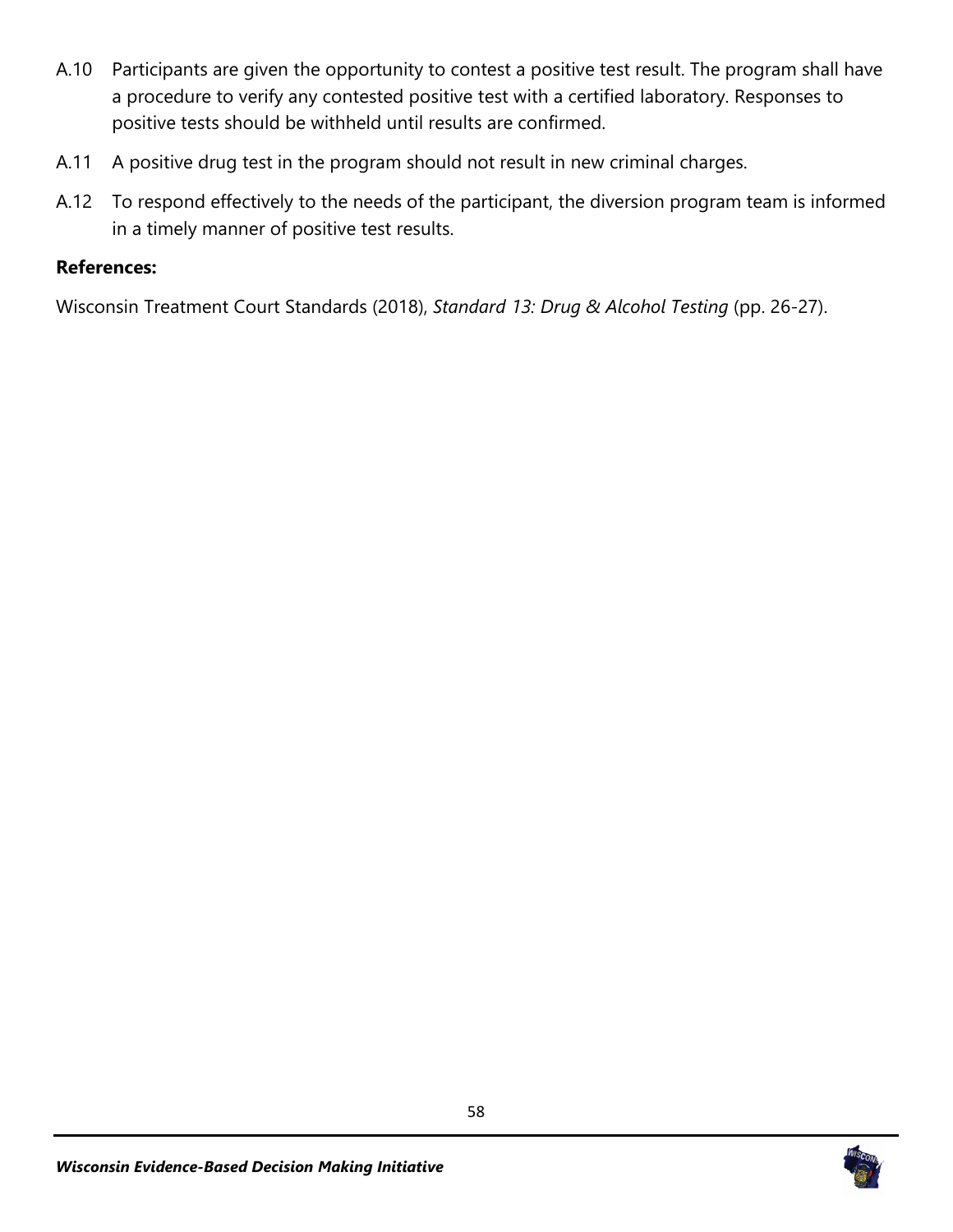A.10 Participants are given the opportunity to contest a positive test result. The program shall have a procedure to verify any contested positive test with a certified laboratory. Responses to positive tests should be withheld until results are confirmed.

A.11 A positive drug test in the program should not result in new criminal charges.

A.12 To respond effectively to the needs of the participant, the diversion program team is informed in a timely manner of positive test results.

**References:**

Wisconsin Treatment Court Standards (2018), *Standard 13: Drug & Alcohol Testing* (pp. 26-27).